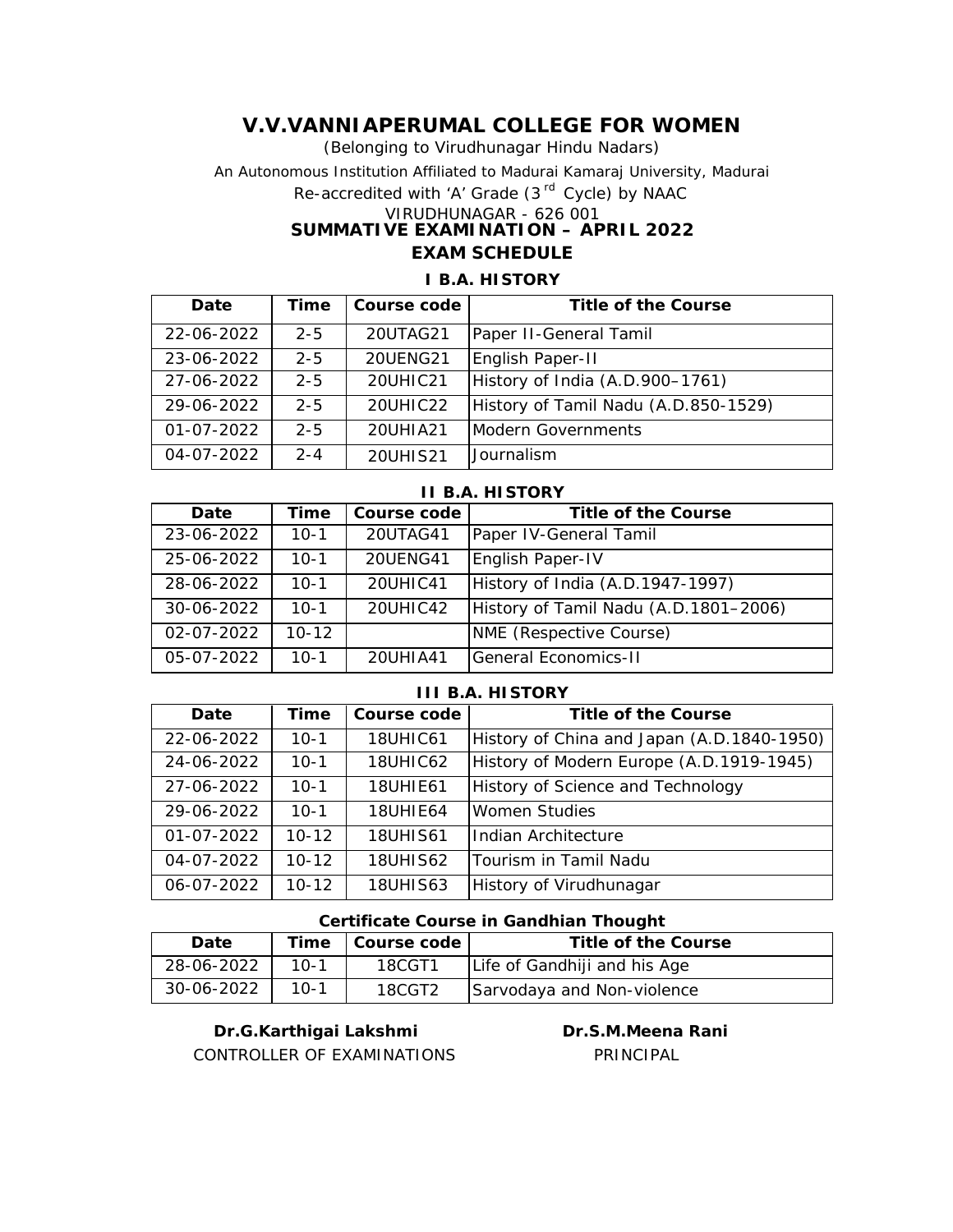# V.V.VANNIAPERUMAL COLLEGE FOR WOMEN

(Belonging to Virudhunagar Hindu Nadars)

An Autonomous Institution Affiliated to Madurai Kamaraj University, Madurai

Re-accredited with 'A' Grade (3rd Cycle) by NAAC

VIRUDHUNAGAR - 626 001

## SUMMATIVE EXAMINATION – APRIL 2022

## EXAM SCHEDULE

### I B.A. HISTORY

| Date | Time | Course code | Title of the Course |
|---|---|---|---|
| 22-06-2022 | 2-5 | 20UTAG21 | Paper II-General Tamil |
| 23-06-2022 | 2-5 | 20UENG21 | English Paper-II |
| 27-06-2022 | 2-5 | 20UHIC21 | History of India (A.D.900–1761) |
| 29-06-2022 | 2-5 | 20UHIC22 | History of Tamil Nadu (A.D.850-1529) |
| 01-07-2022 | 2-5 | 20UHIA21 | Modern Governments |
| 04-07-2022 | 2-4 | 20UHIS21 | Journalism |

### II B.A. HISTORY

| Date | Time | Course code | Title of the Course |
|---|---|---|---|
| 23-06-2022 | 10-1 | 20UTAG41 | Paper IV-General Tamil |
| 25-06-2022 | 10-1 | 20UENG41 | English Paper-IV |
| 28-06-2022 | 10-1 | 20UHIC41 | History of India (A.D.1947-1997) |
| 30-06-2022 | 10-1 | 20UHIC42 | History of Tamil Nadu (A.D.1801–2006) |
| 02-07-2022 | 10-12 | | NME (Respective Course) |
| 05-07-2022 | 10-1 | 20UHIA41 | General Economics-II |

### III B.A. HISTORY

| Date | Time | Course code | Title of the Course |
|---|---|---|---|
| 22-06-2022 | 10-1 | 18UHIC61 | History of China and Japan (A.D.1840-1950) |
| 24-06-2022 | 10-1 | 18UHIC62 | History of Modern Europe (A.D.1919-1945) |
| 27-06-2022 | 10-1 | 18UHIE61 | History of Science and Technology |
| 29-06-2022 | 10-1 | 18UHIE64 | Women Studies |
| 01-07-2022 | 10-12 | 18UHIS61 | Indian Architecture |
| 04-07-2022 | 10-12 | 18UHIS62 | Tourism in Tamil Nadu |
| 06-07-2022 | 10-12 | 18UHIS63 | History of Virudhunagar |

### Certificate Course in Gandhian Thought

| Date | Time | Course code | Title of the Course |
|---|---|---|---|
| 28-06-2022 | 10-1 | 18CGT1 | Life of Gandhiji and his Age |
| 30-06-2022 | 10-1 | 18CGT2 | Sarvodaya and Non-violence |

**Dr.G.Karthigai Lakshmi**
CONTROLLER OF EXAMINATIONS

**Dr.S.M.Meena Rani**
PRINCIPAL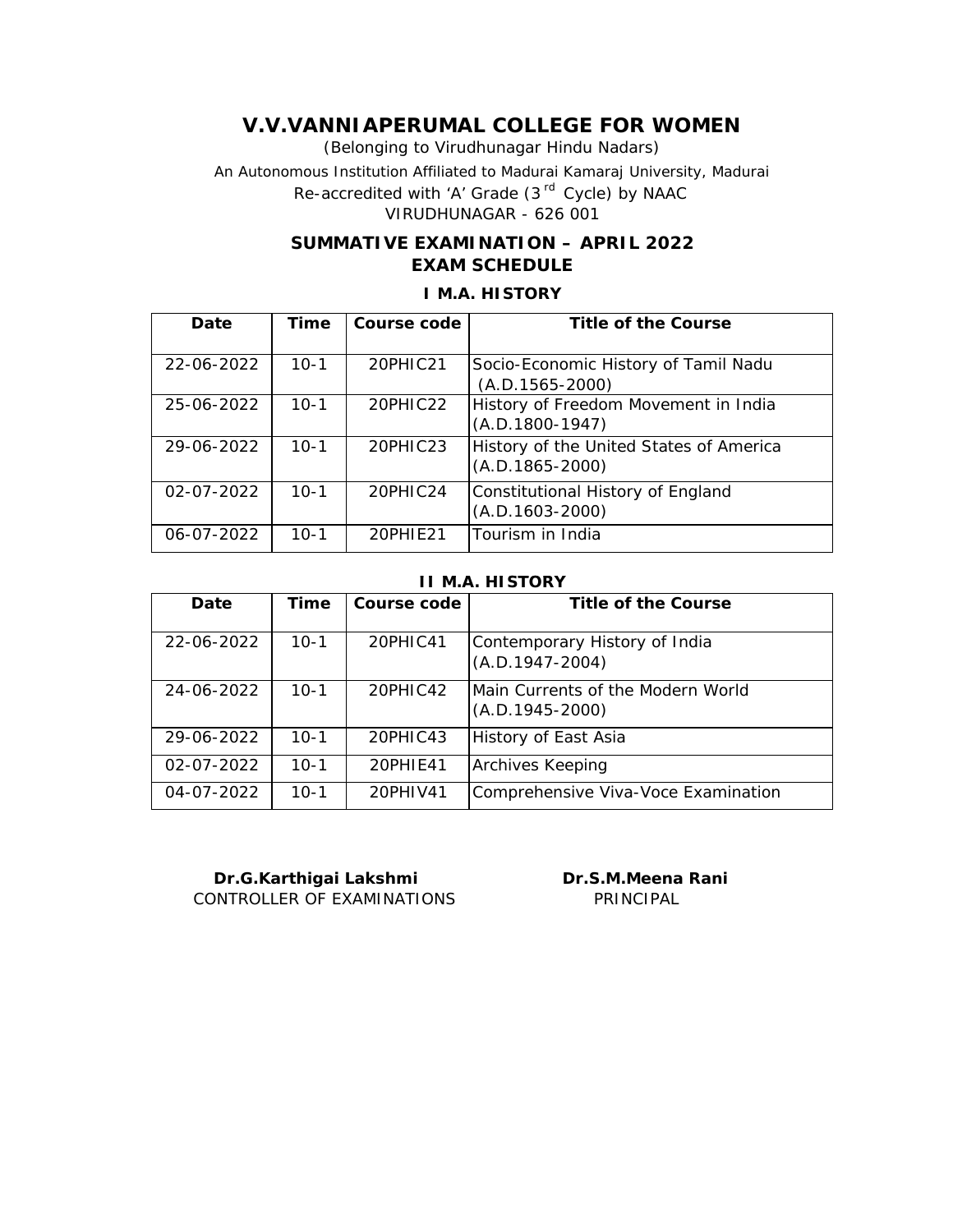# V.V.VANNIAPERUMAL COLLEGE FOR WOMEN

*(Belonging to Virudhunagar Hindu Nadars)*

An Autonomous Institution Affiliated to Madurai Kamaraj University, Madurai

Re-accredited with 'A' Grade (3rd Cycle) by NAAC

VIRUDHUNAGAR - 626 001

## SUMMATIVE EXAMINATION – APRIL 2022
## EXAM SCHEDULE

### I M.A. HISTORY

| Date | Time | Course code | Title of the Course |
|---|---|---|---|
| 22-06-2022 | 10-1 | 20PHIC21 | Socio-Economic History of Tamil Nadu (A.D.1565-2000) |
| 25-06-2022 | 10-1 | 20PHIC22 | History of Freedom Movement in India (A.D.1800-1947) |
| 29-06-2022 | 10-1 | 20PHIC23 | History of the United States of America (A.D.1865-2000) |
| 02-07-2022 | 10-1 | 20PHIC24 | Constitutional History of England (A.D.1603-2000) |
| 06-07-2022 | 10-1 | 20PHIE21 | Tourism in India |

### II M.A. HISTORY

| Date | Time | Course code | Title of the Course |
|---|---|---|---|
| 22-06-2022 | 10-1 | 20PHIC41 | Contemporary History of India (A.D.1947-2004) |
| 24-06-2022 | 10-1 | 20PHIC42 | Main Currents of the Modern World (A.D.1945-2000) |
| 29-06-2022 | 10-1 | 20PHIC43 | History of East Asia |
| 02-07-2022 | 10-1 | 20PHIE41 | Archives Keeping |
| 04-07-2022 | 10-1 | 20PHIV41 | Comprehensive Viva-Voce Examination |

**Dr.G.Karthigai Lakshmi**
CONTROLLER OF EXAMINATIONS

**Dr.S.M.Meena Rani**
PRINCIPAL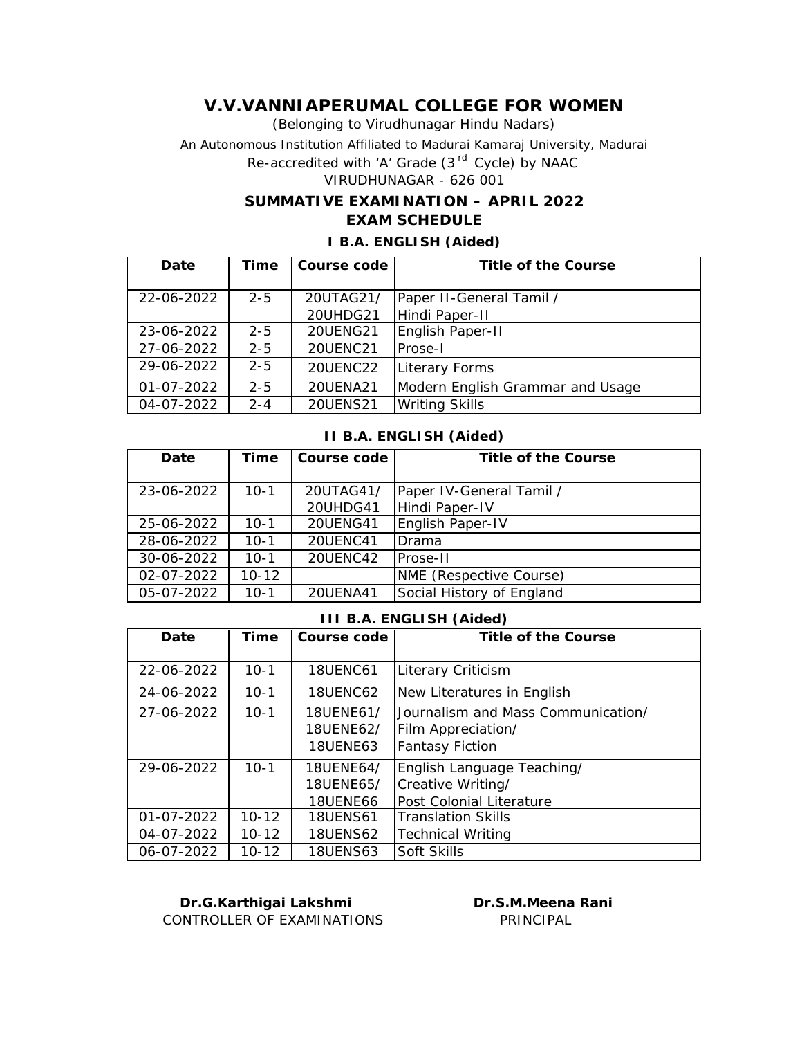# V.V.VANNIAPERUMAL COLLEGE FOR WOMEN

(Belonging to Virudhunagar Hindu Nadars)

An Autonomous Institution Affiliated to Madurai Kamaraj University, Madurai

Re-accredited with 'A' Grade (3[rd] Cycle) by NAAC

VIRUDHUNAGAR - 626 001

## SUMMATIVE EXAMINATION – APRIL 2022

## EXAM SCHEDULE

### I B.A. ENGLISH (Aided)

| Date | Time | Course code | Title of the Course |
|---|---|---|---|
| 22-06-2022 | 2-5 | 20UTAG21/ 20UHDG21 | Paper II-General Tamil / Hindi Paper-II |
| 23-06-2022 | 2-5 | 20UENG21 | English Paper-II |
| 27-06-2022 | 2-5 | 20UENC21 | Prose-I |
| 29-06-2022 | 2-5 | 20UENC22 | Literary Forms |
| 01-07-2022 | 2-5 | 20UENA21 | Modern English Grammar and Usage |
| 04-07-2022 | 2-4 | 20UENS21 | Writing Skills |

### II B.A. ENGLISH (Aided)

| Date | Time | Course code | Title of the Course |
|---|---|---|---|
| 23-06-2022 | 10-1 | 20UTAG41/ 20UHDG41 | Paper IV-General Tamil / Hindi Paper-IV |
| 25-06-2022 | 10-1 | 20UENG41 | English Paper-IV |
| 28-06-2022 | 10-1 | 20UENC41 | Drama |
| 30-06-2022 | 10-1 | 20UENC42 | Prose-II |
| 02-07-2022 | 10-12 | | NME (Respective Course) |
| 05-07-2022 | 10-1 | 20UENA41 | Social History of England |

### III B.A. ENGLISH (Aided)

| Date | Time | Course code | Title of the Course |
|---|---|---|---|
| 22-06-2022 | 10-1 | 18UENC61 | Literary Criticism |
| 24-06-2022 | 10-1 | 18UENC62 | New Literatures in English |
| 27-06-2022 | 10-1 | 18UENE61/ 18UENE62/ 18UENE63 | Journalism and Mass Communication/ Film Appreciation/ Fantasy Fiction |
| 29-06-2022 | 10-1 | 18UENE64/ 18UENE65/ 18UENE66 | English Language Teaching/ Creative Writing/ Post Colonial Literature |
| 01-07-2022 | 10-12 | 18UENS61 | Translation Skills |
| 04-07-2022 | 10-12 | 18UENS62 | Technical Writing |
| 06-07-2022 | 10-12 | 18UENS63 | Soft Skills |

**Dr.G.Karthigai Lakshmi**
CONTROLLER OF EXAMINATIONS

**Dr.S.M.Meena Rani**
PRINCIPAL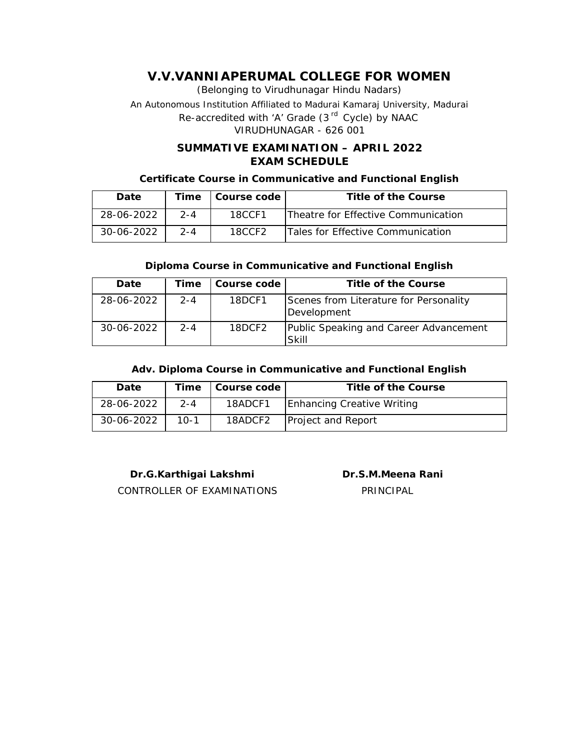# V.V.VANNIAPERUMAL COLLEGE FOR WOMEN

(Belonging to Virudhunagar Hindu Nadars)

An Autonomous Institution Affiliated to Madurai Kamaraj University, Madurai

Re-accredited with 'A' Grade (3rd Cycle) by NAAC

VIRUDHUNAGAR - 626 001

## SUMMATIVE EXAMINATION – APRIL 2022
## EXAM SCHEDULE

### Certificate Course in Communicative and Functional English

| Date | Time | Course code | Title of the Course |
|---|---|---|---|
| 28-06-2022 | 2-4 | 18CCF1 | Theatre for Effective Communication |
| 30-06-2022 | 2-4 | 18CCF2 | Tales for Effective Communication |

### Diploma Course in Communicative and Functional English

| Date | Time | Course code | Title of the Course |
|---|---|---|---|
| 28-06-2022 | 2-4 | 18DCF1 | Scenes from Literature for Personality Development |
| 30-06-2022 | 2-4 | 18DCF2 | Public Speaking and Career Advancement Skill |

### Adv. Diploma Course in Communicative and Functional English

| Date | Time | Course code | Title of the Course |
|---|---|---|---|
| 28-06-2022 | 2-4 | 18ADCF1 | Enhancing Creative Writing |
| 30-06-2022 | 10-1 | 18ADCF2 | Project and Report |

**Dr.G.Karthigai Lakshmi**
CONTROLLER OF EXAMINATIONS

**Dr.S.M.Meena Rani**
PRINCIPAL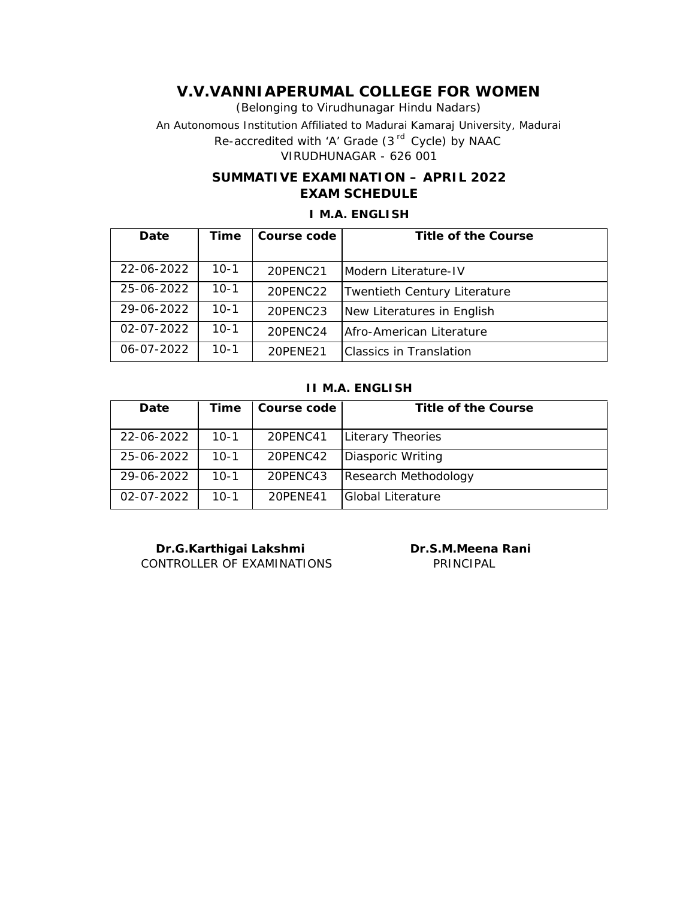# V.V.VANNIAPERUMAL COLLEGE FOR WOMEN

(Belonging to Virudhunagar Hindu Nadars)

An Autonomous Institution Affiliated to Madurai Kamaraj University, Madurai

Re-accredited with 'A' Grade (3rd Cycle) by NAAC

VIRUDHUNAGAR - 626 001

## SUMMATIVE EXAMINATION – APRIL 2022
## EXAM SCHEDULE

### I M.A. ENGLISH

| Date | Time | Course code | Title of the Course |
|---|---|---|---|
| 22-06-2022 | 10-1 | 20PENC21 | Modern Literature-IV |
| 25-06-2022 | 10-1 | 20PENC22 | Twentieth Century Literature |
| 29-06-2022 | 10-1 | 20PENC23 | New Literatures in English |
| 02-07-2022 | 10-1 | 20PENC24 | Afro-American Literature |
| 06-07-2022 | 10-1 | 20PENE21 | Classics in Translation |

### II M.A. ENGLISH

| Date | Time | Course code | Title of the Course |
|---|---|---|---|
| 22-06-2022 | 10-1 | 20PENC41 | Literary Theories |
| 25-06-2022 | 10-1 | 20PENC42 | Diasporic Writing |
| 29-06-2022 | 10-1 | 20PENC43 | Research Methodology |
| 02-07-2022 | 10-1 | 20PENE41 | Global Literature |

**Dr.G.Karthigai Lakshmi**
CONTROLLER OF EXAMINATIONS

**Dr.S.M.Meena Rani**
PRINCIPAL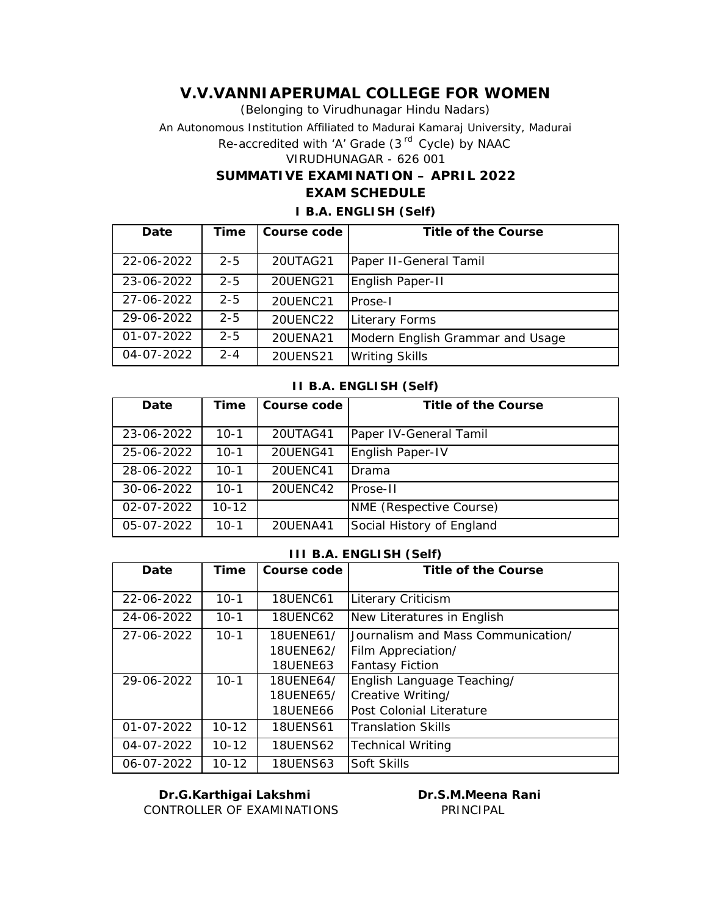# V.V.VANNIAPERUMAL COLLEGE FOR WOMEN

(Belonging to Virudhunagar Hindu Nadars)

An Autonomous Institution Affiliated to Madurai Kamaraj University, Madurai

Re-accredited with 'A' Grade (3rd Cycle) by NAAC

VIRUDHUNAGAR - 626 001

## SUMMATIVE EXAMINATION – APRIL 2022

## EXAM SCHEDULE

### I B.A. ENGLISH (Self)

| Date | Time | Course code | Title of the Course |
|---|---|---|---|
| 22-06-2022 | 2-5 | 20UTAG21 | Paper II-General Tamil |
| 23-06-2022 | 2-5 | 20UENG21 | English Paper-II |
| 27-06-2022 | 2-5 | 20UENC21 | Prose-I |
| 29-06-2022 | 2-5 | 20UENC22 | Literary Forms |
| 01-07-2022 | 2-5 | 20UENA21 | Modern English Grammar and Usage |
| 04-07-2022 | 2-4 | 20UENS21 | Writing Skills |

### II B.A. ENGLISH (Self)

| Date | Time | Course code | Title of the Course |
|---|---|---|---|
| 23-06-2022 | 10-1 | 20UTAG41 | Paper IV-General Tamil |
| 25-06-2022 | 10-1 | 20UENG41 | English Paper-IV |
| 28-06-2022 | 10-1 | 20UENC41 | Drama |
| 30-06-2022 | 10-1 | 20UENC42 | Prose-II |
| 02-07-2022 | 10-12 | | NME (Respective Course) |
| 05-07-2022 | 10-1 | 20UENA41 | Social History of England |

### III B.A. ENGLISH (Self)

| Date | Time | Course code | Title of the Course |
|---|---|---|---|
| 22-06-2022 | 10-1 | 18UENC61 | Literary Criticism |
| 24-06-2022 | 10-1 | 18UENC62 | New Literatures in English |
| 27-06-2022 | 10-1 | 18UENE61/ 18UENE62/ 18UENE63 | Journalism and Mass Communication/ Film Appreciation/ Fantasy Fiction |
| 29-06-2022 | 10-1 | 18UENE64/ 18UENE65/ 18UENE66 | English Language Teaching/ Creative Writing/ Post Colonial Literature |
| 01-07-2022 | 10-12 | 18UENS61 | Translation Skills |
| 04-07-2022 | 10-12 | 18UENS62 | Technical Writing |
| 06-07-2022 | 10-12 | 18UENS63 | Soft Skills |

**Dr.G.Karthigai Lakshmi**
CONTROLLER OF EXAMINATIONS

**Dr.S.M.Meena Rani**
PRINCIPAL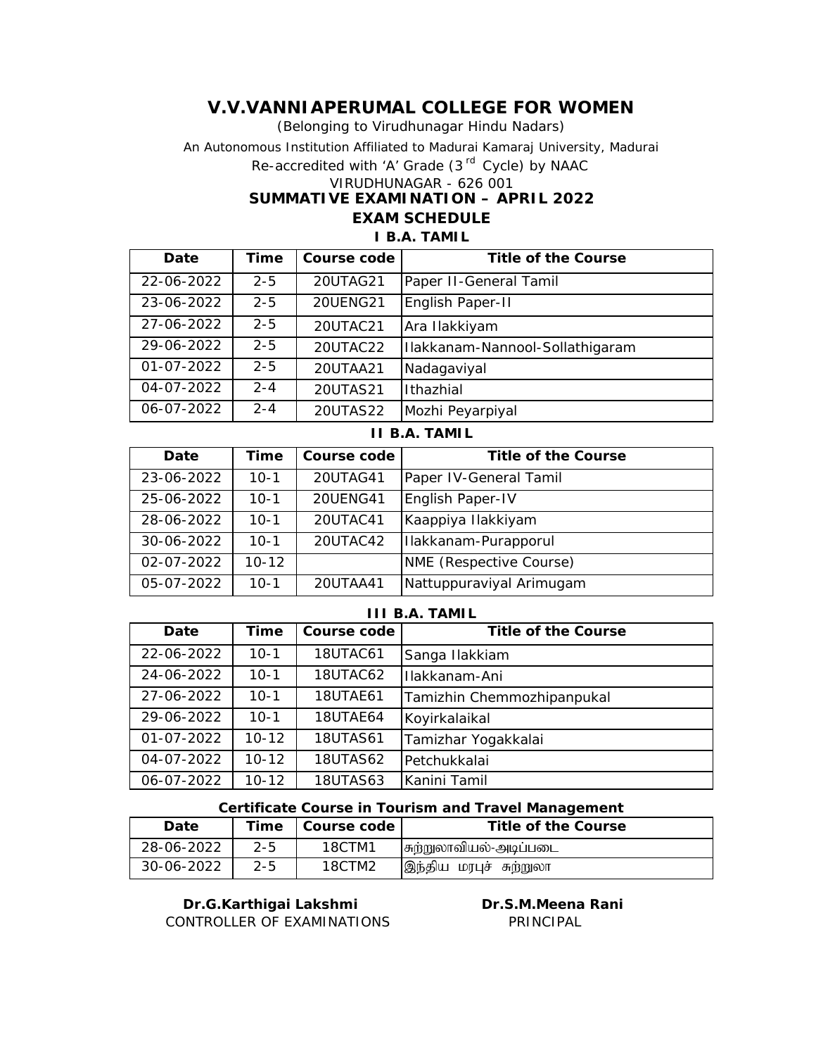# V.V.VANNIAPERUMAL COLLEGE FOR WOMEN

*(Belonging to Virudhunagar Hindu Nadars)*

An Autonomous Institution Affiliated to Madurai Kamaraj University, Madurai

Re-accredited with 'A' Grade (3rd Cycle) by NAAC

VIRUDHUNAGAR - 626 001

## SUMMATIVE EXAMINATION – APRIL 2022

## EXAM SCHEDULE

### I B.A. TAMIL

| Date | Time | Course code | Title of the Course |
|---|---|---|---|
| 22-06-2022 | 2-5 | 20UTAG21 | Paper II-General Tamil |
| 23-06-2022 | 2-5 | 20UENG21 | English Paper-II |
| 27-06-2022 | 2-5 | 20UTAC21 | Ara Ilakkiyam |
| 29-06-2022 | 2-5 | 20UTAC22 | Ilakkanam-Nannool-Sollathigaram |
| 01-07-2022 | 2-5 | 20UTAA21 | Nadagaviyal |
| 04-07-2022 | 2-4 | 20UTAS21 | Ithazhial |
| 06-07-2022 | 2-4 | 20UTAS22 | Mozhi Peyarpiyal |

### II B.A. TAMIL

| Date | Time | Course code | Title of the Course |
|---|---|---|---|
| 23-06-2022 | 10-1 | 20UTAG41 | Paper IV-General Tamil |
| 25-06-2022 | 10-1 | 20UENG41 | English Paper-IV |
| 28-06-2022 | 10-1 | 20UTAC41 | Kaappiya Ilakkiyam |
| 30-06-2022 | 10-1 | 20UTAC42 | Ilakkanam-Purapporul |
| 02-07-2022 | 10-12 | | NME (Respective Course) |
| 05-07-2022 | 10-1 | 20UTAA41 | Nattuppuraviyal Arimugam |

### III B.A. TAMIL

| Date | Time | Course code | Title of the Course |
|---|---|---|---|
| 22-06-2022 | 10-1 | 18UTAC61 | Sanga Ilakkiam |
| 24-06-2022 | 10-1 | 18UTAC62 | Ilakkanam-Ani |
| 27-06-2022 | 10-1 | 18UTAE61 | Tamizhin Chemmozhipanpukal |
| 29-06-2022 | 10-1 | 18UTAE64 | Koyirkalaikal |
| 01-07-2022 | 10-12 | 18UTAS61 | Tamizhar Yogakkalai |
| 04-07-2022 | 10-12 | 18UTAS62 | Petchukkalai |
| 06-07-2022 | 10-12 | 18UTAS63 | Kanini Tamil |

### Certificate Course in Tourism and Travel Management

| Date | Time | Course code | Title of the Course |
|---|---|---|---|
| 28-06-2022 | 2-5 | 18CTM1 | சுற்றுலாவியல்-அடிப்படை |
| 30-06-2022 | 2-5 | 18CTM2 | இந்திய மரபுச் சுற்றுலா |

**Dr.G.Karthigai Lakshmi**
CONTROLLER OF EXAMINATIONS

**Dr.S.M.Meena Rani**
PRINCIPAL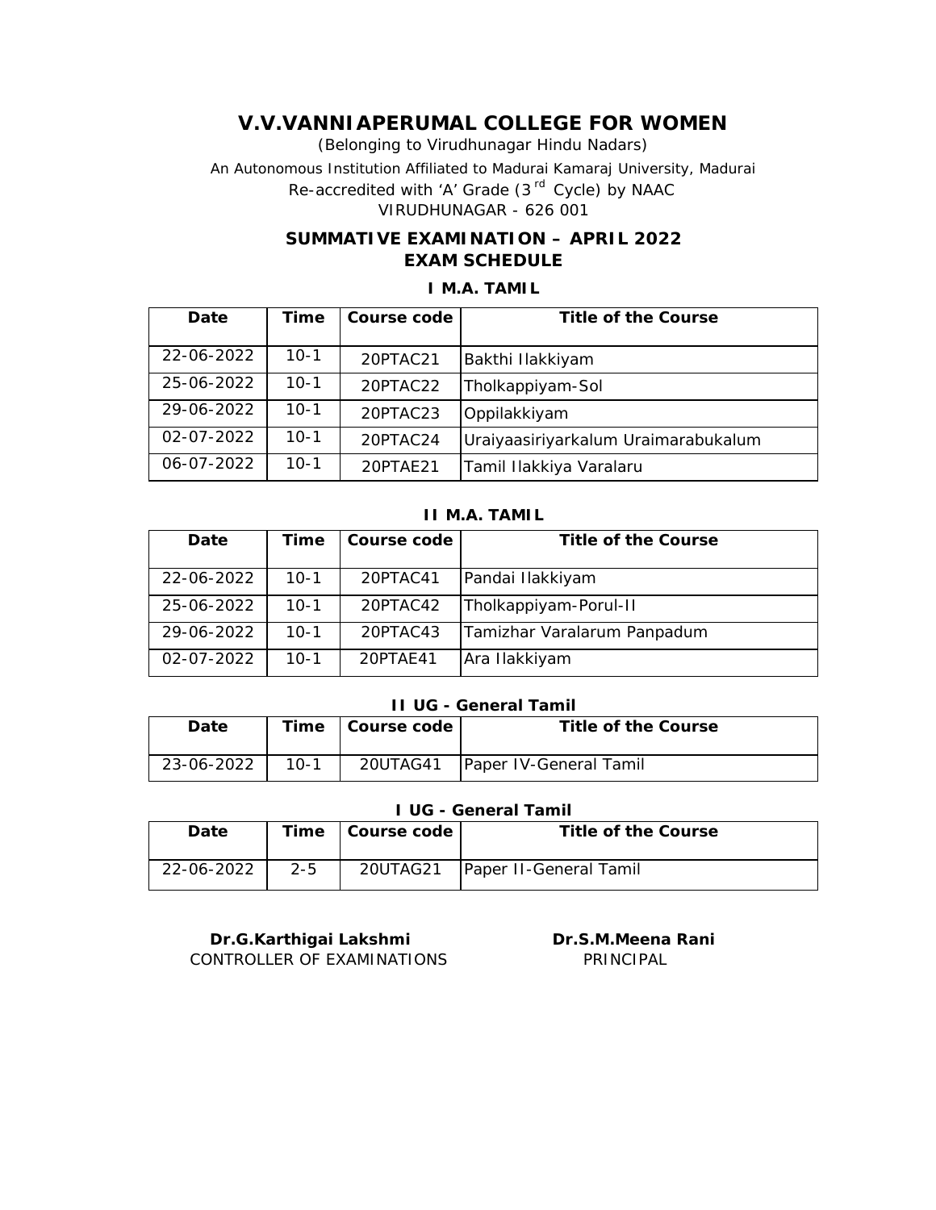# V.V.VANNIAPERUMAL COLLEGE FOR WOMEN

*(Belonging to Virudhunagar Hindu Nadars)*

An Autonomous Institution Affiliated to Madurai Kamaraj University, Madurai

Re-accredited with 'A' Grade (3rd Cycle) by NAAC

VIRUDHUNAGAR - 626 001

## SUMMATIVE EXAMINATION – APRIL 2022
## EXAM SCHEDULE

### I M.A. TAMIL

| Date | Time | Course code | Title of the Course |
|---|---|---|---|
| 22-06-2022 | 10-1 | 20PTAC21 | Bakthi Ilakkiyam |
| 25-06-2022 | 10-1 | 20PTAC22 | Tholkappiyam-Sol |
| 29-06-2022 | 10-1 | 20PTAC23 | Oppilakkiyam |
| 02-07-2022 | 10-1 | 20PTAC24 | Uraiyaasiriyarkalum Uraimarabukalum |
| 06-07-2022 | 10-1 | 20PTAE21 | Tamil Ilakkiya Varalaru |

### II M.A. TAMIL

| Date | Time | Course code | Title of the Course |
|---|---|---|---|
| 22-06-2022 | 10-1 | 20PTAC41 | Pandai Ilakkiyam |
| 25-06-2022 | 10-1 | 20PTAC42 | Tholkappiyam-Porul-II |
| 29-06-2022 | 10-1 | 20PTAC43 | Tamizhar Varalarum Panpadum |
| 02-07-2022 | 10-1 | 20PTAE41 | Ara Ilakkiyam |

### II UG - General Tamil

| Date | Time | Course code | Title of the Course |
|---|---|---|---|
| 23-06-2022 | 10-1 | 20UTAG41 | Paper IV-General Tamil |

### I UG - General Tamil

| Date | Time | Course code | Title of the Course |
|---|---|---|---|
| 22-06-2022 | 2-5 | 20UTAG21 | Paper II-General Tamil |

**Dr.G.Karthigai Lakshmi**
CONTROLLER OF EXAMINATIONS

**Dr.S.M.Meena Rani**
PRINCIPAL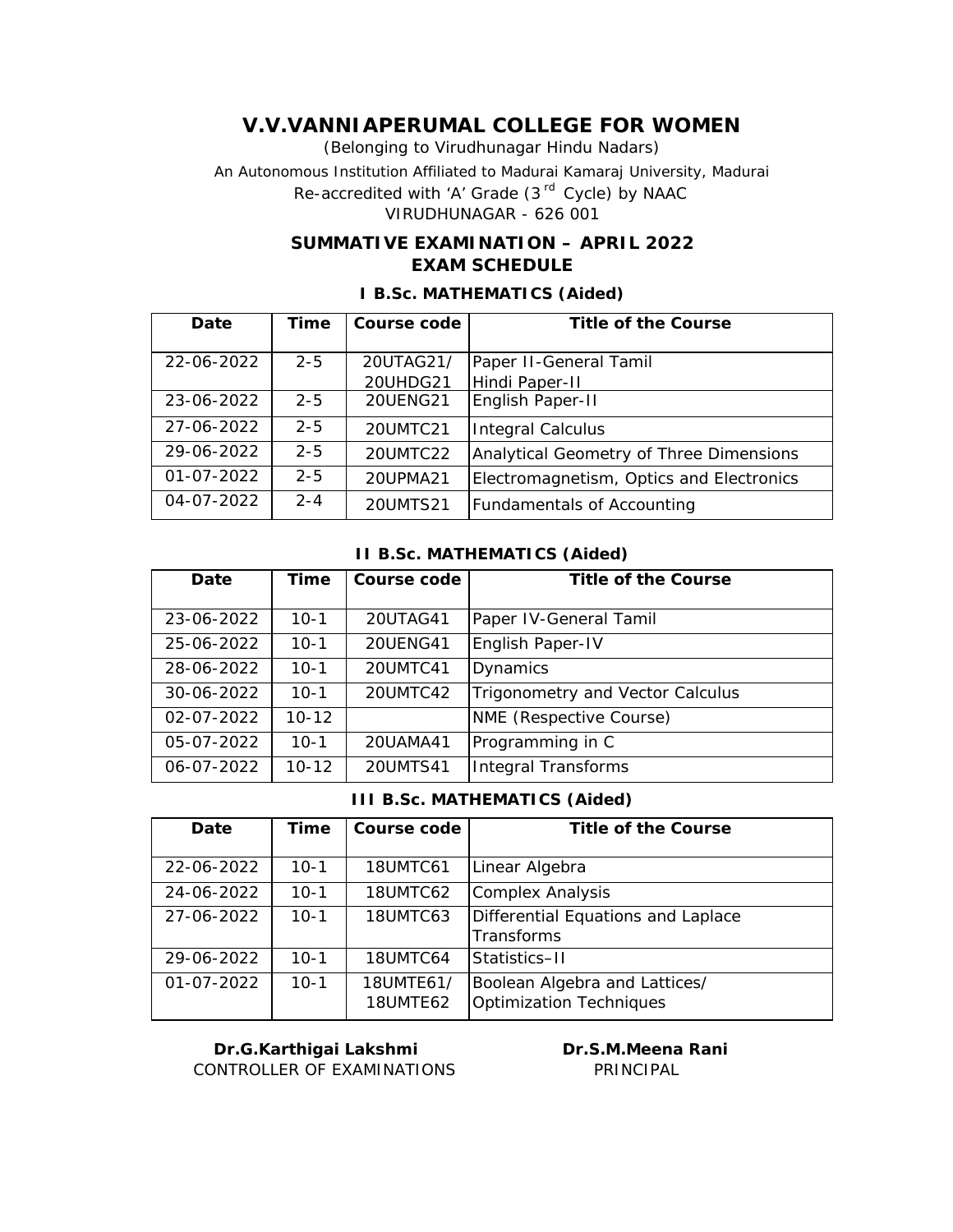# V.V.VANNIAPERUMAL COLLEGE FOR WOMEN

(Belonging to Virudhunagar Hindu Nadars)

An Autonomous Institution Affiliated to Madurai Kamaraj University, Madurai

Re-accredited with 'A' Grade (3rd Cycle) by NAAC

VIRUDHUNAGAR - 626 001

## SUMMATIVE EXAMINATION – APRIL 2022
## EXAM SCHEDULE

### I B.Sc. MATHEMATICS (Aided)

| Date | Time | Course code | Title of the Course |
|---|---|---|---|
| 22-06-2022 | 2-5 | 20UTAG21/ 20UHDG21 | Paper II-General Tamil Hindi Paper-II |
| 23-06-2022 | 2-5 | 20UENG21 | English Paper-II |
| 27-06-2022 | 2-5 | 20UMTC21 | Integral Calculus |
| 29-06-2022 | 2-5 | 20UMTC22 | Analytical Geometry of Three Dimensions |
| 01-07-2022 | 2-5 | 20UPMA21 | Electromagnetism, Optics and Electronics |
| 04-07-2022 | 2-4 | 20UMTS21 | Fundamentals of Accounting |

### II B.Sc. MATHEMATICS (Aided)

| Date | Time | Course code | Title of the Course |
|---|---|---|---|
| 23-06-2022 | 10-1 | 20UTAG41 | Paper IV-General Tamil |
| 25-06-2022 | 10-1 | 20UENG41 | English Paper-IV |
| 28-06-2022 | 10-1 | 20UMTC41 | Dynamics |
| 30-06-2022 | 10-1 | 20UMTC42 | Trigonometry and Vector Calculus |
| 02-07-2022 | 10-12 | | NME (Respective Course) |
| 05-07-2022 | 10-1 | 20UAMA41 | Programming in C |
| 06-07-2022 | 10-12 | 20UMTS41 | Integral Transforms |

### III B.Sc. MATHEMATICS (Aided)

| Date | Time | Course code | Title of the Course |
|---|---|---|---|
| 22-06-2022 | 10-1 | 18UMTC61 | Linear Algebra |
| 24-06-2022 | 10-1 | 18UMTC62 | Complex Analysis |
| 27-06-2022 | 10-1 | 18UMTC63 | Differential Equations and Laplace Transforms |
| 29-06-2022 | 10-1 | 18UMTC64 | Statistics–II |
| 01-07-2022 | 10-1 | 18UMTE61/ 18UMTE62 | Boolean Algebra and Lattices/ Optimization Techniques |

**Dr.G.Karthigai Lakshmi**
CONTROLLER OF EXAMINATIONS

**Dr.S.M.Meena Rani**
PRINCIPAL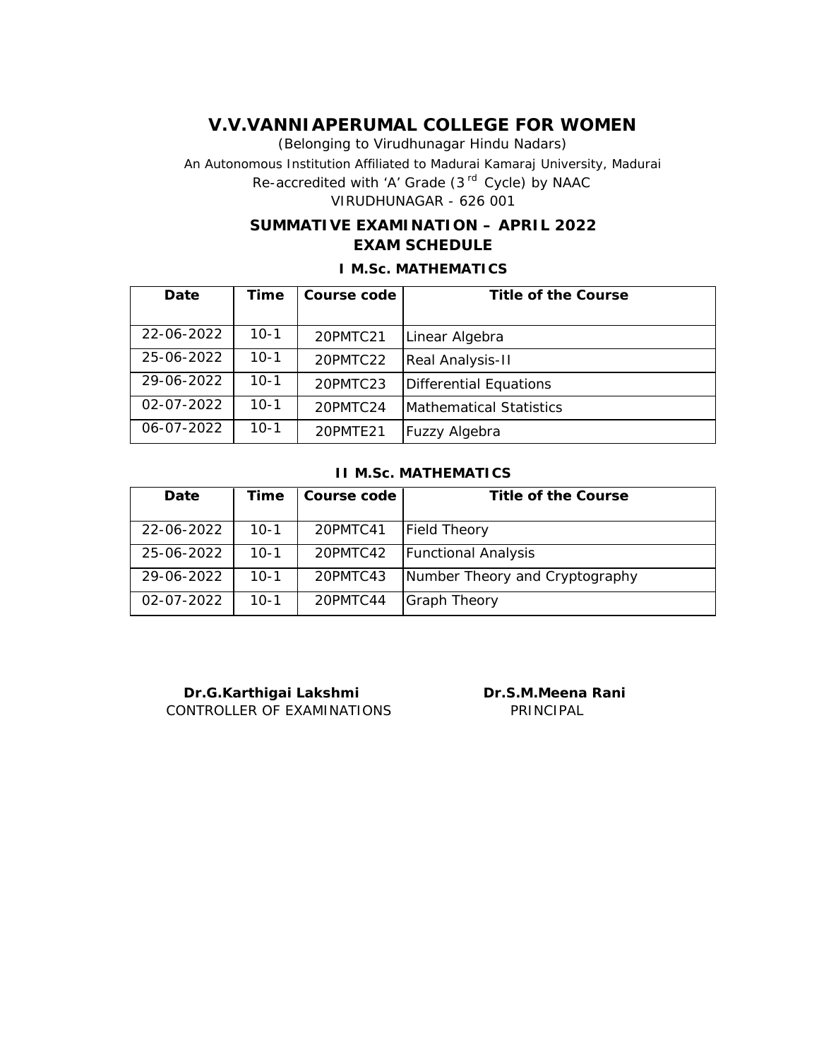# V.V.VANNIAPERUMAL COLLEGE FOR WOMEN

(Belonging to Virudhunagar Hindu Nadars)

An Autonomous Institution Affiliated to Madurai Kamaraj University, Madurai

Re-accredited with 'A' Grade (3rd Cycle) by NAAC

VIRUDHUNAGAR - 626 001

## SUMMATIVE EXAMINATION – APRIL 2022

## EXAM SCHEDULE

### I M.Sc. MATHEMATICS

| Date | Time | Course code | Title of the Course |
|---|---|---|---|
| 22-06-2022 | 10-1 | 20PMTC21 | Linear Algebra |
| 25-06-2022 | 10-1 | 20PMTC22 | Real Analysis-II |
| 29-06-2022 | 10-1 | 20PMTC23 | Differential Equations |
| 02-07-2022 | 10-1 | 20PMTC24 | Mathematical Statistics |
| 06-07-2022 | 10-1 | 20PMTE21 | Fuzzy Algebra |

### II M.Sc. MATHEMATICS

| Date | Time | Course code | Title of the Course |
|---|---|---|---|
| 22-06-2022 | 10-1 | 20PMTC41 | Field Theory |
| 25-06-2022 | 10-1 | 20PMTC42 | Functional Analysis |
| 29-06-2022 | 10-1 | 20PMTC43 | Number Theory and Cryptography |
| 02-07-2022 | 10-1 | 20PMTC44 | Graph Theory |

**Dr.G.Karthigai Lakshmi**
CONTROLLER OF EXAMINATIONS

**Dr.S.M.Meena Rani**
PRINCIPAL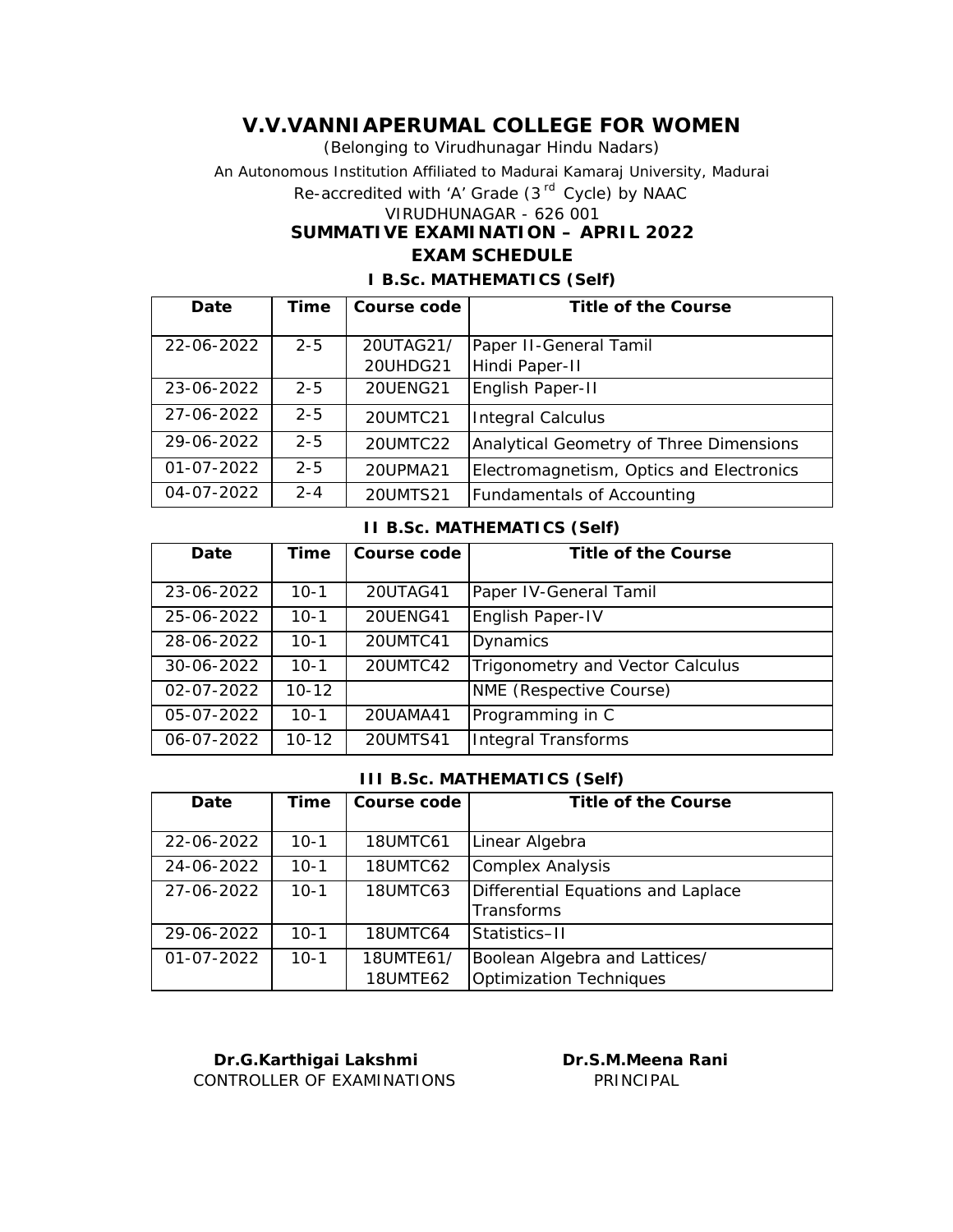# V.V.VANNIAPERUMAL COLLEGE FOR WOMEN

(Belonging to Virudhunagar Hindu Nadars)

An Autonomous Institution Affiliated to Madurai Kamaraj University, Madurai

Re-accredited with 'A' Grade (3rd Cycle) by NAAC

VIRUDHUNAGAR - 626 001

## SUMMATIVE EXAMINATION – APRIL 2022

## EXAM SCHEDULE

### I B.Sc. MATHEMATICS (Self)

| Date | Time | Course code | Title of the Course |
|---|---|---|---|
| 22-06-2022 | 2-5 | 20UTAG21/ 20UHDG21 | Paper II-General Tamil Hindi Paper-II |
| 23-06-2022 | 2-5 | 20UENG21 | English Paper-II |
| 27-06-2022 | 2-5 | 20UMTC21 | Integral Calculus |
| 29-06-2022 | 2-5 | 20UMTC22 | Analytical Geometry of Three Dimensions |
| 01-07-2022 | 2-5 | 20UPMA21 | Electromagnetism, Optics and Electronics |
| 04-07-2022 | 2-4 | 20UMTS21 | Fundamentals of Accounting |

### II B.Sc. MATHEMATICS (Self)

| Date | Time | Course code | Title of the Course |
|---|---|---|---|
| 23-06-2022 | 10-1 | 20UTAG41 | Paper IV-General Tamil |
| 25-06-2022 | 10-1 | 20UENG41 | English Paper-IV |
| 28-06-2022 | 10-1 | 20UMTC41 | Dynamics |
| 30-06-2022 | 10-1 | 20UMTC42 | Trigonometry and Vector Calculus |
| 02-07-2022 | 10-12 | | NME (Respective Course) |
| 05-07-2022 | 10-1 | 20UAMA41 | Programming in C |
| 06-07-2022 | 10-12 | 20UMTS41 | Integral Transforms |

### III B.Sc. MATHEMATICS (Self)

| Date | Time | Course code | Title of the Course |
|---|---|---|---|
| 22-06-2022 | 10-1 | 18UMTC61 | Linear Algebra |
| 24-06-2022 | 10-1 | 18UMTC62 | Complex Analysis |
| 27-06-2022 | 10-1 | 18UMTC63 | Differential Equations and Laplace Transforms |
| 29-06-2022 | 10-1 | 18UMTC64 | Statistics–II |
| 01-07-2022 | 10-1 | 18UMTE61/ 18UMTE62 | Boolean Algebra and Lattices/ Optimization Techniques |

**Dr.G.Karthigai Lakshmi**
CONTROLLER OF EXAMINATIONS

**Dr.S.M.Meena Rani**
PRINCIPAL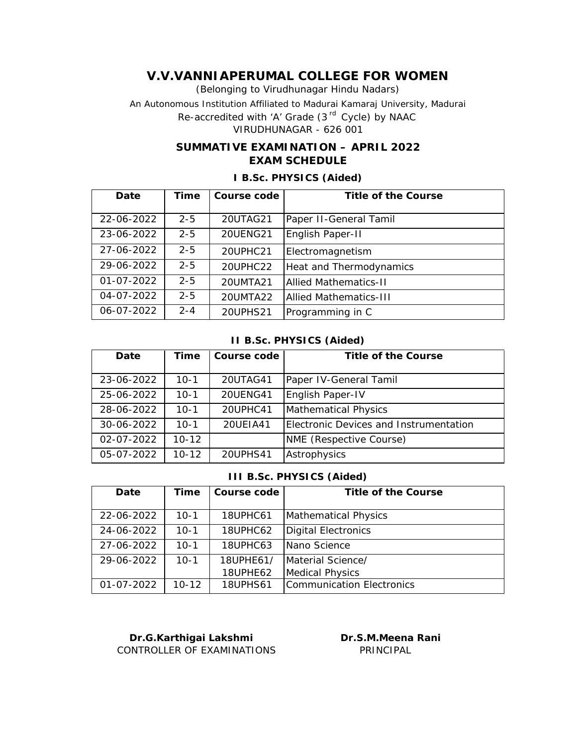# V.V.VANNIAPERUMAL COLLEGE FOR WOMEN

(Belonging to Virudhunagar Hindu Nadars)

An Autonomous Institution Affiliated to Madurai Kamaraj University, Madurai

Re-accredited with 'A' Grade (3rd Cycle) by NAAC

VIRUDHUNAGAR - 626 001

## SUMMATIVE EXAMINATION – APRIL 2022
## EXAM SCHEDULE

### I B.Sc. PHYSICS (Aided)

| Date | Time | Course code | Title of the Course |
|---|---|---|---|
| 22-06-2022 | 2-5 | 20UTAG21 | Paper II-General Tamil |
| 23-06-2022 | 2-5 | 20UENG21 | English Paper-II |
| 27-06-2022 | 2-5 | 20UPHC21 | Electromagnetism |
| 29-06-2022 | 2-5 | 20UPHC22 | Heat and Thermodynamics |
| 01-07-2022 | 2-5 | 20UMTA21 | Allied Mathematics-II |
| 04-07-2022 | 2-5 | 20UMTA22 | Allied Mathematics-III |
| 06-07-2022 | 2-4 | 20UPHS21 | Programming in C |

### II B.Sc. PHYSICS (Aided)

| Date | Time | Course code | Title of the Course |
|---|---|---|---|
| 23-06-2022 | 10-1 | 20UTAG41 | Paper IV-General Tamil |
| 25-06-2022 | 10-1 | 20UENG41 | English Paper-IV |
| 28-06-2022 | 10-1 | 20UPHC41 | Mathematical Physics |
| 30-06-2022 | 10-1 | 20UEIA41 | Electronic Devices and Instrumentation |
| 02-07-2022 | 10-12 | | NME (Respective Course) |
| 05-07-2022 | 10-12 | 20UPHS41 | Astrophysics |

### III B.Sc. PHYSICS (Aided)

| Date | Time | Course code | Title of the Course |
|---|---|---|---|
| 22-06-2022 | 10-1 | 18UPHC61 | Mathematical Physics |
| 24-06-2022 | 10-1 | 18UPHC62 | Digital Electronics |
| 27-06-2022 | 10-1 | 18UPHC63 | Nano Science |
| 29-06-2022 | 10-1 | 18UPHE61/ 18UPHE62 | Material Science/ Medical Physics |
| 01-07-2022 | 10-12 | 18UPHS61 | Communication Electronics |

**Dr.G.Karthigai Lakshmi**
CONTROLLER OF EXAMINATIONS

**Dr.S.M.Meena Rani**
PRINCIPAL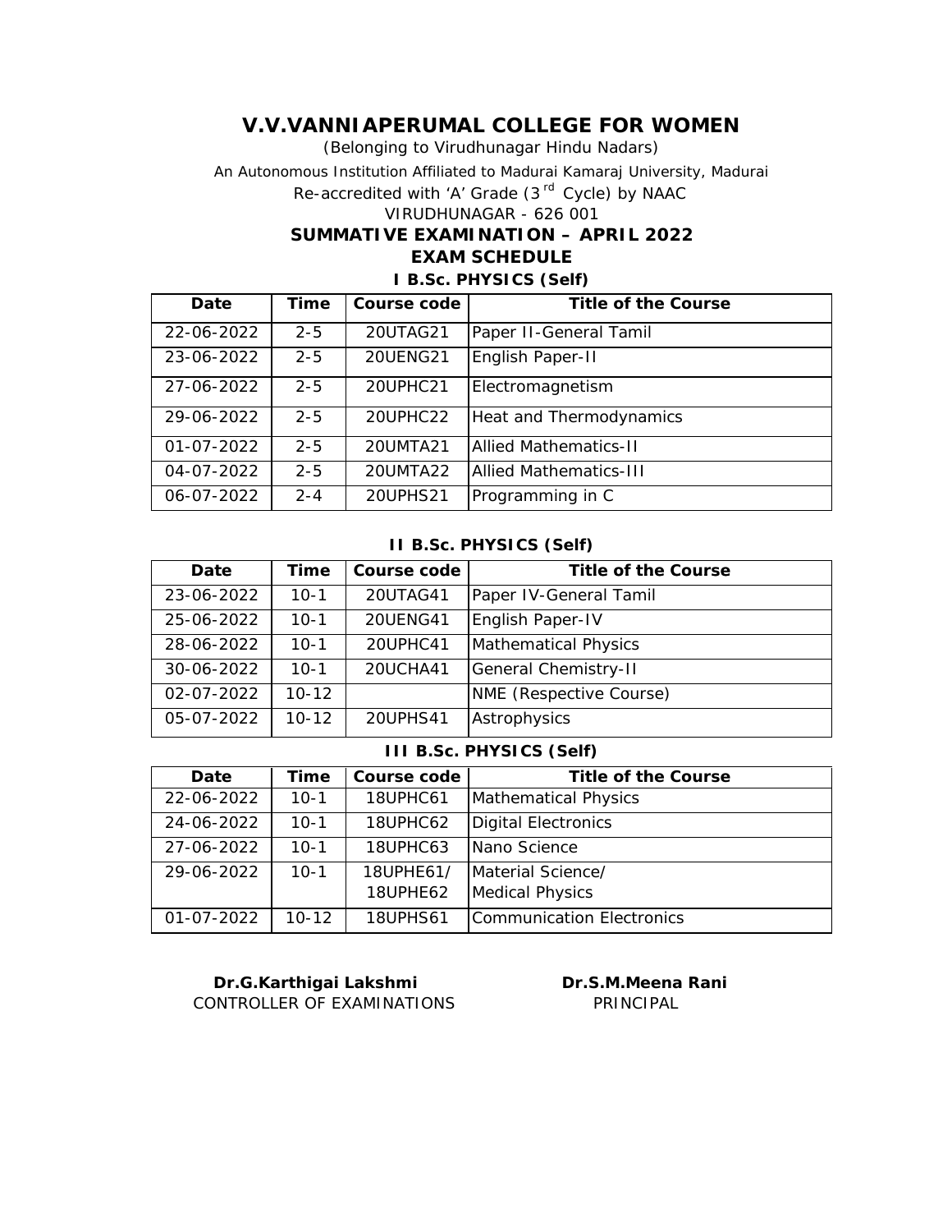# V.V.VANNIAPERUMAL COLLEGE FOR WOMEN

*(Belonging to Virudhunagar Hindu Nadars)*

An Autonomous Institution Affiliated to Madurai Kamaraj University, Madurai

Re-accredited with 'A' Grade (3[rd] Cycle) by NAAC

VIRUDHUNAGAR - 626 001

## SUMMATIVE EXAMINATION – APRIL 2022

## EXAM SCHEDULE

### I B.Sc. PHYSICS (Self)

| Date | Time | Course code | Title of the Course |
|---|---|---|---|
| 22-06-2022 | 2-5 | 20UTAG21 | Paper II-General Tamil |
| 23-06-2022 | 2-5 | 20UENG21 | English Paper-II |
| 27-06-2022 | 2-5 | 20UPHC21 | Electromagnetism |
| 29-06-2022 | 2-5 | 20UPHC22 | Heat and Thermodynamics |
| 01-07-2022 | 2-5 | 20UMTA21 | Allied Mathematics-II |
| 04-07-2022 | 2-5 | 20UMTA22 | Allied Mathematics-III |
| 06-07-2022 | 2-4 | 20UPHS21 | Programming in C |

### II B.Sc. PHYSICS (Self)

| Date | Time | Course code | Title of the Course |
|---|---|---|---|
| 23-06-2022 | 10-1 | 20UTAG41 | Paper IV-General Tamil |
| 25-06-2022 | 10-1 | 20UENG41 | English Paper-IV |
| 28-06-2022 | 10-1 | 20UPHC41 | Mathematical Physics |
| 30-06-2022 | 10-1 | 20UCHA41 | General Chemistry-II |
| 02-07-2022 | 10-12 | | NME (Respective Course) |
| 05-07-2022 | 10-12 | 20UPHS41 | Astrophysics |

### III B.Sc. PHYSICS (Self)

| Date | Time | Course code | Title of the Course |
|---|---|---|---|
| 22-06-2022 | 10-1 | 18UPHC61 | Mathematical Physics |
| 24-06-2022 | 10-1 | 18UPHC62 | Digital Electronics |
| 27-06-2022 | 10-1 | 18UPHC63 | Nano Science |
| 29-06-2022 | 10-1 | 18UPHE61/ 18UPHE62 | Material Science/ Medical Physics |
| 01-07-2022 | 10-12 | 18UPHS61 | Communication Electronics |

**Dr.G.Karthigai Lakshmi**
CONTROLLER OF EXAMINATIONS

**Dr.S.M.Meena Rani**
PRINCIPAL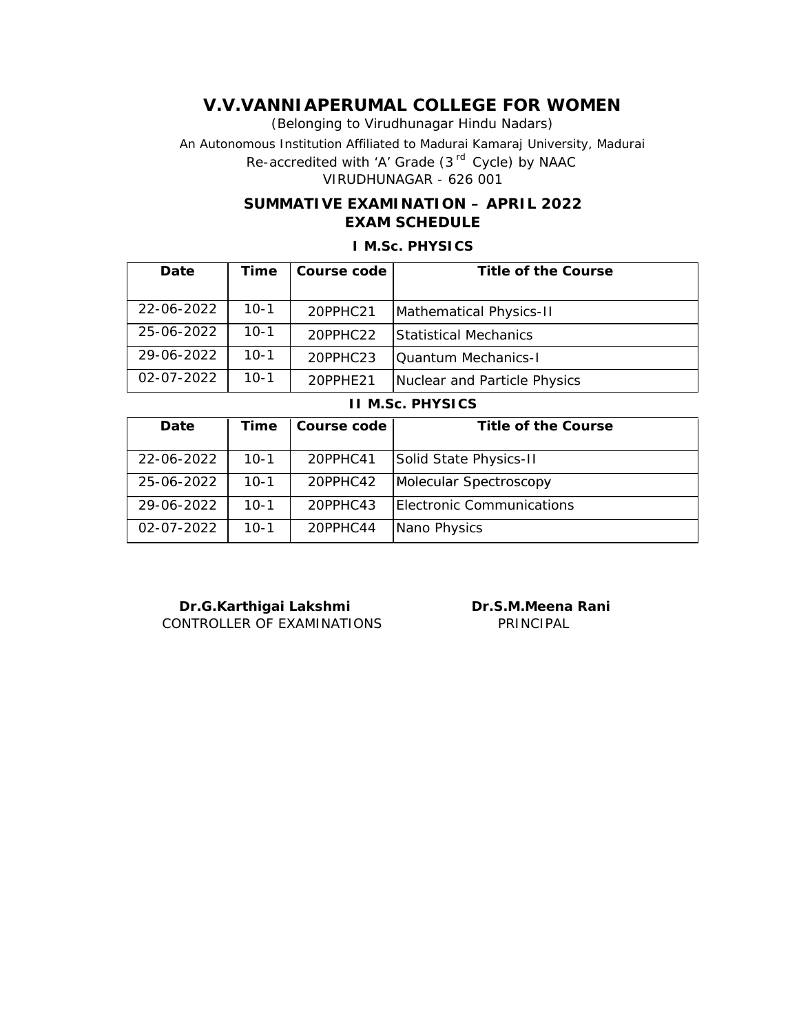# V.V.VANNIAPERUMAL COLLEGE FOR WOMEN

(Belonging to Virudhunagar Hindu Nadars)

An Autonomous Institution Affiliated to Madurai Kamaraj University, Madurai

Re-accredited with 'A' Grade (3rd Cycle) by NAAC

VIRUDHUNAGAR - 626 001

## SUMMATIVE EXAMINATION – APRIL 2022
## EXAM SCHEDULE

### I M.Sc. PHYSICS

| Date | Time | Course code | Title of the Course |
|---|---|---|---|
| 22-06-2022 | 10-1 | 20PPHC21 | Mathematical Physics-II |
| 25-06-2022 | 10-1 | 20PPHC22 | Statistical Mechanics |
| 29-06-2022 | 10-1 | 20PPHC23 | Quantum Mechanics-I |
| 02-07-2022 | 10-1 | 20PPHE21 | Nuclear and Particle Physics |

### II M.Sc. PHYSICS

| Date | Time | Course code | Title of the Course |
|---|---|---|---|
| 22-06-2022 | 10-1 | 20PPHC41 | Solid State Physics-II |
| 25-06-2022 | 10-1 | 20PPHC42 | Molecular Spectroscopy |
| 29-06-2022 | 10-1 | 20PPHC43 | Electronic Communications |
| 02-07-2022 | 10-1 | 20PPHC44 | Nano Physics |

**Dr.G.Karthigai Lakshmi**
CONTROLLER OF EXAMINATIONS

**Dr.S.M.Meena Rani**
PRINCIPAL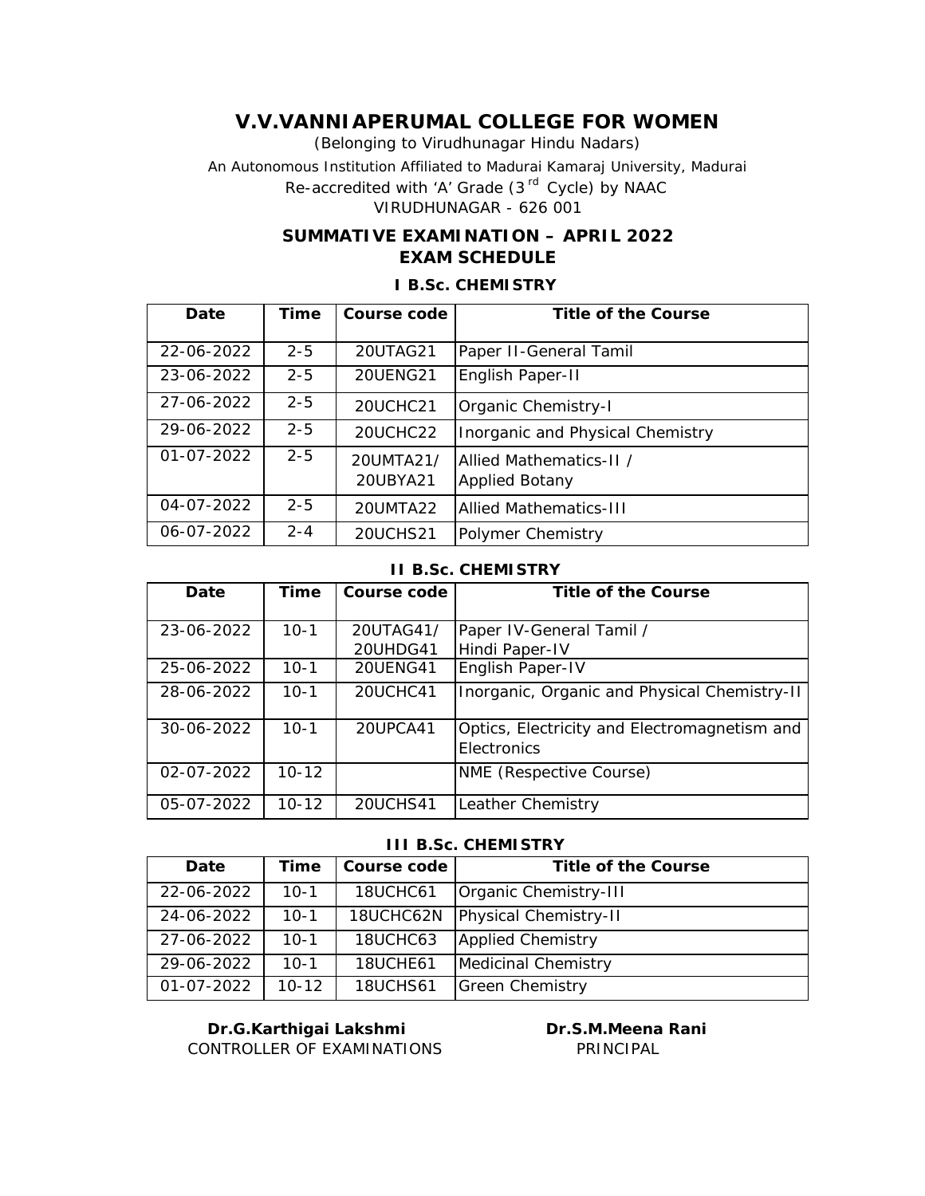# V.V.VANNIAPERUMAL COLLEGE FOR WOMEN

(Belonging to Virudhunagar Hindu Nadars)

An Autonomous Institution Affiliated to Madurai Kamaraj University, Madurai

Re-accredited with 'A' Grade (3rd Cycle) by NAAC

VIRUDHUNAGAR - 626 001

## SUMMATIVE EXAMINATION – APRIL 2022
## EXAM SCHEDULE

### I B.Sc. CHEMISTRY

| Date | Time | Course code | Title of the Course |
|---|---|---|---|
| 22-06-2022 | 2-5 | 20UTAG21 | Paper II-General Tamil |
| 23-06-2022 | 2-5 | 20UENG21 | English Paper-II |
| 27-06-2022 | 2-5 | 20UCHC21 | Organic Chemistry-I |
| 29-06-2022 | 2-5 | 20UCHC22 | Inorganic and Physical Chemistry |
| 01-07-2022 | 2-5 | 20UMTA21/ 20UBYA21 | Allied Mathematics-II / Applied Botany |
| 04-07-2022 | 2-5 | 20UMTA22 | Allied Mathematics-III |
| 06-07-2022 | 2-4 | 20UCHS21 | Polymer Chemistry |

### II B.Sc. CHEMISTRY

| Date | Time | Course code | Title of the Course |
|---|---|---|---|
| 23-06-2022 | 10-1 | 20UTAG41/ 20UHDG41 | Paper IV-General Tamil / Hindi Paper-IV |
| 25-06-2022 | 10-1 | 20UENG41 | English Paper-IV |
| 28-06-2022 | 10-1 | 20UCHC41 | Inorganic, Organic and Physical Chemistry-II |
| 30-06-2022 | 10-1 | 20UPCA41 | Optics, Electricity and Electromagnetism and Electronics |
| 02-07-2022 | 10-12 | | NME (Respective Course) |
| 05-07-2022 | 10-12 | 20UCHS41 | Leather Chemistry |

### III B.Sc. CHEMISTRY

| Date | Time | Course code | Title of the Course |
|---|---|---|---|
| 22-06-2022 | 10-1 | 18UCHC61 | Organic Chemistry-III |
| 24-06-2022 | 10-1 | 18UCHC62N | Physical Chemistry-II |
| 27-06-2022 | 10-1 | 18UCHC63 | Applied Chemistry |
| 29-06-2022 | 10-1 | 18UCHE61 | Medicinal Chemistry |
| 01-07-2022 | 10-12 | 18UCHS61 | Green Chemistry |

**Dr.G.Karthigai Lakshmi**
CONTROLLER OF EXAMINATIONS

**Dr.S.M.Meena Rani**
PRINCIPAL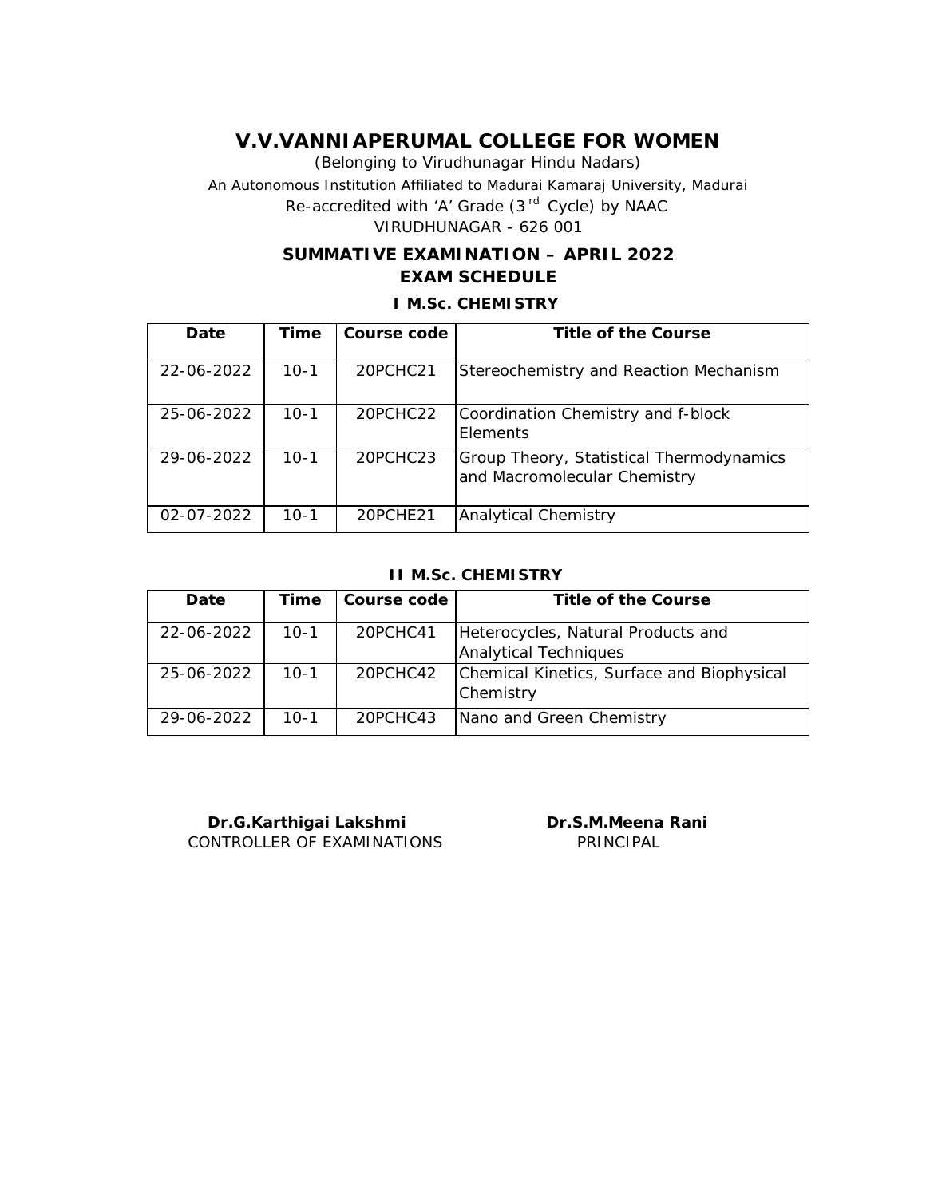# V.V.VANNIAPERUMAL COLLEGE FOR WOMEN

(Belonging to Virudhunagar Hindu Nadars)

An Autonomous Institution Affiliated to Madurai Kamaraj University, Madurai

Re-accredited with 'A' Grade (3rd Cycle) by NAAC

VIRUDHUNAGAR - 626 001

## SUMMATIVE EXAMINATION – APRIL 2022

## EXAM SCHEDULE

### I M.Sc. CHEMISTRY

| Date | Time | Course code | Title of the Course |
|---|---|---|---|
| 22-06-2022 | 10-1 | 20PCHC21 | Stereochemistry and Reaction Mechanism |
| 25-06-2022 | 10-1 | 20PCHC22 | Coordination Chemistry and f-block Elements |
| 29-06-2022 | 10-1 | 20PCHC23 | Group Theory, Statistical Thermodynamics and Macromolecular Chemistry |
| 02-07-2022 | 10-1 | 20PCHE21 | Analytical Chemistry |

### II M.Sc. CHEMISTRY

| Date | Time | Course code | Title of the Course |
|---|---|---|---|
| 22-06-2022 | 10-1 | 20PCHC41 | Heterocycles, Natural Products and Analytical Techniques |
| 25-06-2022 | 10-1 | 20PCHC42 | Chemical Kinetics, Surface and Biophysical Chemistry |
| 29-06-2022 | 10-1 | 20PCHC43 | Nano and Green Chemistry |

**Dr.G.Karthigai Lakshmi**
CONTROLLER OF EXAMINATIONS

**Dr.S.M.Meena Rani**
PRINCIPAL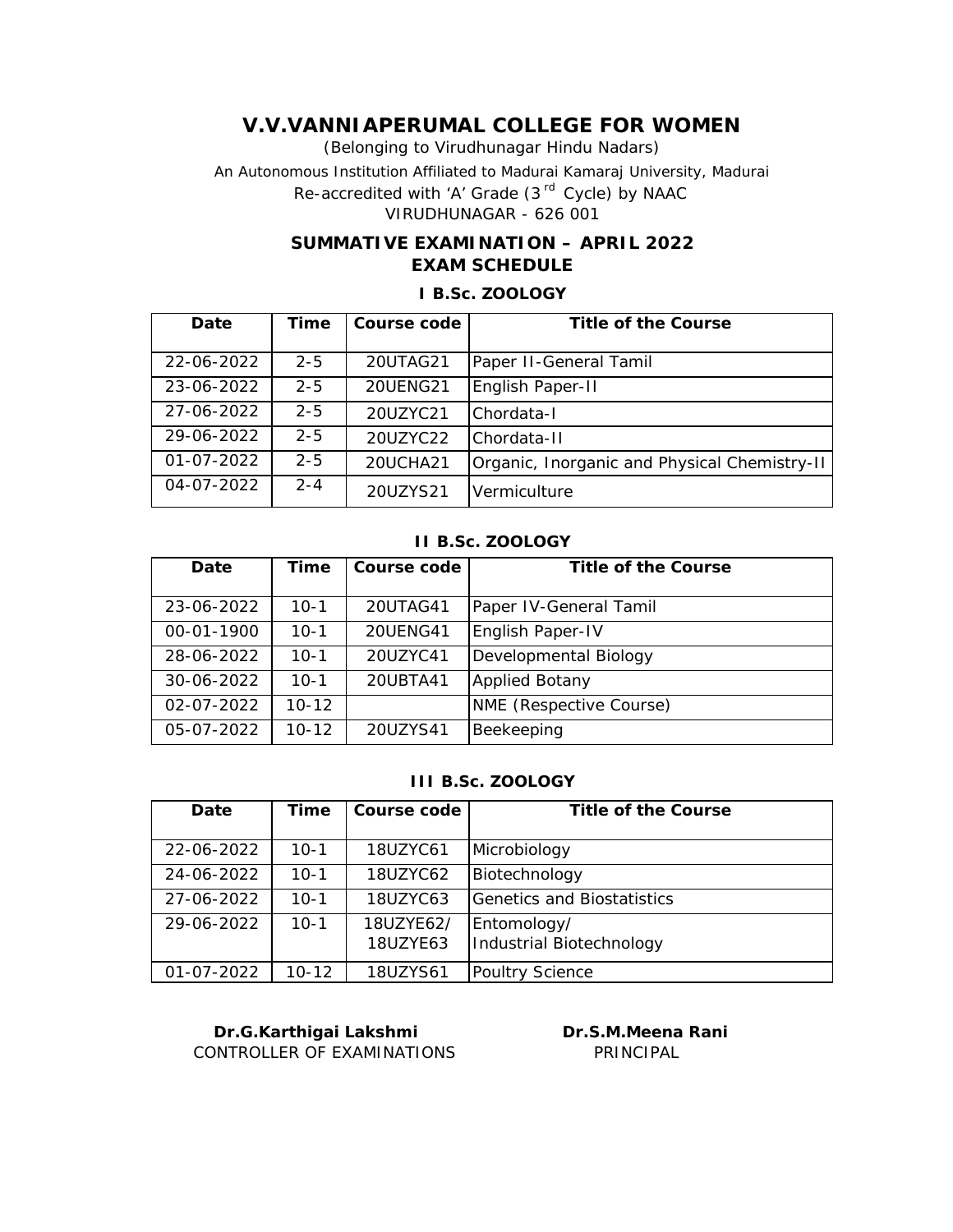# V.V.VANNIAPERUMAL COLLEGE FOR WOMEN

(Belonging to Virudhunagar Hindu Nadars)

An Autonomous Institution Affiliated to Madurai Kamaraj University, Madurai

Re-accredited with 'A' Grade (3rd Cycle) by NAAC

VIRUDHUNAGAR - 626 001

## SUMMATIVE EXAMINATION – APRIL 2022
## EXAM SCHEDULE

### I B.Sc. ZOOLOGY

| Date | Time | Course code | Title of the Course |
|---|---|---|---|
| 22-06-2022 | 2-5 | 20UTAG21 | Paper II-General Tamil |
| 23-06-2022 | 2-5 | 20UENG21 | English Paper-II |
| 27-06-2022 | 2-5 | 20UZYC21 | Chordata-I |
| 29-06-2022 | 2-5 | 20UZYC22 | Chordata-II |
| 01-07-2022 | 2-5 | 20UCHA21 | Organic, Inorganic and Physical Chemistry-II |
| 04-07-2022 | 2-4 | 20UZYS21 | Vermiculture |

### II B.Sc. ZOOLOGY

| Date | Time | Course code | Title of the Course |
|---|---|---|---|
| 23-06-2022 | 10-1 | 20UTAG41 | Paper IV-General Tamil |
| 00-01-1900 | 10-1 | 20UENG41 | English Paper-IV |
| 28-06-2022 | 10-1 | 20UZYC41 | Developmental Biology |
| 30-06-2022 | 10-1 | 20UBTA41 | Applied Botany |
| 02-07-2022 | 10-12 | | NME (Respective Course) |
| 05-07-2022 | 10-12 | 20UZYS41 | Beekeeping |

### III B.Sc. ZOOLOGY

| Date | Time | Course code | Title of the Course |
|---|---|---|---|
| 22-06-2022 | 10-1 | 18UZYC61 | Microbiology |
| 24-06-2022 | 10-1 | 18UZYC62 | Biotechnology |
| 27-06-2022 | 10-1 | 18UZYC63 | Genetics and Biostatistics |
| 29-06-2022 | 10-1 | 18UZYE62/ 18UZYE63 | Entomology/ Industrial Biotechnology |
| 01-07-2022 | 10-12 | 18UZYS61 | Poultry Science |

**Dr.G.Karthigai Lakshmi**
CONTROLLER OF EXAMINATIONS

**Dr.S.M.Meena Rani**
PRINCIPAL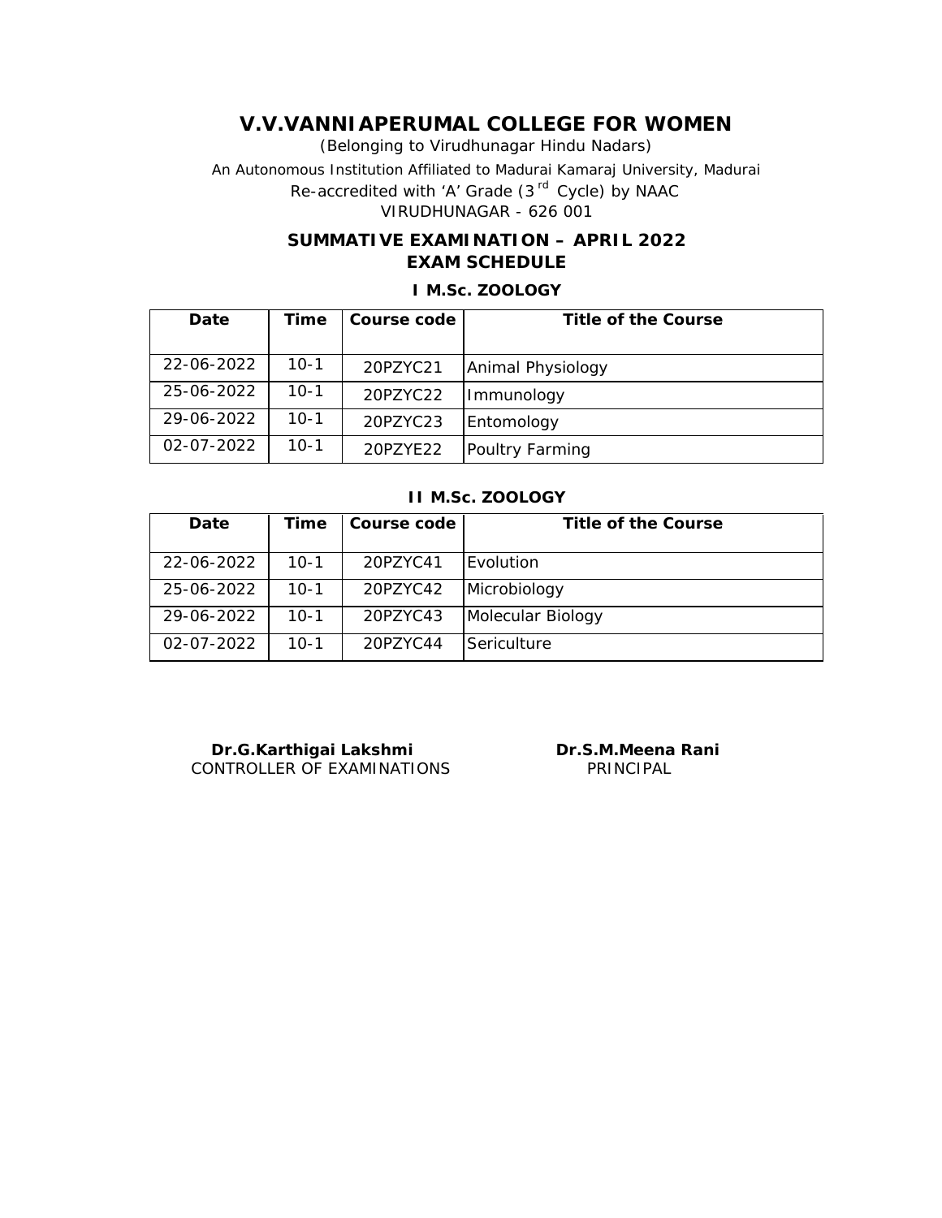# V.V.VANNIAPERUMAL COLLEGE FOR WOMEN

(Belonging to Virudhunagar Hindu Nadars)

An Autonomous Institution Affiliated to Madurai Kamaraj University, Madurai

Re-accredited with 'A' Grade (3rd Cycle) by NAAC

VIRUDHUNAGAR - 626 001

## SUMMATIVE EXAMINATION – APRIL 2022
## EXAM SCHEDULE

### I M.Sc. ZOOLOGY

| Date | Time | Course code | Title of the Course |
|---|---|---|---|
| 22-06-2022 | 10-1 | 20PZYC21 | Animal Physiology |
| 25-06-2022 | 10-1 | 20PZYC22 | Immunology |
| 29-06-2022 | 10-1 | 20PZYC23 | Entomology |
| 02-07-2022 | 10-1 | 20PZYE22 | Poultry Farming |

### II M.Sc. ZOOLOGY

| Date | Time | Course code | Title of the Course |
|---|---|---|---|
| 22-06-2022 | 10-1 | 20PZYC41 | Evolution |
| 25-06-2022 | 10-1 | 20PZYC42 | Microbiology |
| 29-06-2022 | 10-1 | 20PZYC43 | Molecular Biology |
| 02-07-2022 | 10-1 | 20PZYC44 | Sericulture |

**Dr.G.Karthigai Lakshmi**
CONTROLLER OF EXAMINATIONS

**Dr.S.M.Meena Rani**
PRINCIPAL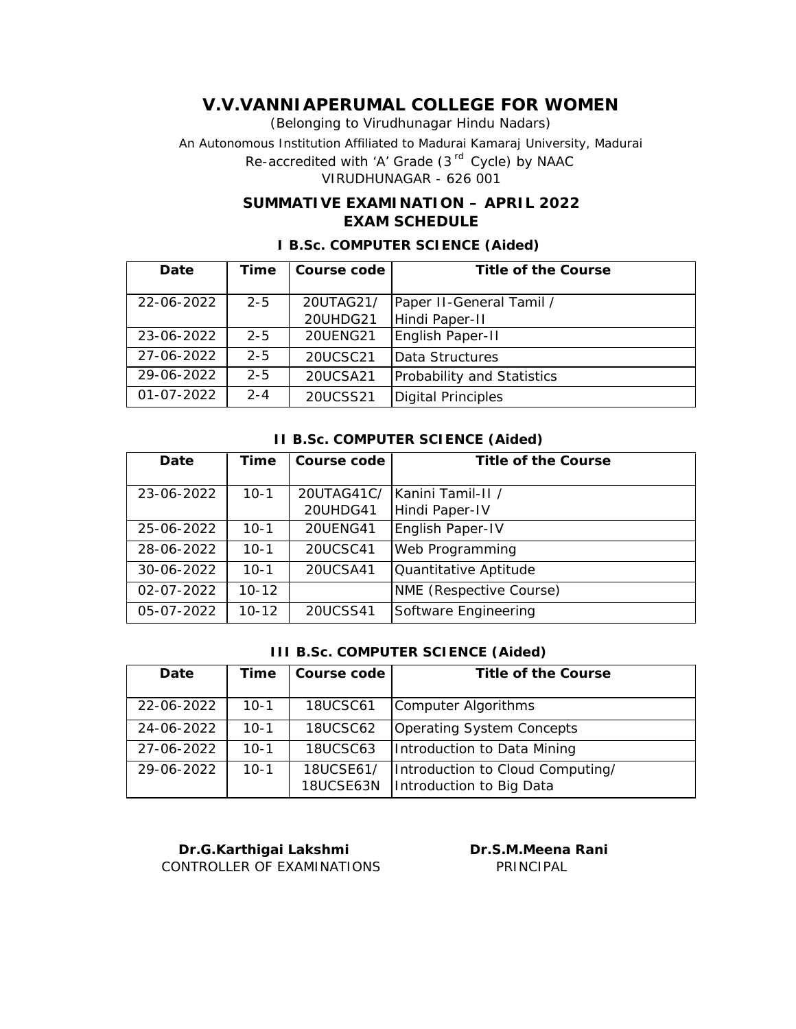# V.V.VANNIAPERUMAL COLLEGE FOR WOMEN

(Belonging to Virudhunagar Hindu Nadars)

An Autonomous Institution Affiliated to Madurai Kamaraj University, Madurai

Re-accredited with 'A' Grade (3rd Cycle) by NAAC

VIRUDHUNAGAR - 626 001

## SUMMATIVE EXAMINATION – APRIL 2022
## EXAM SCHEDULE

### I B.Sc. COMPUTER SCIENCE (Aided)

| Date | Time | Course code | Title of the Course |
|---|---|---|---|
| 22-06-2022 | 2-5 | 20UTAG21/ 20UHDG21 | Paper II-General Tamil / Hindi Paper-II |
| 23-06-2022 | 2-5 | 20UENG21 | English Paper-II |
| 27-06-2022 | 2-5 | 20UCSC21 | Data Structures |
| 29-06-2022 | 2-5 | 20UCSA21 | Probability and Statistics |
| 01-07-2022 | 2-4 | 20UCSS21 | Digital Principles |

### II B.Sc. COMPUTER SCIENCE (Aided)

| Date | Time | Course code | Title of the Course |
|---|---|---|---|
| 23-06-2022 | 10-1 | 20UTAG41C/ 20UHDG41 | Kanini Tamil-II / Hindi Paper-IV |
| 25-06-2022 | 10-1 | 20UENG41 | English Paper-IV |
| 28-06-2022 | 10-1 | 20UCSC41 | Web Programming |
| 30-06-2022 | 10-1 | 20UCSA41 | Quantitative Aptitude |
| 02-07-2022 | 10-12 | | NME (Respective Course) |
| 05-07-2022 | 10-12 | 20UCSS41 | Software Engineering |

### III B.Sc. COMPUTER SCIENCE (Aided)

| Date | Time | Course code | Title of the Course |
|---|---|---|---|
| 22-06-2022 | 10-1 | 18UCSC61 | Computer Algorithms |
| 24-06-2022 | 10-1 | 18UCSC62 | Operating System Concepts |
| 27-06-2022 | 10-1 | 18UCSC63 | Introduction to Data Mining |
| 29-06-2022 | 10-1 | 18UCSE61/ 18UCSE63N | Introduction to Cloud Computing/ Introduction to Big Data |

**Dr.G.Karthigai Lakshmi**
CONTROLLER OF EXAMINATIONS

**Dr.S.M.Meena Rani**
PRINCIPAL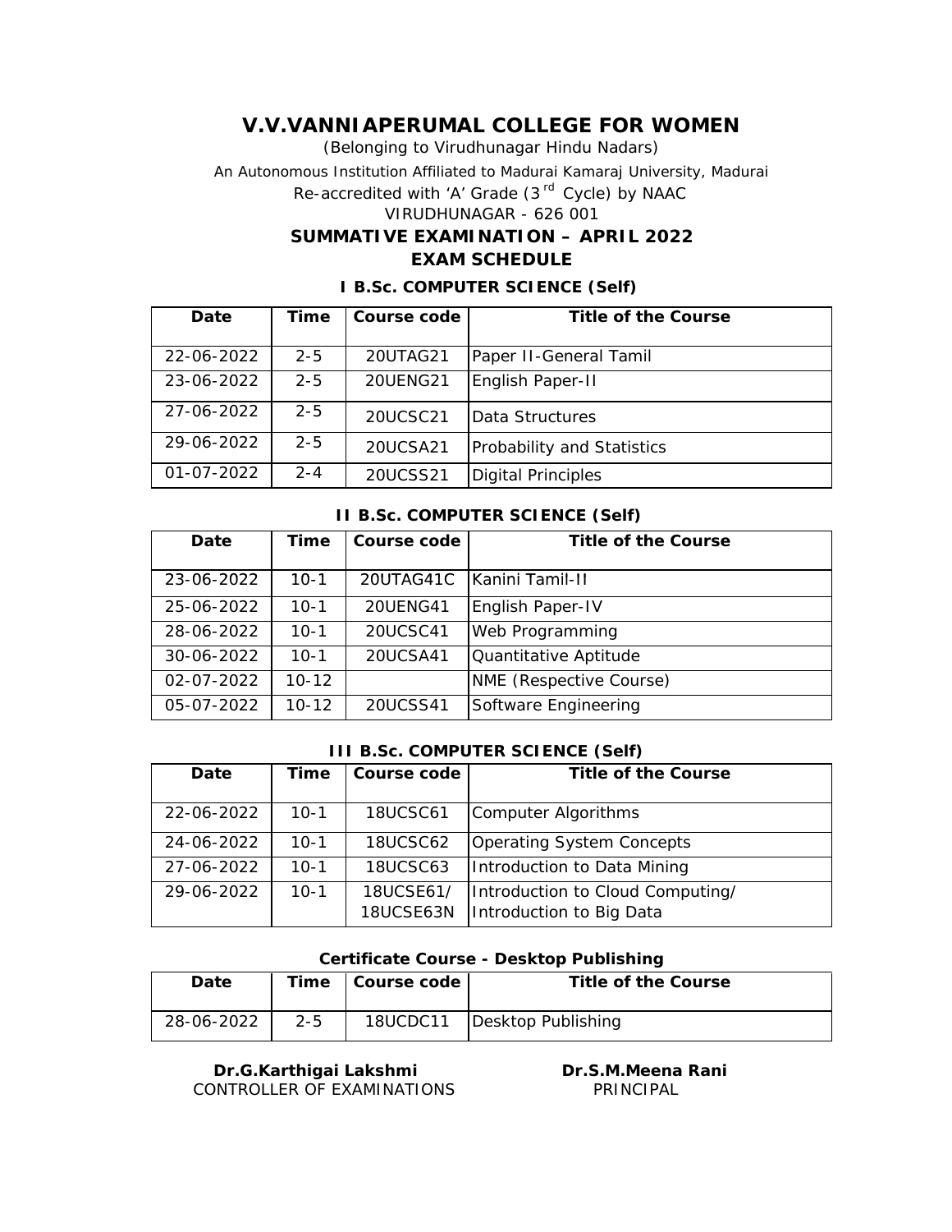# V.V.VANNIAPERUMAL COLLEGE FOR WOMEN

(Belonging to Virudhunagar Hindu Nadars)

An Autonomous Institution Affiliated to Madurai Kamaraj University, Madurai

Re-accredited with 'A' Grade (3rd Cycle) by NAAC

VIRUDHUNAGAR - 626 001

## SUMMATIVE EXAMINATION – APRIL 2022

## EXAM SCHEDULE

### I B.Sc. COMPUTER SCIENCE (Self)

| Date | Time | Course code | Title of the Course |
|---|---|---|---|
| 22-06-2022 | 2-5 | 20UTAG21 | Paper II-General Tamil |
| 23-06-2022 | 2-5 | 20UENG21 | English Paper-II |
| 27-06-2022 | 2-5 | 20UCSC21 | Data Structures |
| 29-06-2022 | 2-5 | 20UCSA21 | Probability and Statistics |
| 01-07-2022 | 2-4 | 20UCSS21 | Digital Principles |

### II B.Sc. COMPUTER SCIENCE (Self)

| Date | Time | Course code | Title of the Course |
|---|---|---|---|
| 23-06-2022 | 10-1 | 20UTAG41C | Kanini Tamil-II |
| 25-06-2022 | 10-1 | 20UENG41 | English Paper-IV |
| 28-06-2022 | 10-1 | 20UCSC41 | Web Programming |
| 30-06-2022 | 10-1 | 20UCSA41 | Quantitative Aptitude |
| 02-07-2022 | 10-12 | | NME (Respective Course) |
| 05-07-2022 | 10-12 | 20UCSS41 | Software Engineering |

### III B.Sc. COMPUTER SCIENCE (Self)

| Date | Time | Course code | Title of the Course |
|---|---|---|---|
| 22-06-2022 | 10-1 | 18UCSC61 | Computer Algorithms |
| 24-06-2022 | 10-1 | 18UCSC62 | Operating System Concepts |
| 27-06-2022 | 10-1 | 18UCSC63 | Introduction to Data Mining |
| 29-06-2022 | 10-1 | 18UCSE61/ 18UCSE63N | Introduction to Cloud Computing/ Introduction to Big Data |

### Certificate Course - Desktop Publishing

| Date | Time | Course code | Title of the Course |
|---|---|---|---|
| 28-06-2022 | 2-5 | 18UCDC11 | Desktop Publishing |

**Dr.G.Karthigai Lakshmi**
CONTROLLER OF EXAMINATIONS

**Dr.S.M.Meena Rani**
PRINCIPAL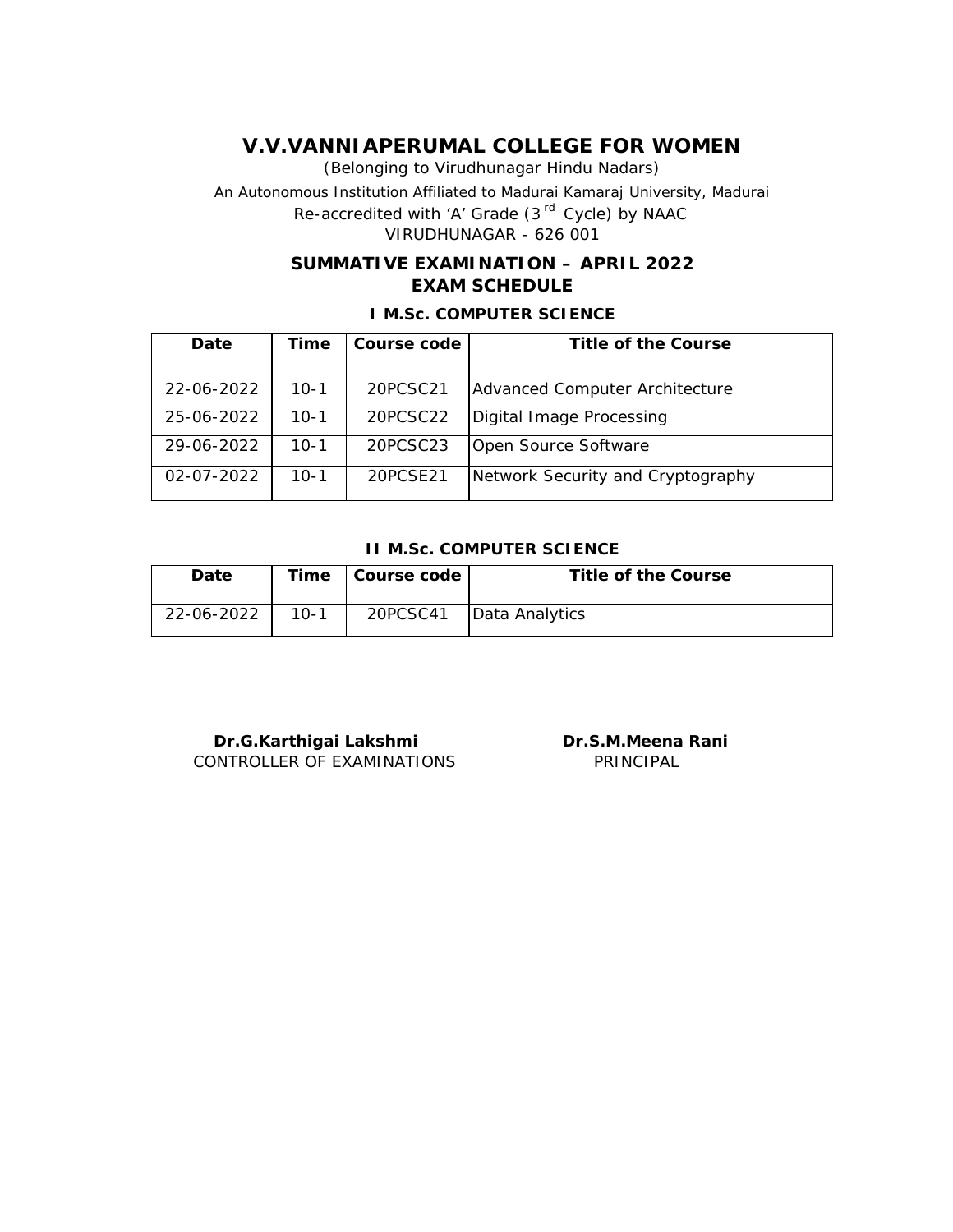# V.V.VANNIAPERUMAL COLLEGE FOR WOMEN

*(Belonging to Virudhunagar Hindu Nadars)*

An Autonomous Institution Affiliated to Madurai Kamaraj University, Madurai

Re-accredited with 'A' Grade (3[rd] Cycle) by NAAC

VIRUDHUNAGAR - 626 001

## SUMMATIVE EXAMINATION – APRIL 2022
## EXAM SCHEDULE

### I M.Sc. COMPUTER SCIENCE

| Date | Time | Course code | Title of the Course |
|---|---|---|---|
| 22-06-2022 | 10-1 | 20PCSC21 | Advanced Computer Architecture |
| 25-06-2022 | 10-1 | 20PCSC22 | Digital Image Processing |
| 29-06-2022 | 10-1 | 20PCSC23 | Open Source Software |
| 02-07-2022 | 10-1 | 20PCSE21 | Network Security and Cryptography |

### II M.Sc. COMPUTER SCIENCE

| Date | Time | Course code | Title of the Course |
|---|---|---|---|
| 22-06-2022 | 10-1 | 20PCSC41 | Data Analytics |

**Dr.G.Karthigai Lakshmi**
CONTROLLER OF EXAMINATIONS

**Dr.S.M.Meena Rani**
PRINCIPAL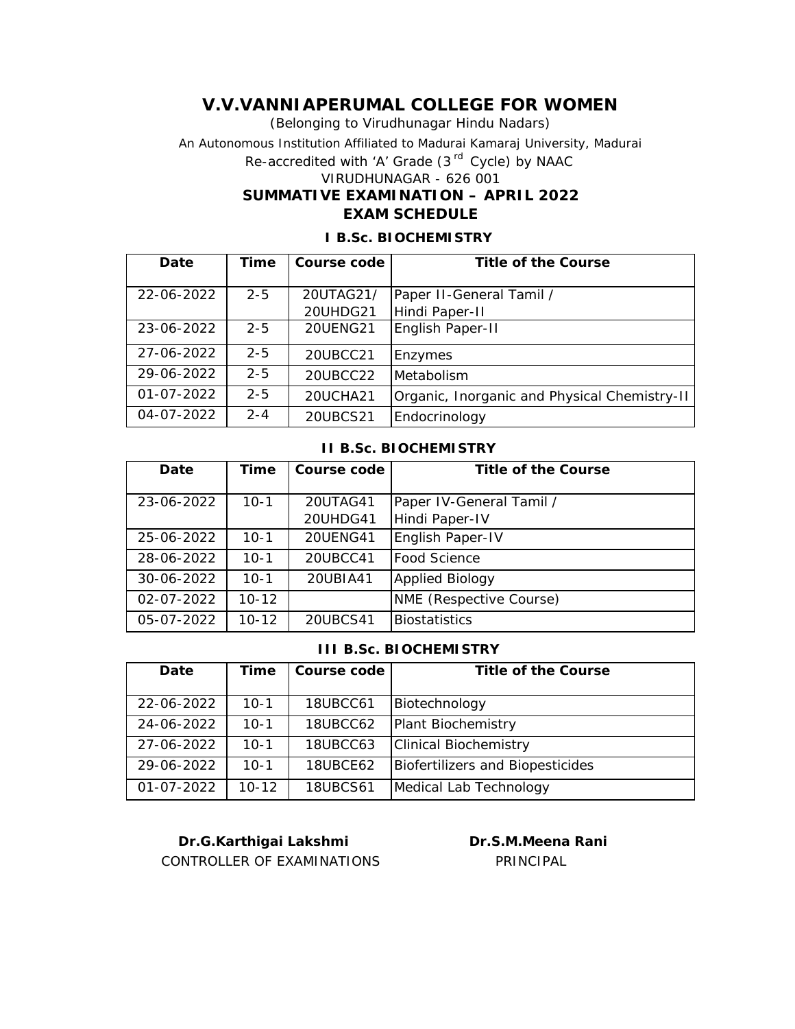# V.V.VANNIAPERUMAL COLLEGE FOR WOMEN

*(Belonging to Virudhunagar Hindu Nadars)*

An Autonomous Institution Affiliated to Madurai Kamaraj University, Madurai

Re-accredited with 'A' Grade (3[rd] Cycle) by NAAC

VIRUDHUNAGAR - 626 001

## SUMMATIVE EXAMINATION – APRIL 2022

## EXAM SCHEDULE

### I B.Sc. BIOCHEMISTRY

| Date | Time | Course code | Title of the Course |
|---|---|---|---|
| 22-06-2022 | 2-5 | 20UTAG21/ 20UHDG21 | Paper II-General Tamil / Hindi Paper-II |
| 23-06-2022 | 2-5 | 20UENG21 | English Paper-II |
| 27-06-2022 | 2-5 | 20UBCC21 | Enzymes |
| 29-06-2022 | 2-5 | 20UBCC22 | Metabolism |
| 01-07-2022 | 2-5 | 20UCHA21 | Organic, Inorganic and Physical Chemistry-II |
| 04-07-2022 | 2-4 | 20UBCS21 | Endocrinology |

### II B.Sc. BIOCHEMISTRY

| Date | Time | Course code | Title of the Course |
|---|---|---|---|
| 23-06-2022 | 10-1 | 20UTAG41 20UHDG41 | Paper IV-General Tamil / Hindi Paper-IV |
| 25-06-2022 | 10-1 | 20UENG41 | English Paper-IV |
| 28-06-2022 | 10-1 | 20UBCC41 | Food Science |
| 30-06-2022 | 10-1 | 20UBIA41 | Applied Biology |
| 02-07-2022 | 10-12 | | NME (Respective Course) |
| 05-07-2022 | 10-12 | 20UBCS41 | Biostatistics |

### III B.Sc. BIOCHEMISTRY

| Date | Time | Course code | Title of the Course |
|---|---|---|---|
| 22-06-2022 | 10-1 | 18UBCC61 | Biotechnology |
| 24-06-2022 | 10-1 | 18UBCC62 | Plant Biochemistry |
| 27-06-2022 | 10-1 | 18UBCC63 | Clinical Biochemistry |
| 29-06-2022 | 10-1 | 18UBCE62 | Biofertilizers and Biopesticides |
| 01-07-2022 | 10-12 | 18UBCS61 | Medical Lab Technology |

**Dr.G.Karthigai Lakshmi**
CONTROLLER OF EXAMINATIONS

**Dr.S.M.Meena Rani**
PRINCIPAL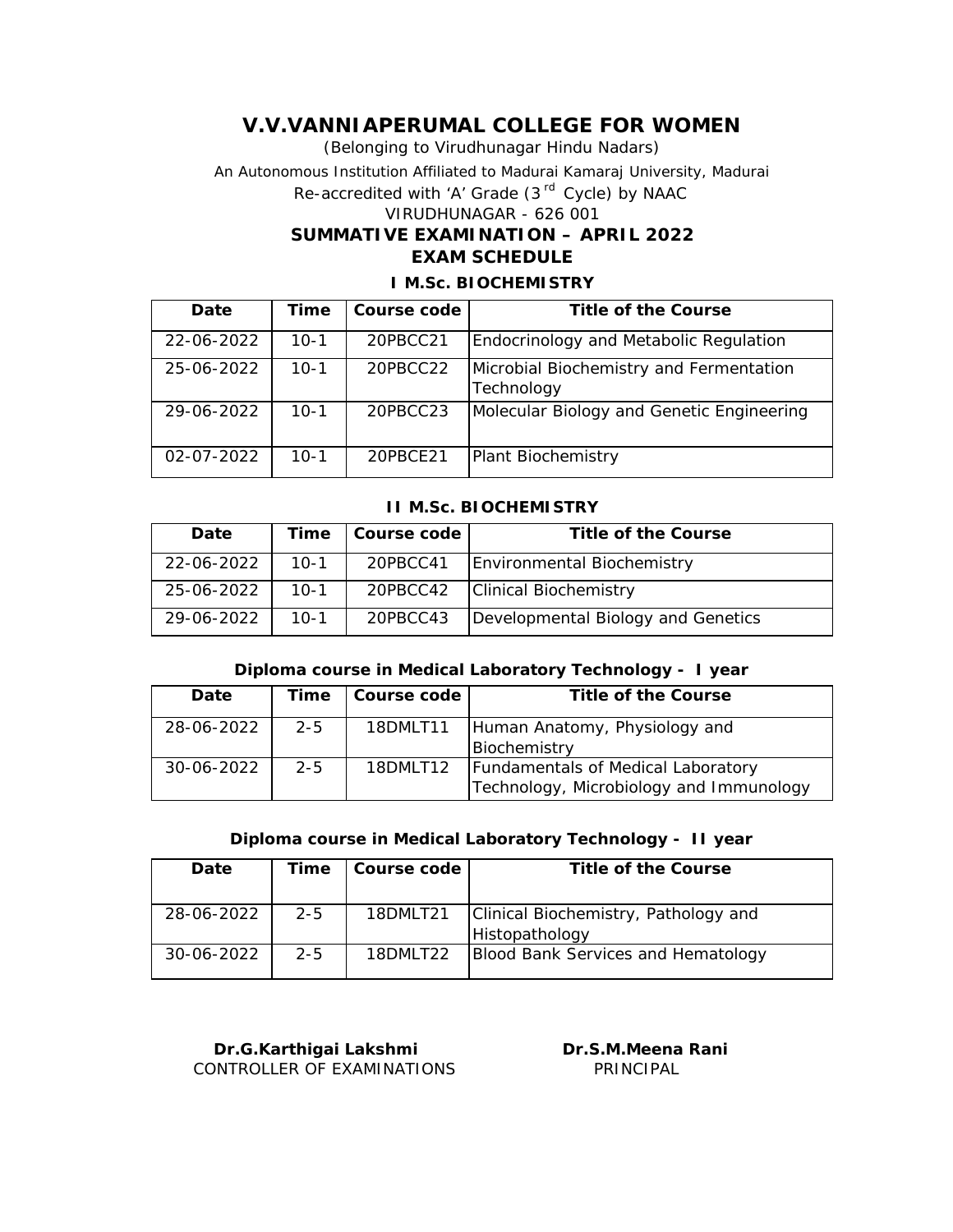# V.V.VANNIAPERUMAL COLLEGE FOR WOMEN

(Belonging to Virudhunagar Hindu Nadars)

An Autonomous Institution Affiliated to Madurai Kamaraj University, Madurai

Re-accredited with 'A' Grade (3rd Cycle) by NAAC

VIRUDHUNAGAR - 626 001

## SUMMATIVE EXAMINATION – APRIL 2022

## EXAM SCHEDULE

### I M.Sc. BIOCHEMISTRY

| Date | Time | Course code | Title of the Course |
|---|---|---|---|
| 22-06-2022 | 10-1 | 20PBCC21 | Endocrinology and Metabolic Regulation |
| 25-06-2022 | 10-1 | 20PBCC22 | Microbial Biochemistry and Fermentation Technology |
| 29-06-2022 | 10-1 | 20PBCC23 | Molecular Biology and Genetic Engineering |
| 02-07-2022 | 10-1 | 20PBCE21 | Plant Biochemistry |

### II M.Sc. BIOCHEMISTRY

| Date | Time | Course code | Title of the Course |
|---|---|---|---|
| 22-06-2022 | 10-1 | 20PBCC41 | Environmental Biochemistry |
| 25-06-2022 | 10-1 | 20PBCC42 | Clinical Biochemistry |
| 29-06-2022 | 10-1 | 20PBCC43 | Developmental Biology and Genetics |

### Diploma course in Medical Laboratory Technology - I year

| Date | Time | Course code | Title of the Course |
|---|---|---|---|
| 28-06-2022 | 2-5 | 18DMLT11 | Human Anatomy, Physiology and Biochemistry |
| 30-06-2022 | 2-5 | 18DMLT12 | Fundamentals of Medical Laboratory Technology, Microbiology and Immunology |

### Diploma course in Medical Laboratory Technology - II year

| Date | Time | Course code | Title of the Course |
|---|---|---|---|
| 28-06-2022 | 2-5 | 18DMLT21 | Clinical Biochemistry, Pathology and Histopathology |
| 30-06-2022 | 2-5 | 18DMLT22 | Blood Bank Services and Hematology |

**Dr.G.Karthigai Lakshmi**
CONTROLLER OF EXAMINATIONS

**Dr.S.M.Meena Rani**
PRINCIPAL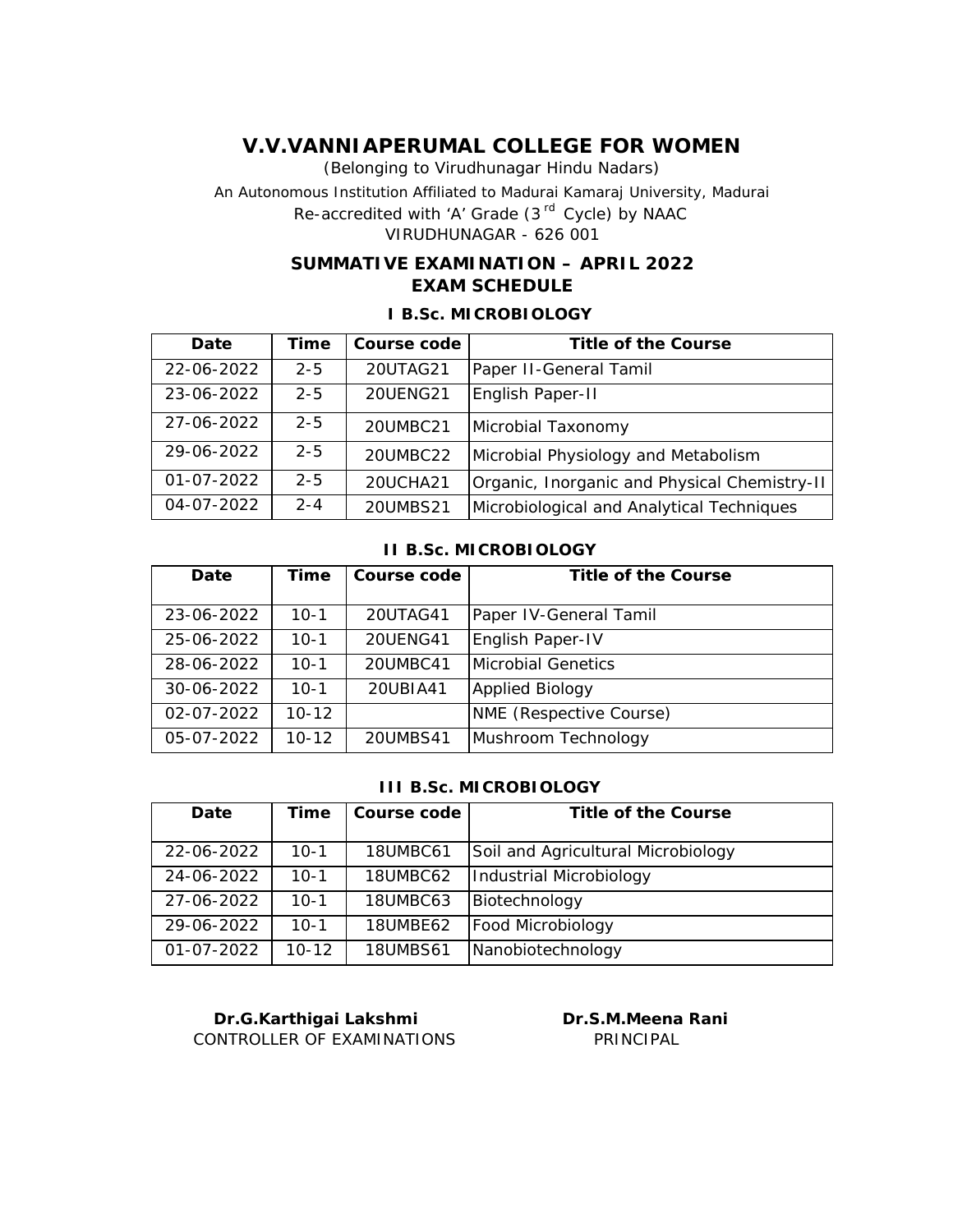# V.V.VANNIAPERUMAL COLLEGE FOR WOMEN

(Belonging to Virudhunagar Hindu Nadars)

An Autonomous Institution Affiliated to Madurai Kamaraj University, Madurai

Re-accredited with 'A' Grade (3[rd] Cycle) by NAAC

VIRUDHUNAGAR - 626 001

## SUMMATIVE EXAMINATION – APRIL 2022
## EXAM SCHEDULE

### I B.Sc. MICROBIOLOGY

| Date | Time | Course code | Title of the Course |
|---|---|---|---|
| 22-06-2022 | 2-5 | 20UTAG21 | Paper II-General Tamil |
| 23-06-2022 | 2-5 | 20UENG21 | English Paper-II |
| 27-06-2022 | 2-5 | 20UMBC21 | Microbial Taxonomy |
| 29-06-2022 | 2-5 | 20UMBC22 | Microbial Physiology and Metabolism |
| 01-07-2022 | 2-5 | 20UCHA21 | Organic, Inorganic and Physical Chemistry-II |
| 04-07-2022 | 2-4 | 20UMBS21 | Microbiological and Analytical Techniques |

### II B.Sc. MICROBIOLOGY

| Date | Time | Course code | Title of the Course |
|---|---|---|---|
| 23-06-2022 | 10-1 | 20UTAG41 | Paper IV-General Tamil |
| 25-06-2022 | 10-1 | 20UENG41 | English Paper-IV |
| 28-06-2022 | 10-1 | 20UMBC41 | Microbial Genetics |
| 30-06-2022 | 10-1 | 20UBIA41 | Applied Biology |
| 02-07-2022 | 10-12 | | NME (Respective Course) |
| 05-07-2022 | 10-12 | 20UMBS41 | Mushroom Technology |

### III B.Sc. MICROBIOLOGY

| Date | Time | Course code | Title of the Course |
|---|---|---|---|
| 22-06-2022 | 10-1 | 18UMBC61 | Soil and Agricultural Microbiology |
| 24-06-2022 | 10-1 | 18UMBC62 | Industrial Microbiology |
| 27-06-2022 | 10-1 | 18UMBC63 | Biotechnology |
| 29-06-2022 | 10-1 | 18UMBE62 | Food Microbiology |
| 01-07-2022 | 10-12 | 18UMBS61 | Nanobiotechnology |

**Dr.G.Karthigai Lakshmi**
CONTROLLER OF EXAMINATIONS

**Dr.S.M.Meena Rani**
PRINCIPAL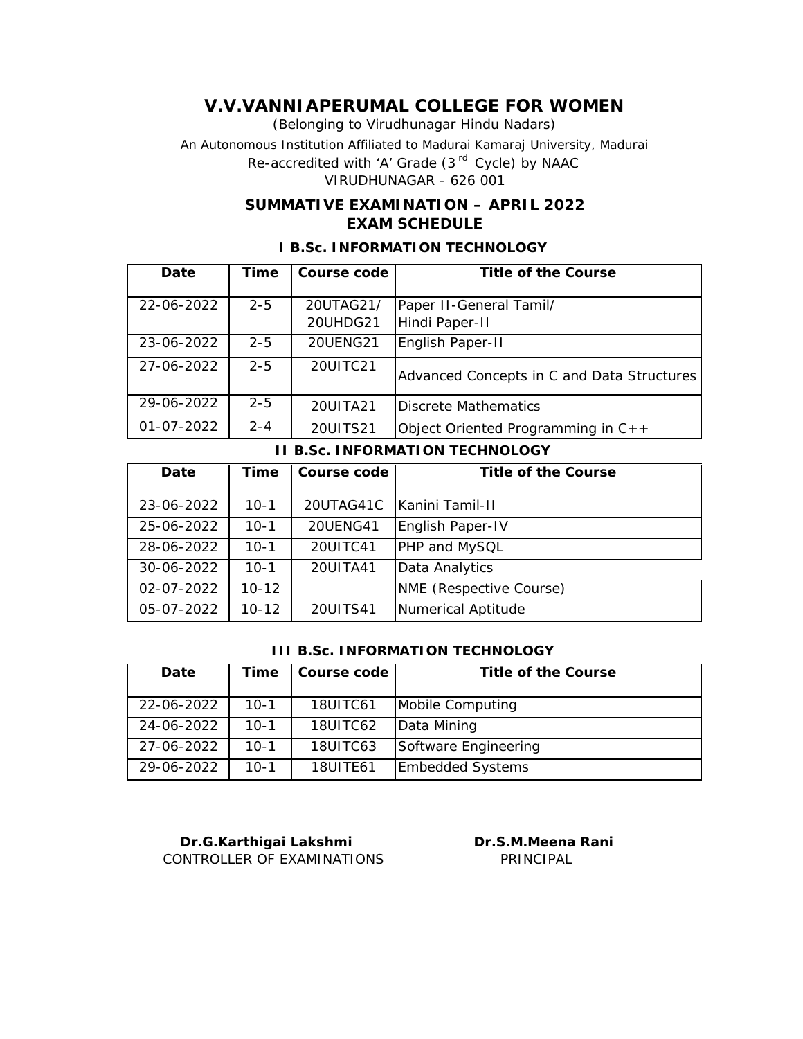# V.V.VANNIAPERUMAL COLLEGE FOR WOMEN

(Belonging to Virudhunagar Hindu Nadars)

An Autonomous Institution Affiliated to Madurai Kamaraj University, Madurai

Re-accredited with 'A' Grade (3[rd] Cycle) by NAAC

VIRUDHUNAGAR - 626 001

## SUMMATIVE EXAMINATION – APRIL 2022
## EXAM SCHEDULE

### I B.Sc. INFORMATION TECHNOLOGY

| Date | Time | Course code | Title of the Course |
|---|---|---|---|
| 22-06-2022 | 2-5 | 20UTAG21/ 20UHDG21 | Paper II-General Tamil/ Hindi Paper-II |
| 23-06-2022 | 2-5 | 20UENG21 | English Paper-II |
| 27-06-2022 | 2-5 | 20UITC21 | Advanced Concepts in C and Data Structures |
| 29-06-2022 | 2-5 | 20UITA21 | Discrete Mathematics |
| 01-07-2022 | 2-4 | 20UITS21 | Object Oriented Programming in C++ |

### II B.Sc. INFORMATION TECHNOLOGY

| Date | Time | Course code | Title of the Course |
|---|---|---|---|
| 23-06-2022 | 10-1 | 20UTAG41C | Kanini Tamil-II |
| 25-06-2022 | 10-1 | 20UENG41 | English Paper-IV |
| 28-06-2022 | 10-1 | 20UITC41 | PHP and MySQL |
| 30-06-2022 | 10-1 | 20UITA41 | Data Analytics |
| 02-07-2022 | 10-12 | | NME (Respective Course) |
| 05-07-2022 | 10-12 | 20UITS41 | Numerical Aptitude |

### III B.Sc. INFORMATION TECHNOLOGY

| Date | Time | Course code | Title of the Course |
|---|---|---|---|
| 22-06-2022 | 10-1 | 18UITC61 | Mobile Computing |
| 24-06-2022 | 10-1 | 18UITC62 | Data Mining |
| 27-06-2022 | 10-1 | 18UITC63 | Software Engineering |
| 29-06-2022 | 10-1 | 18UITE61 | Embedded Systems |

**Dr.G.Karthigai Lakshmi**
CONTROLLER OF EXAMINATIONS

**Dr.S.M.Meena Rani**
PRINCIPAL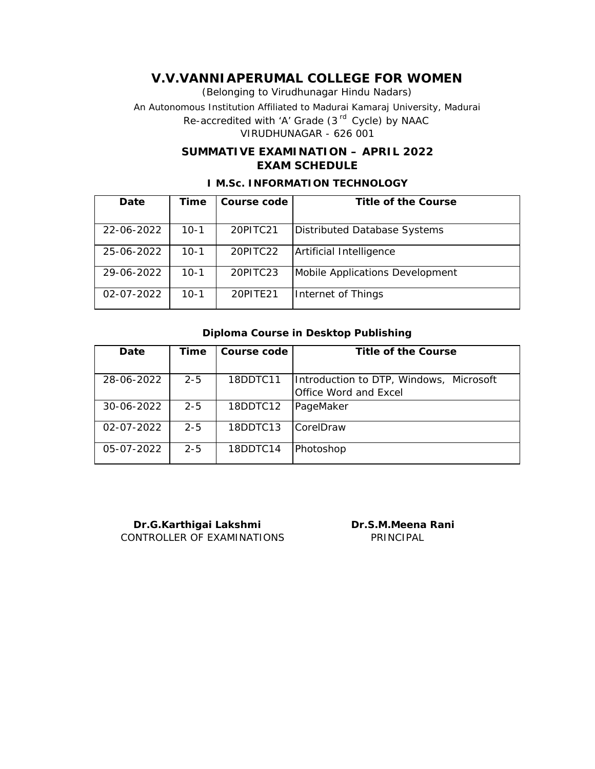# V.V.VANNIAPERUMAL COLLEGE FOR WOMEN

(Belonging to Virudhunagar Hindu Nadars)

An Autonomous Institution Affiliated to Madurai Kamaraj University, Madurai

Re-accredited with 'A' Grade (3[rd] Cycle) by NAAC

VIRUDHUNAGAR - 626 001

## SUMMATIVE EXAMINATION – APRIL 2022
## EXAM SCHEDULE

### I M.Sc. INFORMATION TECHNOLOGY

| Date | Time | Course code | Title of the Course |
|---|---|---|---|
| 22-06-2022 | 10-1 | 20PITC21 | Distributed Database Systems |
| 25-06-2022 | 10-1 | 20PITC22 | Artificial Intelligence |
| 29-06-2022 | 10-1 | 20PITC23 | Mobile Applications Development |
| 02-07-2022 | 10-1 | 20PITE21 | Internet of Things |

### Diploma Course in Desktop Publishing

| Date | Time | Course code | Title of the Course |
|---|---|---|---|
| 28-06-2022 | 2-5 | 18DDTC11 | Introduction to DTP, Windows, Microsoft Office Word and Excel |
| 30-06-2022 | 2-5 | 18DDTC12 | PageMaker |
| 02-07-2022 | 2-5 | 18DDTC13 | CorelDraw |
| 05-07-2022 | 2-5 | 18DDTC14 | Photoshop |

**Dr.G.Karthigai Lakshmi**
CONTROLLER OF EXAMINATIONS

**Dr.S.M.Meena Rani**
PRINCIPAL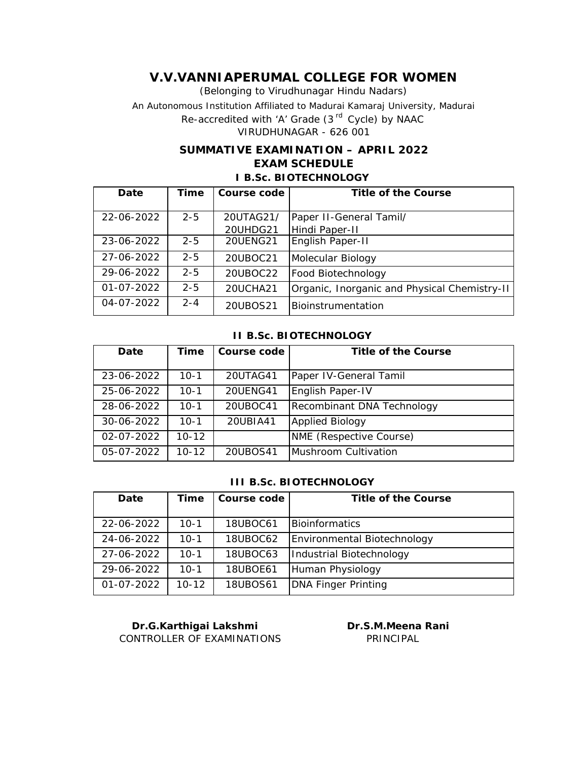# V.V.VANNIAPERUMAL COLLEGE FOR WOMEN

(Belonging to Virudhunagar Hindu Nadars)

An Autonomous Institution Affiliated to Madurai Kamaraj University, Madurai

Re-accredited with 'A' Grade (3[rd] Cycle) by NAAC

VIRUDHUNAGAR - 626 001

## SUMMATIVE EXAMINATION – APRIL 2022

## EXAM SCHEDULE

### I B.Sc. BIOTECHNOLOGY

| Date | Time | Course code | Title of the Course |
|---|---|---|---|
| 22-06-2022 | 2-5 | 20UTAG21/ 20UHDG21 | Paper II-General Tamil/ Hindi Paper-II |
| 23-06-2022 | 2-5 | 20UENG21 | English Paper-II |
| 27-06-2022 | 2-5 | 20UBOC21 | Molecular Biology |
| 29-06-2022 | 2-5 | 20UBOC22 | Food Biotechnology |
| 01-07-2022 | 2-5 | 20UCHA21 | Organic, Inorganic and Physical Chemistry-II |
| 04-07-2022 | 2-4 | 20UBOS21 | Bioinstrumentation |

### II B.Sc. BIOTECHNOLOGY

| Date | Time | Course code | Title of the Course |
|---|---|---|---|
| 23-06-2022 | 10-1 | 20UTAG41 | Paper IV-General Tamil |
| 25-06-2022 | 10-1 | 20UENG41 | English Paper-IV |
| 28-06-2022 | 10-1 | 20UBOC41 | Recombinant DNA Technology |
| 30-06-2022 | 10-1 | 20UBIA41 | Applied Biology |
| 02-07-2022 | 10-12 | | NME (Respective Course) |
| 05-07-2022 | 10-12 | 20UBOS41 | Mushroom Cultivation |

### III B.Sc. BIOTECHNOLOGY

| Date | Time | Course code | Title of the Course |
|---|---|---|---|
| 22-06-2022 | 10-1 | 18UBOC61 | Bioinformatics |
| 24-06-2022 | 10-1 | 18UBOC62 | Environmental Biotechnology |
| 27-06-2022 | 10-1 | 18UBOC63 | Industrial Biotechnology |
| 29-06-2022 | 10-1 | 18UBOE61 | Human Physiology |
| 01-07-2022 | 10-12 | 18UBOS61 | DNA Finger Printing |

**Dr.G.Karthigai Lakshmi**
CONTROLLER OF EXAMINATIONS

**Dr.S.M.Meena Rani**
PRINCIPAL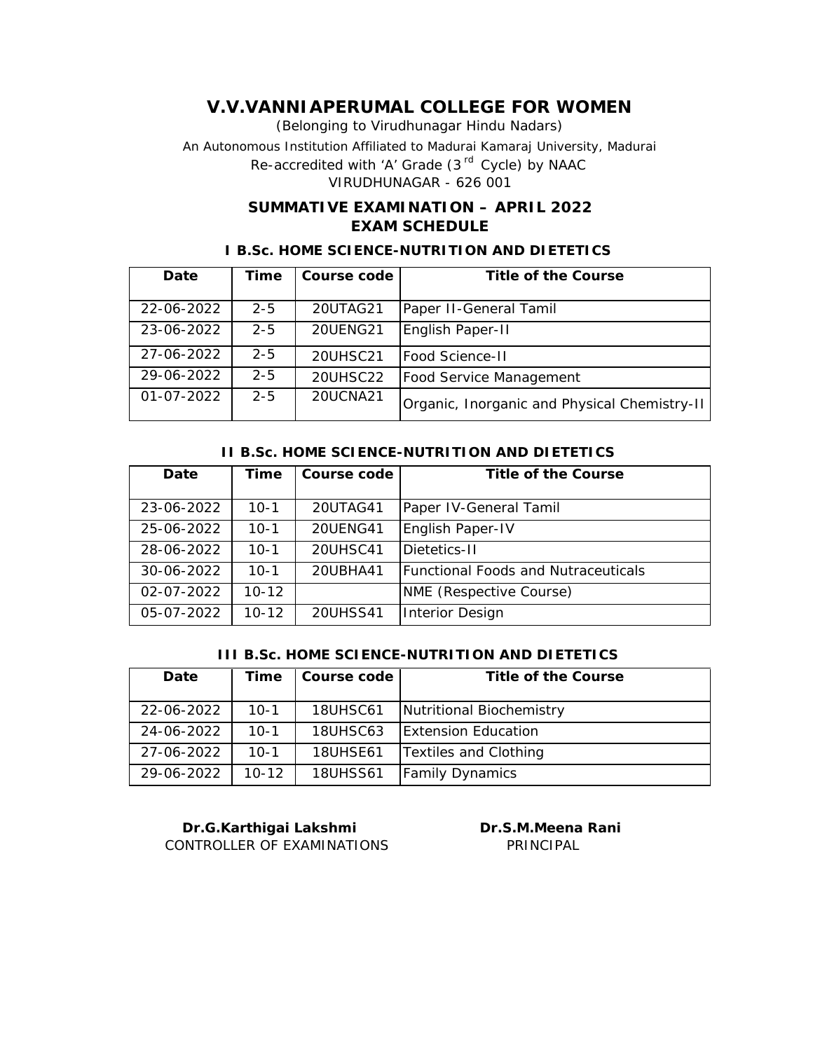# V.V.VANNIAPERUMAL COLLEGE FOR WOMEN

*(Belonging to Virudhunagar Hindu Nadars)*

An Autonomous Institution Affiliated to Madurai Kamaraj University, Madurai

Re-accredited with 'A' Grade (3[rd] Cycle) by NAAC

VIRUDHUNAGAR - 626 001

## SUMMATIVE EXAMINATION – APRIL 2022
## EXAM SCHEDULE

### I B.Sc. HOME SCIENCE-NUTRITION AND DIETETICS

| Date | Time | Course code | Title of the Course |
|---|---|---|---|
| 22-06-2022 | 2-5 | 20UTAG21 | Paper II-General Tamil |
| 23-06-2022 | 2-5 | 20UENG21 | English Paper-II |
| 27-06-2022 | 2-5 | 20UHSC21 | Food Science-II |
| 29-06-2022 | 2-5 | 20UHSC22 | Food Service Management |
| 01-07-2022 | 2-5 | 20UCNA21 | Organic, Inorganic and Physical Chemistry-II |

### II B.Sc. HOME SCIENCE-NUTRITION AND DIETETICS

| Date | Time | Course code | Title of the Course |
|---|---|---|---|
| 23-06-2022 | 10-1 | 20UTAG41 | Paper IV-General Tamil |
| 25-06-2022 | 10-1 | 20UENG41 | English Paper-IV |
| 28-06-2022 | 10-1 | 20UHSC41 | Dietetics-II |
| 30-06-2022 | 10-1 | 20UBHA41 | Functional Foods and Nutraceuticals |
| 02-07-2022 | 10-12 | | NME (Respective Course) |
| 05-07-2022 | 10-12 | 20UHSS41 | Interior Design |

### III B.Sc. HOME SCIENCE-NUTRITION AND DIETETICS

| Date | Time | Course code | Title of the Course |
|---|---|---|---|
| 22-06-2022 | 10-1 | 18UHSC61 | Nutritional Biochemistry |
| 24-06-2022 | 10-1 | 18UHSC63 | Extension Education |
| 27-06-2022 | 10-1 | 18UHSE61 | Textiles and Clothing |
| 29-06-2022 | 10-12 | 18UHSS61 | Family Dynamics |

**Dr.G.Karthigai Lakshmi**
CONTROLLER OF EXAMINATIONS

**Dr.S.M.Meena Rani**
PRINCIPAL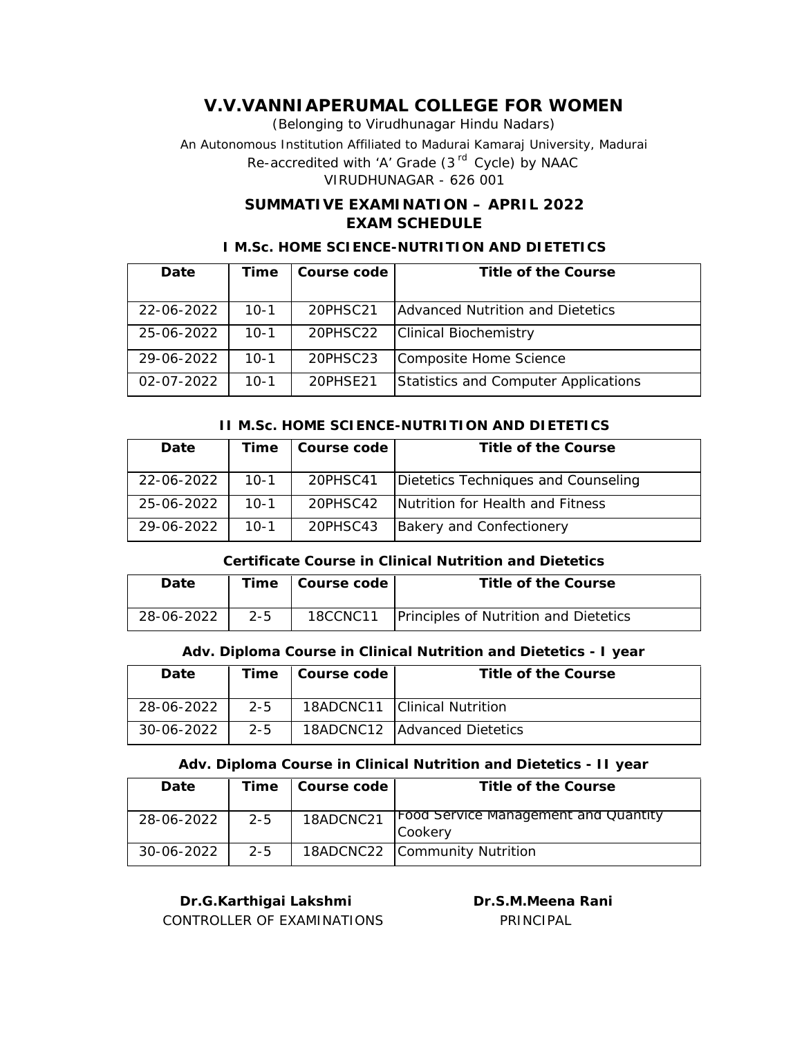# V.V.VANNIAPERUMAL COLLEGE FOR WOMEN

(Belonging to Virudhunagar Hindu Nadars)

An Autonomous Institution Affiliated to Madurai Kamaraj University, Madurai

Re-accredited with 'A' Grade (3rd Cycle) by NAAC

VIRUDHUNAGAR - 626 001

## SUMMATIVE EXAMINATION – APRIL 2022
## EXAM SCHEDULE

### I M.Sc. HOME SCIENCE-NUTRITION AND DIETETICS

| Date | Time | Course code | Title of the Course |
|---|---|---|---|
| 22-06-2022 | 10-1 | 20PHSC21 | Advanced Nutrition and Dietetics |
| 25-06-2022 | 10-1 | 20PHSC22 | Clinical Biochemistry |
| 29-06-2022 | 10-1 | 20PHSC23 | Composite Home Science |
| 02-07-2022 | 10-1 | 20PHSE21 | Statistics and Computer Applications |

### II M.Sc. HOME SCIENCE-NUTRITION AND DIETETICS

| Date | Time | Course code | Title of the Course |
|---|---|---|---|
| 22-06-2022 | 10-1 | 20PHSC41 | Dietetics Techniques and Counseling |
| 25-06-2022 | 10-1 | 20PHSC42 | Nutrition for Health and Fitness |
| 29-06-2022 | 10-1 | 20PHSC43 | Bakery and Confectionery |

### Certificate Course in Clinical Nutrition and Dietetics

| Date | Time | Course code | Title of the Course |
|---|---|---|---|
| 28-06-2022 | 2-5 | 18CCNC11 | Principles of Nutrition and Dietetics |

### Adv. Diploma Course in Clinical Nutrition and Dietetics - I year

| Date | Time | Course code | Title of the Course |
|---|---|---|---|
| 28-06-2022 | 2-5 | 18ADCNC11 | Clinical Nutrition |
| 30-06-2022 | 2-5 | 18ADCNC12 | Advanced Dietetics |

### Adv. Diploma Course in Clinical Nutrition and Dietetics - II year

| Date | Time | Course code | Title of the Course |
|---|---|---|---|
| 28-06-2022 | 2-5 | 18ADCNC21 | Food Service Management and Quantity Cookery |
| 30-06-2022 | 2-5 | 18ADCNC22 | Community Nutrition |

**Dr.G.Karthigai Lakshmi**
CONTROLLER OF EXAMINATIONS

**Dr.S.M.Meena Rani**
PRINCIPAL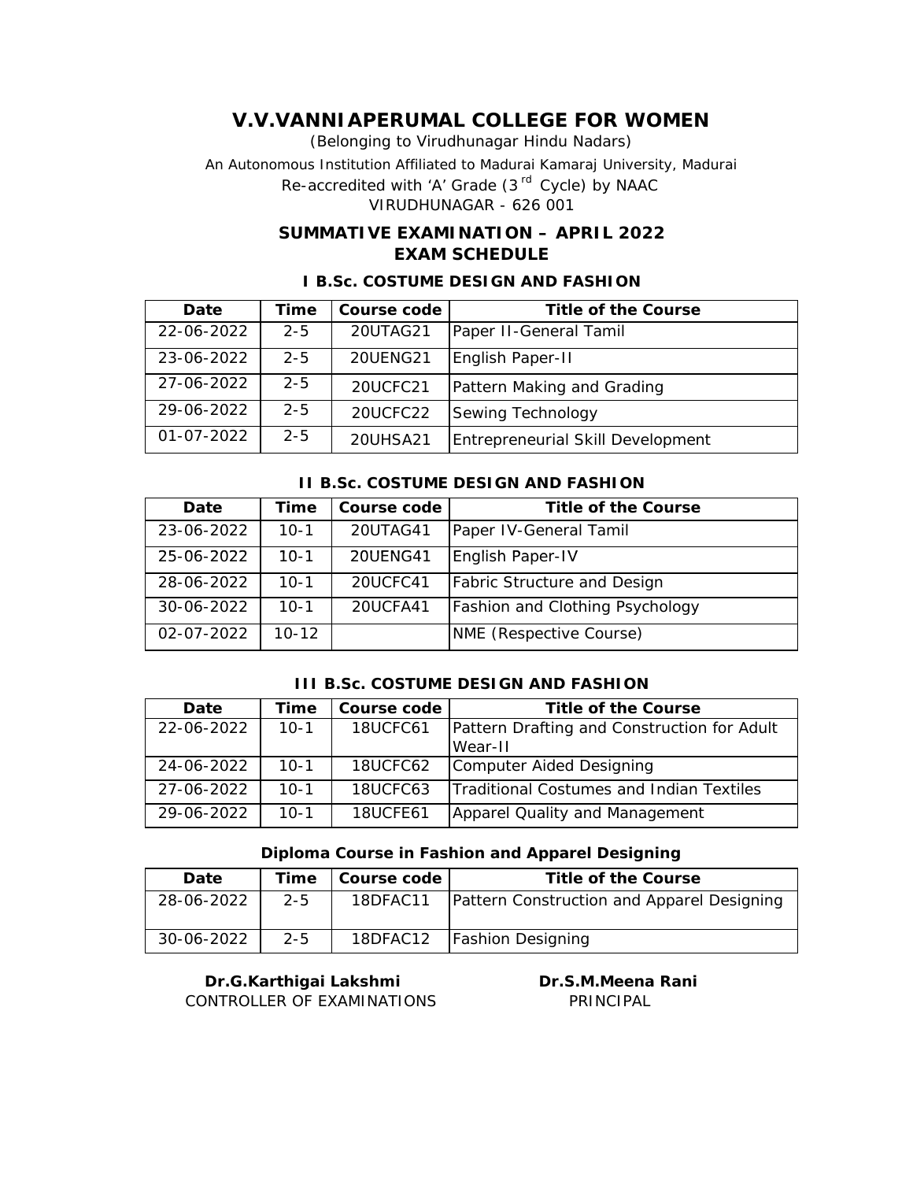# V.V.VANNIAPERUMAL COLLEGE FOR WOMEN

(Belonging to Virudhunagar Hindu Nadars)

An Autonomous Institution Affiliated to Madurai Kamaraj University, Madurai

Re-accredited with 'A' Grade (3rd Cycle) by NAAC

VIRUDHUNAGAR - 626 001

## SUMMATIVE EXAMINATION – APRIL 2022
## EXAM SCHEDULE

### I B.Sc. COSTUME DESIGN AND FASHION

| Date | Time | Course code | Title of the Course |
|---|---|---|---|
| 22-06-2022 | 2-5 | 20UTAG21 | Paper II-General Tamil |
| 23-06-2022 | 2-5 | 20UENG21 | English Paper-II |
| 27-06-2022 | 2-5 | 20UCFC21 | Pattern Making and Grading |
| 29-06-2022 | 2-5 | 20UCFC22 | Sewing Technology |
| 01-07-2022 | 2-5 | 20UHSA21 | Entrepreneurial Skill Development |

### II B.Sc. COSTUME DESIGN AND FASHION

| Date | Time | Course code | Title of the Course |
|---|---|---|---|
| 23-06-2022 | 10-1 | 20UTAG41 | Paper IV-General Tamil |
| 25-06-2022 | 10-1 | 20UENG41 | English Paper-IV |
| 28-06-2022 | 10-1 | 20UCFC41 | Fabric Structure and Design |
| 30-06-2022 | 10-1 | 20UCFA41 | Fashion and Clothing Psychology |
| 02-07-2022 | 10-12 | | NME (Respective Course) |

### III B.Sc. COSTUME DESIGN AND FASHION

| Date | Time | Course code | Title of the Course |
|---|---|---|---|
| 22-06-2022 | 10-1 | 18UCFC61 | Pattern Drafting and Construction for Adult Wear-II |
| 24-06-2022 | 10-1 | 18UCFC62 | Computer Aided Designing |
| 27-06-2022 | 10-1 | 18UCFC63 | Traditional Costumes and Indian Textiles |
| 29-06-2022 | 10-1 | 18UCFE61 | Apparel Quality and Management |

### Diploma Course in Fashion and Apparel Designing

| Date | Time | Course code | Title of the Course |
|---|---|---|---|
| 28-06-2022 | 2-5 | 18DFAC11 | Pattern Construction and Apparel Designing |
| 30-06-2022 | 2-5 | 18DFAC12 | Fashion Designing |

**Dr.G.Karthigai Lakshmi**
CONTROLLER OF EXAMINATIONS

**Dr.S.M.Meena Rani**
PRINCIPAL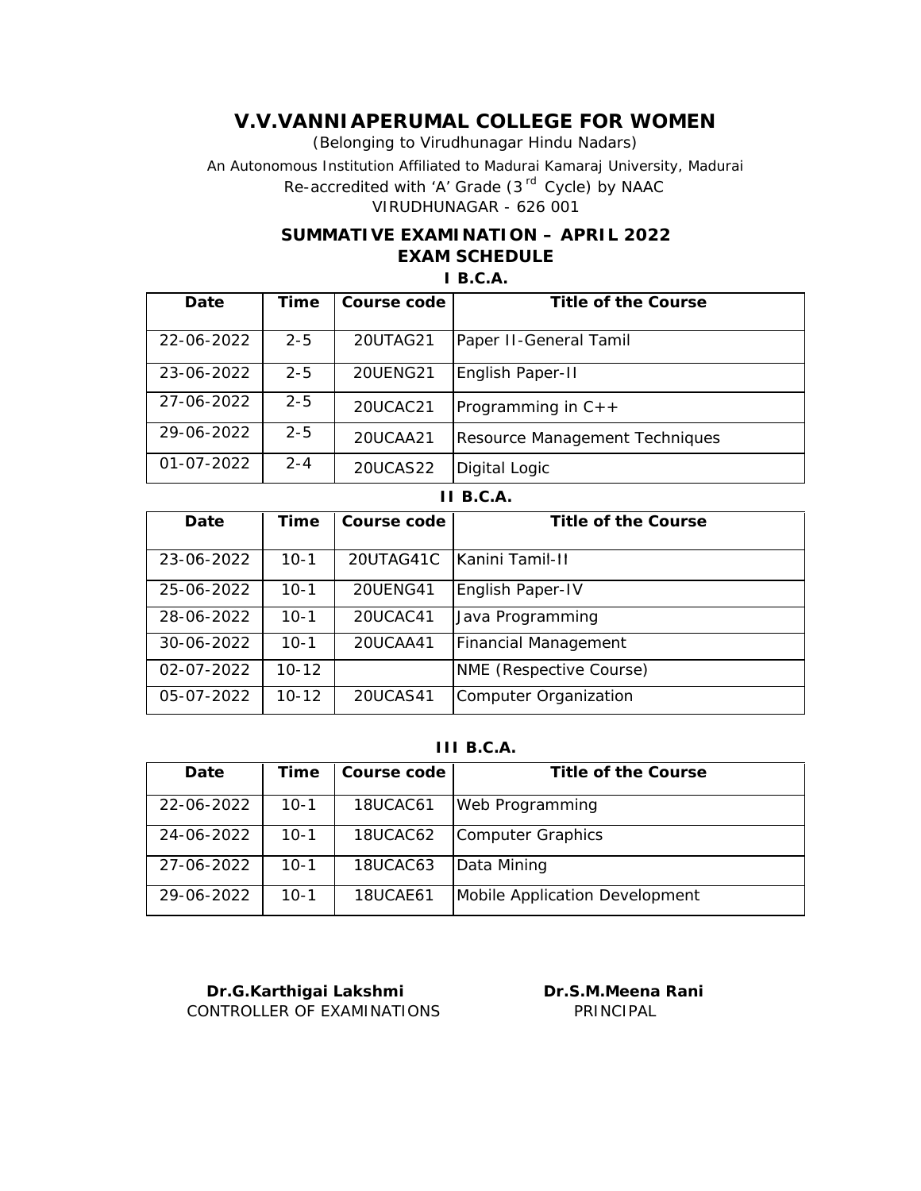# V.V.VANNIAPERUMAL COLLEGE FOR WOMEN

*(Belonging to Virudhunagar Hindu Nadars)*

An Autonomous Institution Affiliated to Madurai Kamaraj University, Madurai

Re-accredited with 'A' Grade (3[rd] Cycle) by NAAC

VIRUDHUNAGAR - 626 001

## SUMMATIVE EXAMINATION – APRIL 2022

## EXAM SCHEDULE

### I B.C.A.

| Date | Time | Course code | Title of the Course |
|---|---|---|---|
| 22-06-2022 | 2-5 | 20UTAG21 | Paper II-General Tamil |
| 23-06-2022 | 2-5 | 20UENG21 | English Paper-II |
| 27-06-2022 | 2-5 | 20UCAC21 | Programming in C++ |
| 29-06-2022 | 2-5 | 20UCAA21 | Resource Management Techniques |
| 01-07-2022 | 2-4 | 20UCAS22 | Digital Logic |

### II B.C.A.

| Date | Time | Course code | Title of the Course |
|---|---|---|---|
| 23-06-2022 | 10-1 | 20UTAG41C | Kanini Tamil-II |
| 25-06-2022 | 10-1 | 20UENG41 | English Paper-IV |
| 28-06-2022 | 10-1 | 20UCAC41 | Java Programming |
| 30-06-2022 | 10-1 | 20UCAA41 | Financial Management |
| 02-07-2022 | 10-12 | | NME (Respective Course) |
| 05-07-2022 | 10-12 | 20UCAS41 | Computer Organization |

### III B.C.A.

| Date | Time | Course code | Title of the Course |
|---|---|---|---|
| 22-06-2022 | 10-1 | 18UCAC61 | Web Programming |
| 24-06-2022 | 10-1 | 18UCAC62 | Computer Graphics |
| 27-06-2022 | 10-1 | 18UCAC63 | Data Mining |
| 29-06-2022 | 10-1 | 18UCAE61 | Mobile Application Development |

**Dr.G.Karthigai Lakshmi**
CONTROLLER OF EXAMINATIONS

**Dr.S.M.Meena Rani**
PRINCIPAL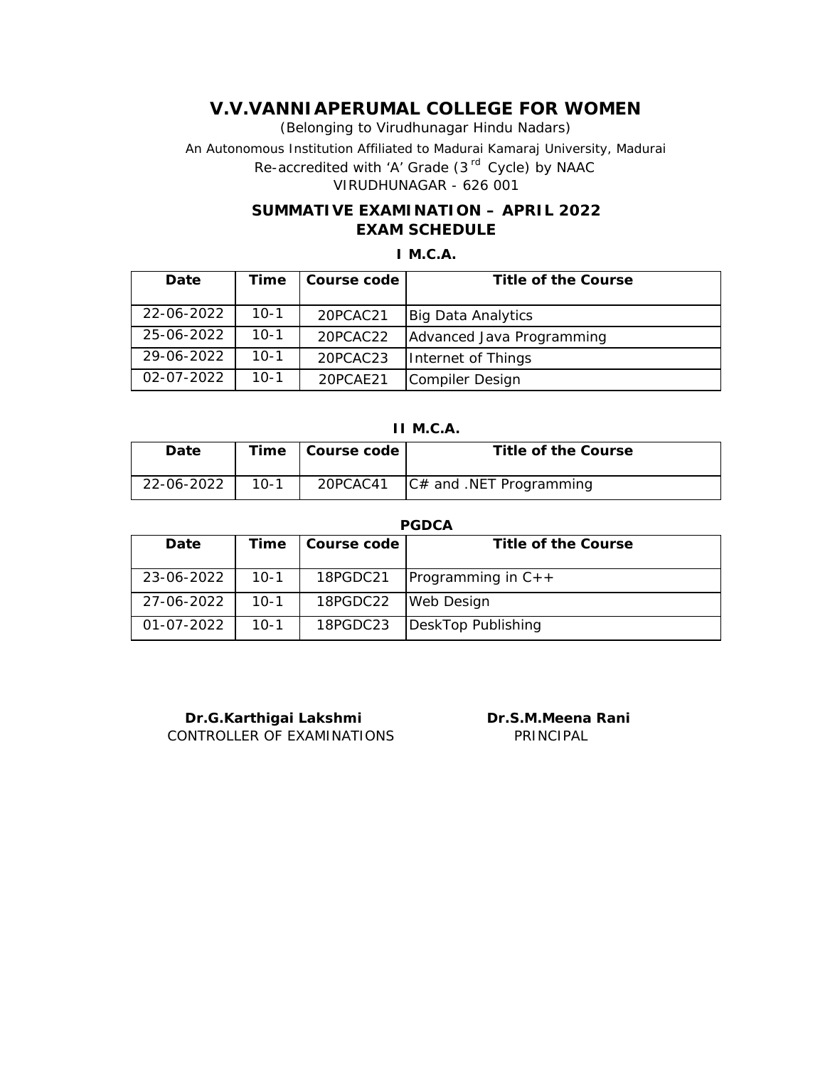# V.V.VANNIAPERUMAL COLLEGE FOR WOMEN

(Belonging to Virudhunagar Hindu Nadars)

An Autonomous Institution Affiliated to Madurai Kamaraj University, Madurai

Re-accredited with 'A' Grade (3rd Cycle) by NAAC

VIRUDHUNAGAR - 626 001

## SUMMATIVE EXAMINATION – APRIL 2022
## EXAM SCHEDULE

### I M.C.A.

| Date | Time | Course code | Title of the Course |
|---|---|---|---|
| 22-06-2022 | 10-1 | 20PCAC21 | Big Data Analytics |
| 25-06-2022 | 10-1 | 20PCAC22 | Advanced Java Programming |
| 29-06-2022 | 10-1 | 20PCAC23 | Internet of Things |
| 02-07-2022 | 10-1 | 20PCAE21 | Compiler Design |

### II M.C.A.

| Date | Time | Course code | Title of the Course |
|---|---|---|---|
| 22-06-2022 | 10-1 | 20PCAC41 | C# and .NET Programming |

### PGDCA

| Date | Time | Course code | Title of the Course |
|---|---|---|---|
| 23-06-2022 | 10-1 | 18PGDC21 | Programming in C++ |
| 27-06-2022 | 10-1 | 18PGDC22 | Web Design |
| 01-07-2022 | 10-1 | 18PGDC23 | DeskTop Publishing |

**Dr.G.Karthigai Lakshmi**
CONTROLLER OF EXAMINATIONS

**Dr.S.M.Meena Rani**
PRINCIPAL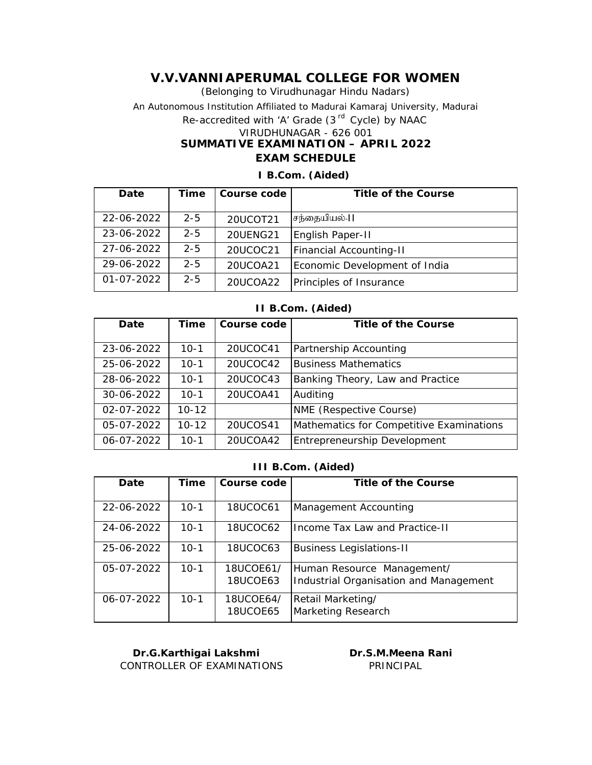# V.V.VANNIAPERUMAL COLLEGE FOR WOMEN

(Belonging to Virudhunagar Hindu Nadars)

An Autonomous Institution Affiliated to Madurai Kamaraj University, Madurai

Re-accredited with 'A' Grade (3rd Cycle) by NAAC

VIRUDHUNAGAR - 626 001

## SUMMATIVE EXAMINATION – APRIL 2022

## EXAM SCHEDULE

### I B.Com. (Aided)

| Date | Time | Course code | Title of the Course |
|---|---|---|---|
| 22-06-2022 | 2-5 | 20UCOT21 | சந்தையியல்-II |
| 23-06-2022 | 2-5 | 20UENG21 | English Paper-II |
| 27-06-2022 | 2-5 | 20UCOC21 | Financial Accounting-II |
| 29-06-2022 | 2-5 | 20UCOA21 | Economic Development of India |
| 01-07-2022 | 2-5 | 20UCOA22 | Principles of Insurance |

### II B.Com. (Aided)

| Date | Time | Course code | Title of the Course |
|---|---|---|---|
| 23-06-2022 | 10-1 | 20UCOC41 | Partnership Accounting |
| 25-06-2022 | 10-1 | 20UCOC42 | Business Mathematics |
| 28-06-2022 | 10-1 | 20UCOC43 | Banking Theory, Law and Practice |
| 30-06-2022 | 10-1 | 20UCOA41 | Auditing |
| 02-07-2022 | 10-12 | | NME (Respective Course) |
| 05-07-2022 | 10-12 | 20UCOS41 | Mathematics for Competitive Examinations |
| 06-07-2022 | 10-1 | 20UCOA42 | Entrepreneurship Development |

### III B.Com. (Aided)

| Date | Time | Course code | Title of the Course |
|---|---|---|---|
| 22-06-2022 | 10-1 | 18UCOC61 | Management Accounting |
| 24-06-2022 | 10-1 | 18UCOC62 | Income Tax Law and Practice-II |
| 25-06-2022 | 10-1 | 18UCOC63 | Business Legislations-II |
| 05-07-2022 | 10-1 | 18UCOE61/ 18UCOE63 | Human Resource Management/ Industrial Organisation and Management |
| 06-07-2022 | 10-1 | 18UCOE64/ 18UCOE65 | Retail Marketing/ Marketing Research |

**Dr.G.Karthigai Lakshmi**
CONTROLLER OF EXAMINATIONS

**Dr.S.M.Meena Rani**
PRINCIPAL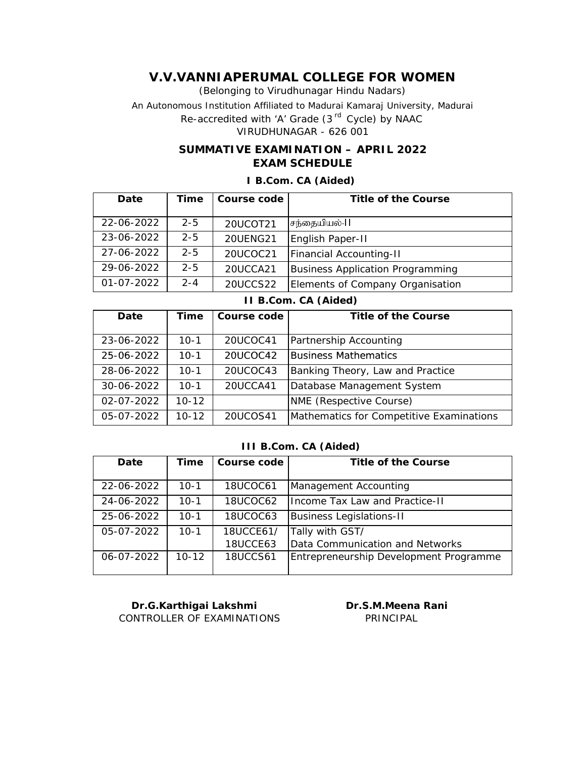# V.V.VANNIAPERUMAL COLLEGE FOR WOMEN

*(Belonging to Virudhunagar Hindu Nadars)*

An Autonomous Institution Affiliated to Madurai Kamaraj University, Madurai

Re-accredited with 'A' Grade (3rd Cycle) by NAAC

VIRUDHUNAGAR - 626 001

## SUMMATIVE EXAMINATION – APRIL 2022
## EXAM SCHEDULE

### I B.Com. CA (Aided)

| Date | Time | Course code | Title of the Course |
|---|---|---|---|
| 22-06-2022 | 2-5 | 20UCOT21 | சந்தையியல்-II |
| 23-06-2022 | 2-5 | 20UENG21 | English Paper-II |
| 27-06-2022 | 2-5 | 20UCOC21 | Financial Accounting-II |
| 29-06-2022 | 2-5 | 20UCCA21 | Business Application Programming |
| 01-07-2022 | 2-4 | 20UCCS22 | Elements of Company Organisation |

### II B.Com. CA (Aided)

| Date | Time | Course code | Title of the Course |
|---|---|---|---|
| 23-06-2022 | 10-1 | 20UCOC41 | Partnership Accounting |
| 25-06-2022 | 10-1 | 20UCOC42 | Business Mathematics |
| 28-06-2022 | 10-1 | 20UCOC43 | Banking Theory, Law and Practice |
| 30-06-2022 | 10-1 | 20UCCA41 | Database Management System |
| 02-07-2022 | 10-12 | | NME (Respective Course) |
| 05-07-2022 | 10-12 | 20UCOS41 | Mathematics for Competitive Examinations |

### III B.Com. CA (Aided)

| Date | Time | Course code | Title of the Course |
|---|---|---|---|
| 22-06-2022 | 10-1 | 18UCOC61 | Management Accounting |
| 24-06-2022 | 10-1 | 18UCOC62 | Income Tax Law and Practice-II |
| 25-06-2022 | 10-1 | 18UCOC63 | Business Legislations-II |
| 05-07-2022 | 10-1 | 18UCCE61/ 18UCCE63 | Tally with GST/ Data Communication and Networks |
| 06-07-2022 | 10-12 | 18UCCS61 | Entrepreneurship Development Programme |

**Dr.G.Karthigai Lakshmi**
CONTROLLER OF EXAMINATIONS

**Dr.S.M.Meena Rani**
PRINCIPAL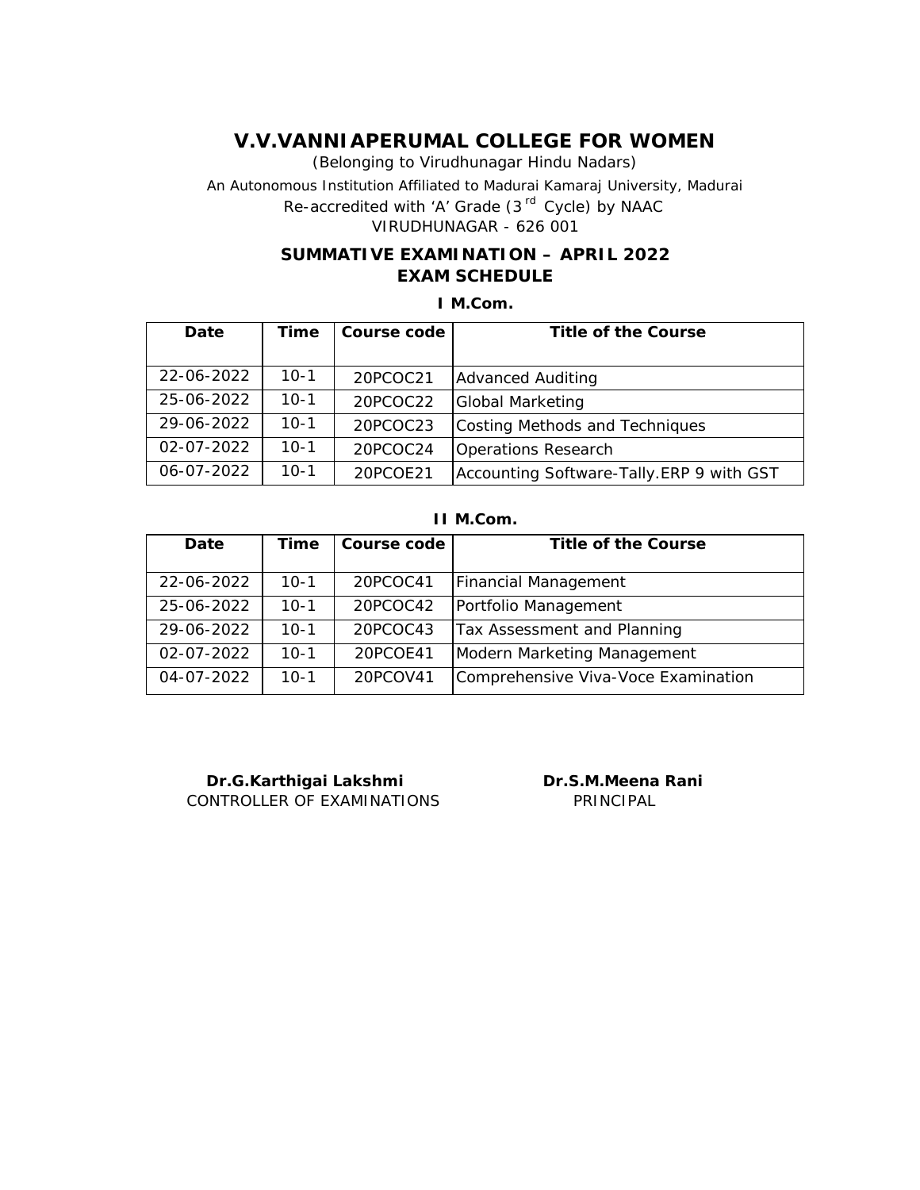# V.V.VANNIAPERUMAL COLLEGE FOR WOMEN

(Belonging to Virudhunagar Hindu Nadars)

An Autonomous Institution Affiliated to Madurai Kamaraj University, Madurai

Re-accredited with 'A' Grade (3rd Cycle) by NAAC

VIRUDHUNAGAR - 626 001

## SUMMATIVE EXAMINATION – APRIL 2022
## EXAM SCHEDULE

### I M.Com.

| Date | Time | Course code | Title of the Course |
|---|---|---|---|
| 22-06-2022 | 10-1 | 20PCOC21 | Advanced Auditing |
| 25-06-2022 | 10-1 | 20PCOC22 | Global Marketing |
| 29-06-2022 | 10-1 | 20PCOC23 | Costing Methods and Techniques |
| 02-07-2022 | 10-1 | 20PCOC24 | Operations Research |
| 06-07-2022 | 10-1 | 20PCOE21 | Accounting Software-Tally.ERP 9 with GST |

### II M.Com.

| Date | Time | Course code | Title of the Course |
|---|---|---|---|
| 22-06-2022 | 10-1 | 20PCOC41 | Financial Management |
| 25-06-2022 | 10-1 | 20PCOC42 | Portfolio Management |
| 29-06-2022 | 10-1 | 20PCOC43 | Tax Assessment and Planning |
| 02-07-2022 | 10-1 | 20PCOE41 | Modern Marketing Management |
| 04-07-2022 | 10-1 | 20PCOV41 | Comprehensive Viva-Voce Examination |

**Dr.G.Karthigai Lakshmi**
CONTROLLER OF EXAMINATIONS

**Dr.S.M.Meena Rani**
PRINCIPAL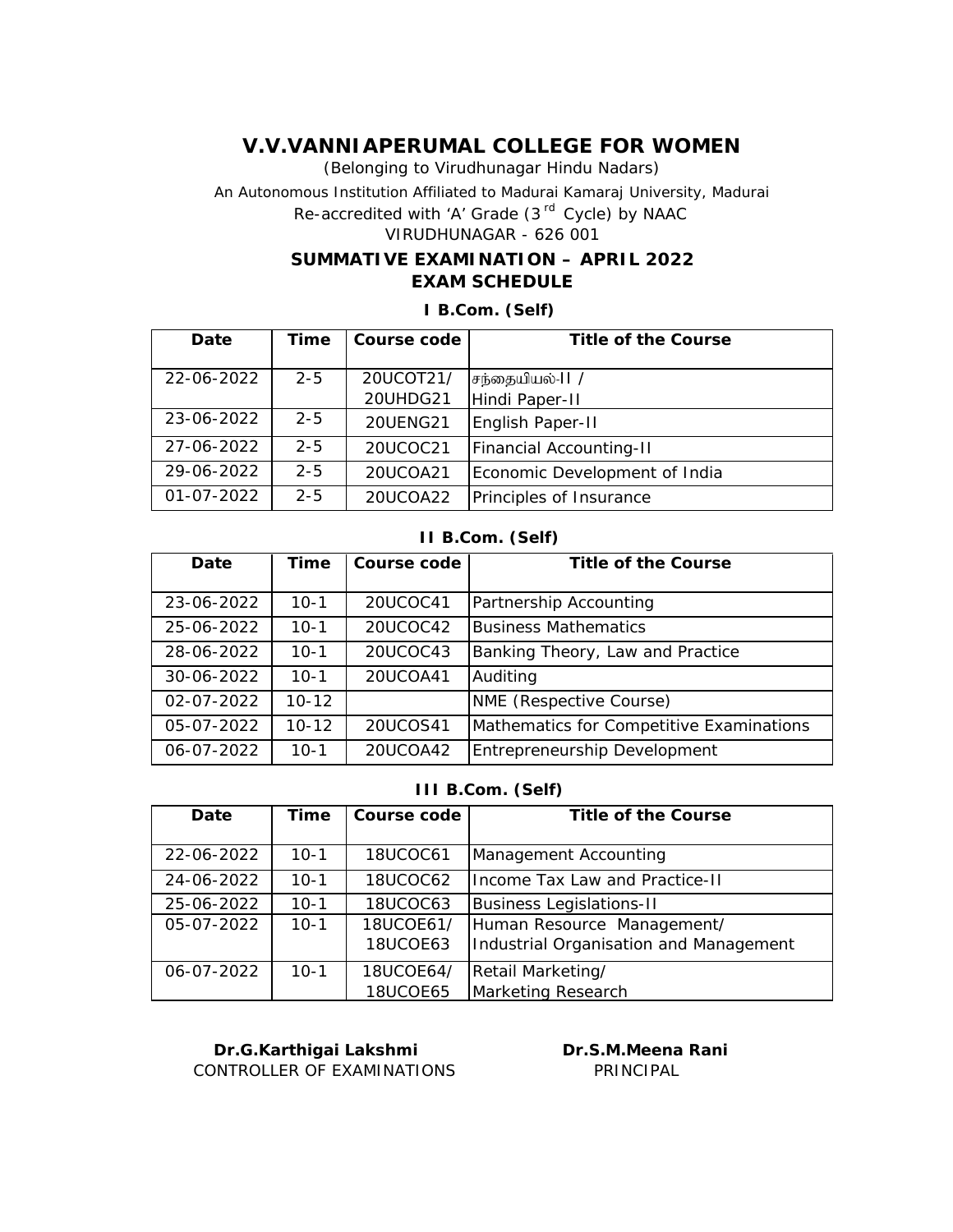# V.V.VANNIAPERUMAL COLLEGE FOR WOMEN

(Belonging to Virudhunagar Hindu Nadars)

An Autonomous Institution Affiliated to Madurai Kamaraj University, Madurai

Re-accredited with 'A' Grade (3[rd] Cycle) by NAAC

VIRUDHUNAGAR - 626 001

## SUMMATIVE EXAMINATION – APRIL 2022
## EXAM SCHEDULE

### I B.Com. (Self)

| Date | Time | Course code | Title of the Course |
|---|---|---|---|
| 22-06-2022 | 2-5 | 20UCOT21/ 20UHDG21 | சந்தையியல்-II / Hindi Paper-II |
| 23-06-2022 | 2-5 | 20UENG21 | English Paper-II |
| 27-06-2022 | 2-5 | 20UCOC21 | Financial Accounting-II |
| 29-06-2022 | 2-5 | 20UCOA21 | Economic Development of India |
| 01-07-2022 | 2-5 | 20UCOA22 | Principles of Insurance |

### II B.Com. (Self)

| Date | Time | Course code | Title of the Course |
|---|---|---|---|
| 23-06-2022 | 10-1 | 20UCOC41 | Partnership Accounting |
| 25-06-2022 | 10-1 | 20UCOC42 | Business Mathematics |
| 28-06-2022 | 10-1 | 20UCOC43 | Banking Theory, Law and Practice |
| 30-06-2022 | 10-1 | 20UCOA41 | Auditing |
| 02-07-2022 | 10-12 | | NME (Respective Course) |
| 05-07-2022 | 10-12 | 20UCOS41 | Mathematics for Competitive Examinations |
| 06-07-2022 | 10-1 | 20UCOA42 | Entrepreneurship Development |

### III B.Com. (Self)

| Date | Time | Course code | Title of the Course |
|---|---|---|---|
| 22-06-2022 | 10-1 | 18UCOC61 | Management Accounting |
| 24-06-2022 | 10-1 | 18UCOC62 | Income Tax Law and Practice-II |
| 25-06-2022 | 10-1 | 18UCOC63 | Business Legislations-II |
| 05-07-2022 | 10-1 | 18UCOE61/ 18UCOE63 | Human Resource Management/ Industrial Organisation and Management |
| 06-07-2022 | 10-1 | 18UCOE64/ 18UCOE65 | Retail Marketing/ Marketing Research |

**Dr.G.Karthigai Lakshmi**
CONTROLLER OF EXAMINATIONS

**Dr.S.M.Meena Rani**
PRINCIPAL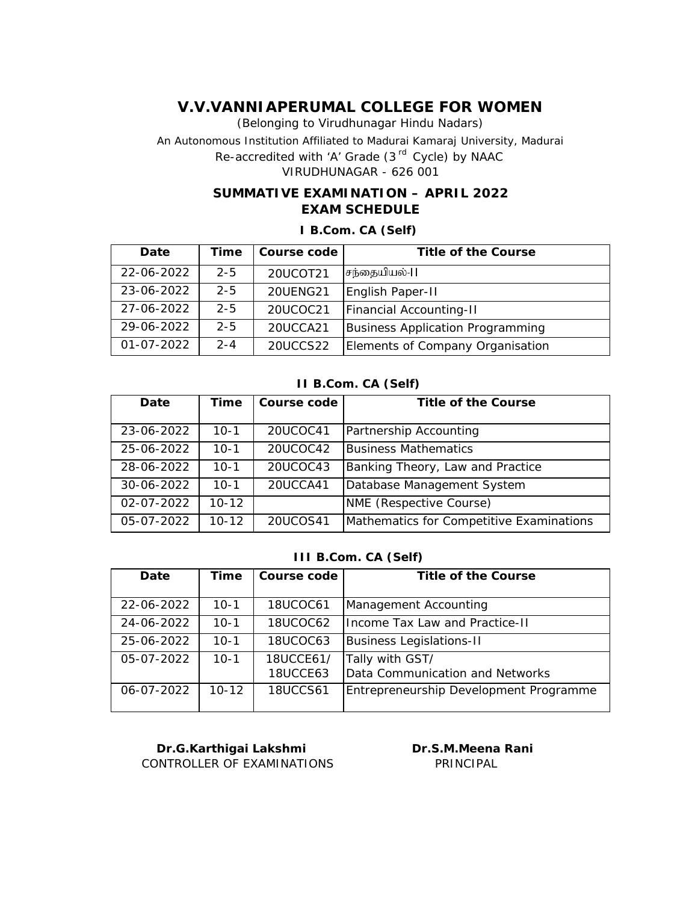# V.V.VANNIAPERUMAL COLLEGE FOR WOMEN

(Belonging to Virudhunagar Hindu Nadars)

An Autonomous Institution Affiliated to Madurai Kamaraj University, Madurai

Re-accredited with 'A' Grade (3rd Cycle) by NAAC

VIRUDHUNAGAR - 626 001

## SUMMATIVE EXAMINATION – APRIL 2022
## EXAM SCHEDULE

### I B.Com. CA (Self)

| Date | Time | Course code | Title of the Course |
|---|---|---|---|
| 22-06-2022 | 2-5 | 20UCOT21 | சந்தையியல்-II |
| 23-06-2022 | 2-5 | 20UENG21 | English Paper-II |
| 27-06-2022 | 2-5 | 20UCOC21 | Financial Accounting-II |
| 29-06-2022 | 2-5 | 20UCCA21 | Business Application Programming |
| 01-07-2022 | 2-4 | 20UCCS22 | Elements of Company Organisation |

### II B.Com. CA (Self)

| Date | Time | Course code | Title of the Course |
|---|---|---|---|
| 23-06-2022 | 10-1 | 20UCOC41 | Partnership Accounting |
| 25-06-2022 | 10-1 | 20UCOC42 | Business Mathematics |
| 28-06-2022 | 10-1 | 20UCOC43 | Banking Theory, Law and Practice |
| 30-06-2022 | 10-1 | 20UCCA41 | Database Management System |
| 02-07-2022 | 10-12 | | NME (Respective Course) |
| 05-07-2022 | 10-12 | 20UCOS41 | Mathematics for Competitive Examinations |

### III B.Com. CA (Self)

| Date | Time | Course code | Title of the Course |
|---|---|---|---|
| 22-06-2022 | 10-1 | 18UCOC61 | Management Accounting |
| 24-06-2022 | 10-1 | 18UCOC62 | Income Tax Law and Practice-II |
| 25-06-2022 | 10-1 | 18UCOC63 | Business Legislations-II |
| 05-07-2022 | 10-1 | 18UCCE61/ 18UCCE63 | Tally with GST/ Data Communication and Networks |
| 06-07-2022 | 10-12 | 18UCCS61 | Entrepreneurship Development Programme |

**Dr.G.Karthigai Lakshmi**
CONTROLLER OF EXAMINATIONS

**Dr.S.M.Meena Rani**
PRINCIPAL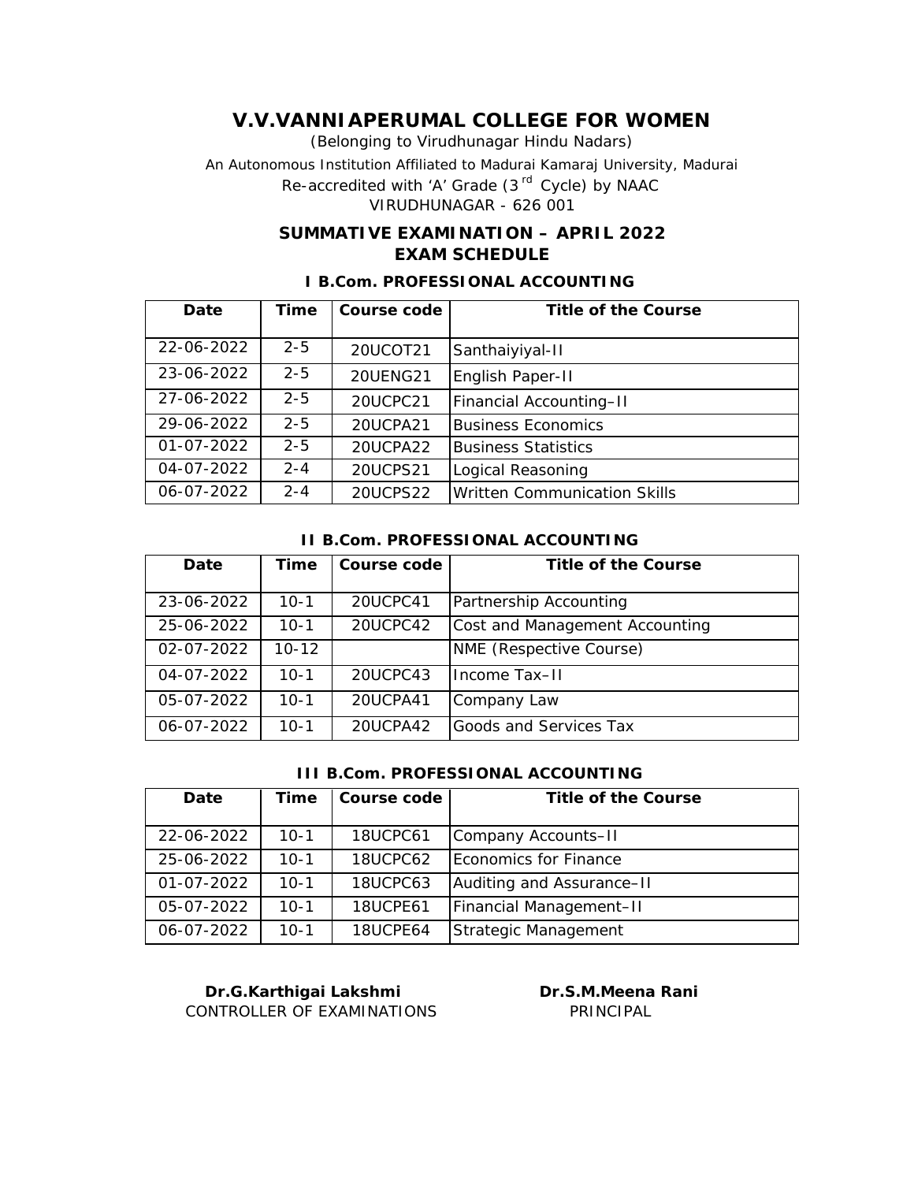# V.V.VANNIAPERUMAL COLLEGE FOR WOMEN

(Belonging to Virudhunagar Hindu Nadars)

An Autonomous Institution Affiliated to Madurai Kamaraj University, Madurai

Re-accredited with 'A' Grade (3rd Cycle) by NAAC

VIRUDHUNAGAR - 626 001

## SUMMATIVE EXAMINATION – APRIL 2022
## EXAM SCHEDULE

### I B.Com. PROFESSIONAL ACCOUNTING

| Date | Time | Course code | Title of the Course |
|---|---|---|---|
| 22-06-2022 | 2-5 | 20UCOT21 | Santhaiyiyal-II |
| 23-06-2022 | 2-5 | 20UENG21 | English Paper-II |
| 27-06-2022 | 2-5 | 20UCPC21 | Financial Accounting–II |
| 29-06-2022 | 2-5 | 20UCPA21 | Business Economics |
| 01-07-2022 | 2-5 | 20UCPA22 | Business Statistics |
| 04-07-2022 | 2-4 | 20UCPS21 | Logical Reasoning |
| 06-07-2022 | 2-4 | 20UCPS22 | Written Communication Skills |

### II B.Com. PROFESSIONAL ACCOUNTING

| Date | Time | Course code | Title of the Course |
|---|---|---|---|
| 23-06-2022 | 10-1 | 20UCPC41 | Partnership Accounting |
| 25-06-2022 | 10-1 | 20UCPC42 | Cost and Management Accounting |
| 02-07-2022 | 10-12 | | NME (Respective Course) |
| 04-07-2022 | 10-1 | 20UCPC43 | Income Tax–II |
| 05-07-2022 | 10-1 | 20UCPA41 | Company Law |
| 06-07-2022 | 10-1 | 20UCPA42 | Goods and Services Tax |

### III B.Com. PROFESSIONAL ACCOUNTING

| Date | Time | Course code | Title of the Course |
|---|---|---|---|
| 22-06-2022 | 10-1 | 18UCPC61 | Company Accounts–II |
| 25-06-2022 | 10-1 | 18UCPC62 | Economics for Finance |
| 01-07-2022 | 10-1 | 18UCPC63 | Auditing and Assurance–II |
| 05-07-2022 | 10-1 | 18UCPE61 | Financial Management–II |
| 06-07-2022 | 10-1 | 18UCPE64 | Strategic Management |

**Dr.G.Karthigai Lakshmi**
CONTROLLER OF EXAMINATIONS

**Dr.S.M.Meena Rani**
PRINCIPAL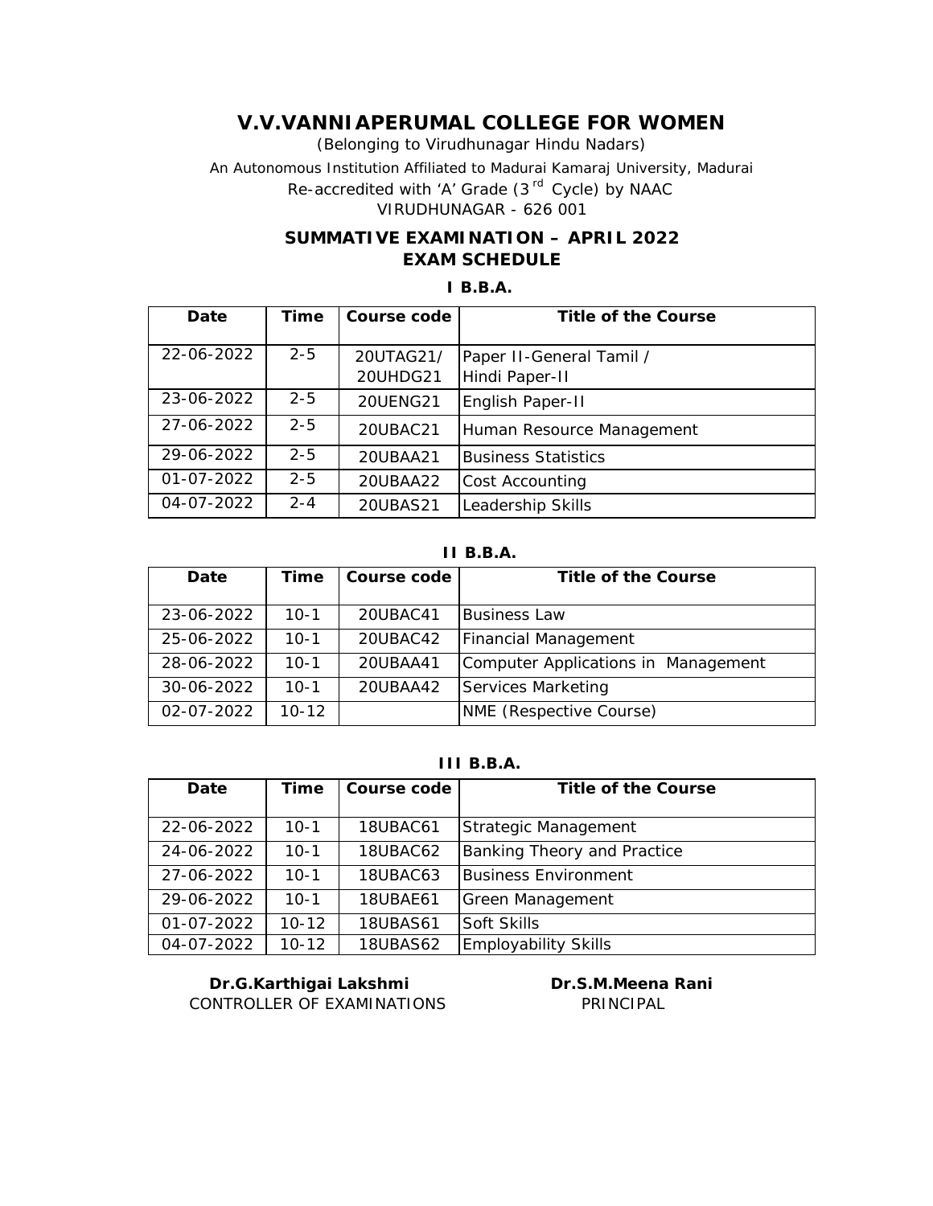# V.V.VANNIAPERUMAL COLLEGE FOR WOMEN

(Belonging to Virudhunagar Hindu Nadars)

An Autonomous Institution Affiliated to Madurai Kamaraj University, Madurai

Re-accredited with 'A' Grade (3[rd] Cycle) by NAAC

VIRUDHUNAGAR - 626 001

## SUMMATIVE EXAMINATION – APRIL 2022
## EXAM SCHEDULE

### I B.B.A.

| Date | Time | Course code | Title of the Course |
|---|---|---|---|
| 22-06-2022 | 2-5 | 20UTAG21/ 20UHDG21 | Paper II-General Tamil / Hindi Paper-II |
| 23-06-2022 | 2-5 | 20UENG21 | English Paper-II |
| 27-06-2022 | 2-5 | 20UBAC21 | Human Resource Management |
| 29-06-2022 | 2-5 | 20UBAA21 | Business Statistics |
| 01-07-2022 | 2-5 | 20UBAA22 | Cost Accounting |
| 04-07-2022 | 2-4 | 20UBAS21 | Leadership Skills |

### II B.B.A.

| Date | Time | Course code | Title of the Course |
|---|---|---|---|
| 23-06-2022 | 10-1 | 20UBAC41 | Business Law |
| 25-06-2022 | 10-1 | 20UBAC42 | Financial Management |
| 28-06-2022 | 10-1 | 20UBAA41 | Computer Applications in Management |
| 30-06-2022 | 10-1 | 20UBAA42 | Services Marketing |
| 02-07-2022 | 10-12 | | NME (Respective Course) |

### III B.B.A.

| Date | Time | Course code | Title of the Course |
|---|---|---|---|
| 22-06-2022 | 10-1 | 18UBAC61 | Strategic Management |
| 24-06-2022 | 10-1 | 18UBAC62 | Banking Theory and Practice |
| 27-06-2022 | 10-1 | 18UBAC63 | Business Environment |
| 29-06-2022 | 10-1 | 18UBAE61 | Green Management |
| 01-07-2022 | 10-12 | 18UBAS61 | Soft Skills |
| 04-07-2022 | 10-12 | 18UBAS62 | Employability Skills |

**Dr.G.Karthigai Lakshmi**
CONTROLLER OF EXAMINATIONS

**Dr.S.M.Meena Rani**
PRINCIPAL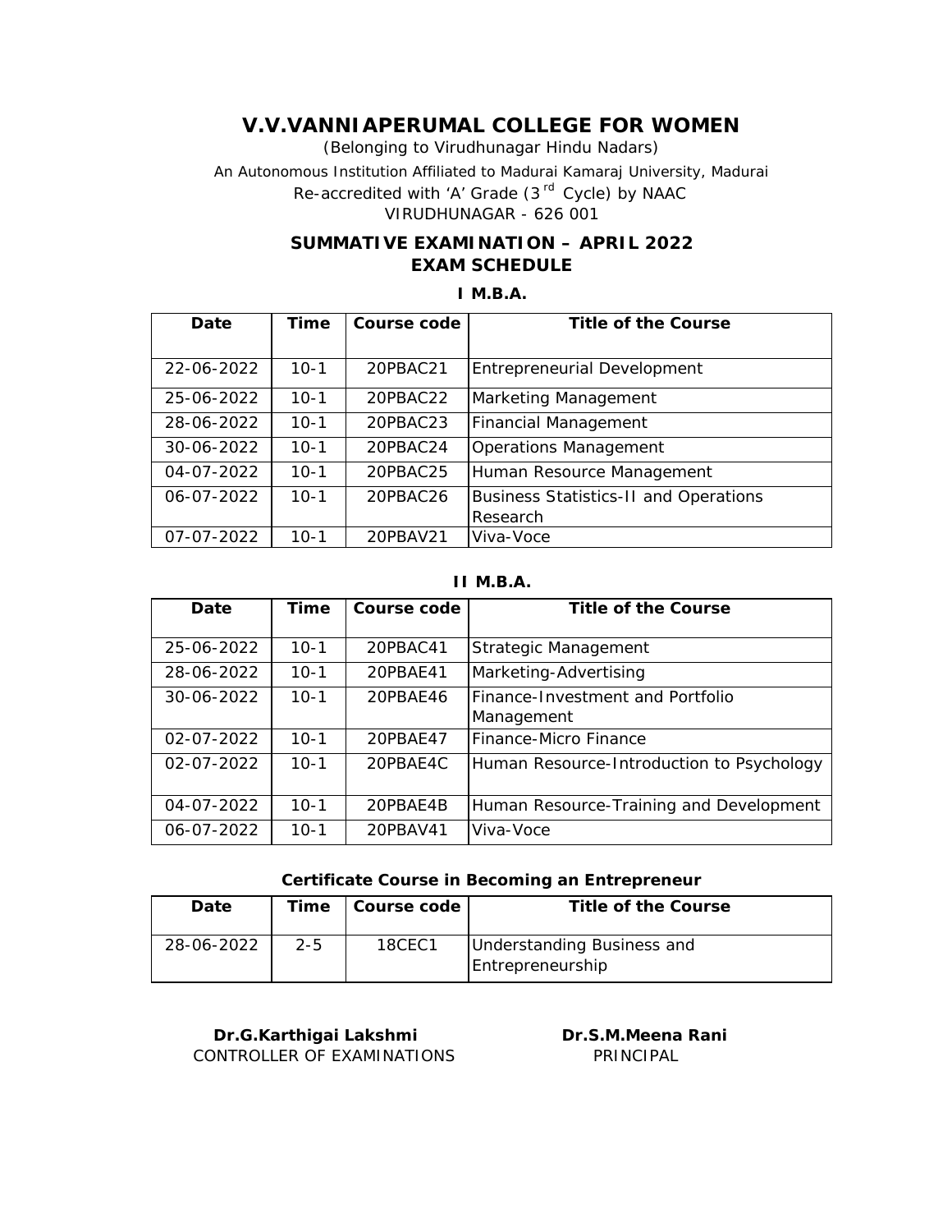# V.V.VANNIAPERUMAL COLLEGE FOR WOMEN

(Belonging to Virudhunagar Hindu Nadars)

An Autonomous Institution Affiliated to Madurai Kamaraj University, Madurai

Re-accredited with 'A' Grade (3rd Cycle) by NAAC

VIRUDHUNAGAR - 626 001

## SUMMATIVE EXAMINATION – APRIL 2022
## EXAM SCHEDULE

### I M.B.A.

| Date | Time | Course code | Title of the Course |
|---|---|---|---|
| 22-06-2022 | 10-1 | 20PBAC21 | Entrepreneurial Development |
| 25-06-2022 | 10-1 | 20PBAC22 | Marketing Management |
| 28-06-2022 | 10-1 | 20PBAC23 | Financial Management |
| 30-06-2022 | 10-1 | 20PBAC24 | Operations Management |
| 04-07-2022 | 10-1 | 20PBAC25 | Human Resource Management |
| 06-07-2022 | 10-1 | 20PBAC26 | Business Statistics-II and Operations Research |
| 07-07-2022 | 10-1 | 20PBAV21 | Viva-Voce |

### II M.B.A.

| Date | Time | Course code | Title of the Course |
|---|---|---|---|
| 25-06-2022 | 10-1 | 20PBAC41 | Strategic Management |
| 28-06-2022 | 10-1 | 20PBAE41 | Marketing-Advertising |
| 30-06-2022 | 10-1 | 20PBAE46 | Finance-Investment and Portfolio Management |
| 02-07-2022 | 10-1 | 20PBAE47 | Finance-Micro Finance |
| 02-07-2022 | 10-1 | 20PBAE4C | Human Resource-Introduction to Psychology |
| 04-07-2022 | 10-1 | 20PBAE4B | Human Resource-Training and Development |
| 06-07-2022 | 10-1 | 20PBAV41 | Viva-Voce |

### Certificate Course in Becoming an Entrepreneur

| Date | Time | Course code | Title of the Course |
|---|---|---|---|
| 28-06-2022 | 2-5 | 18CEC1 | Understanding Business and Entrepreneurship |

**Dr.G.Karthigai Lakshmi**
CONTROLLER OF EXAMINATIONS

**Dr.S.M.Meena Rani**
PRINCIPAL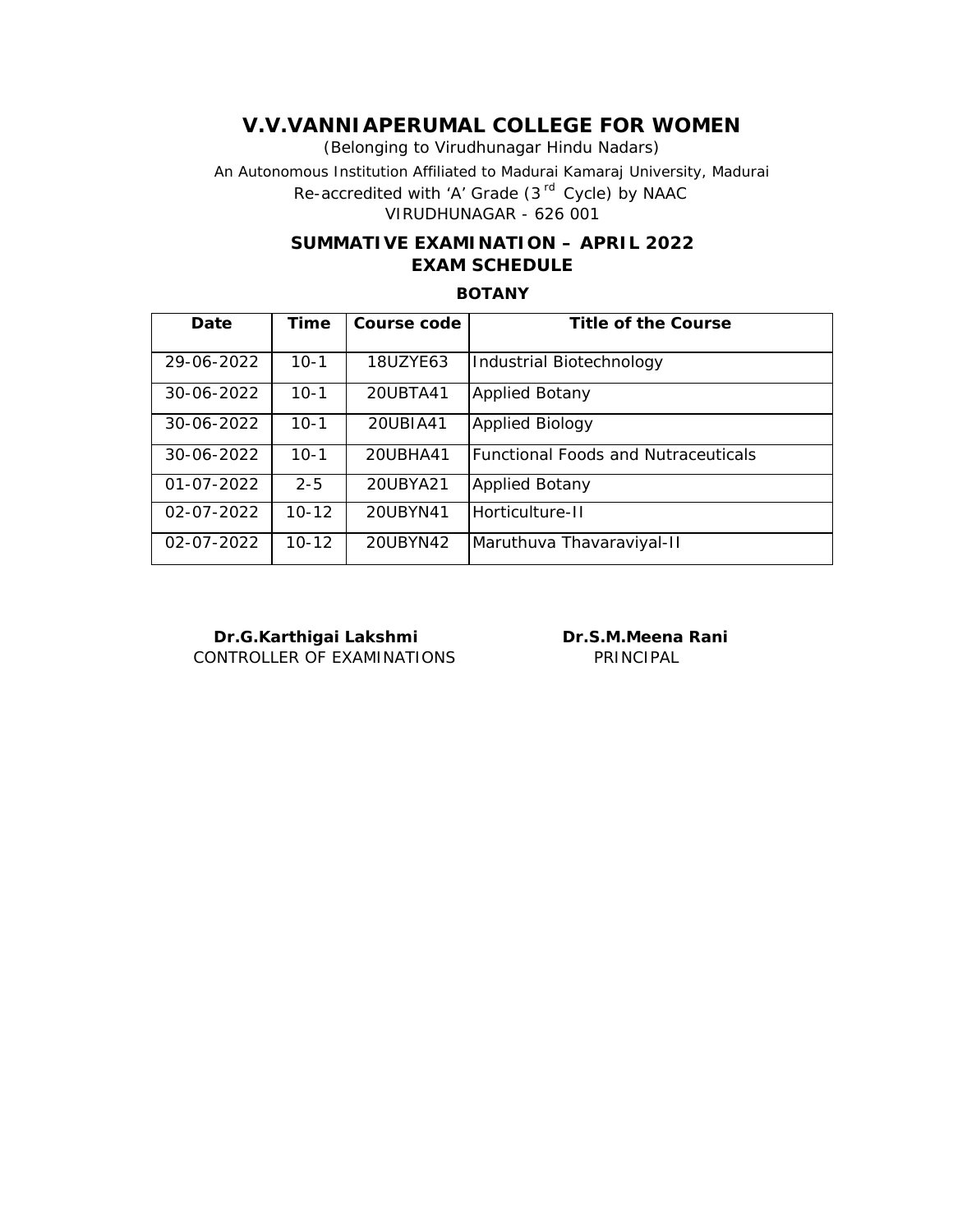# V.V.VANNIAPERUMAL COLLEGE FOR WOMEN

(Belonging to Virudhunagar Hindu Nadars)

An Autonomous Institution Affiliated to Madurai Kamaraj University, Madurai

Re-accredited with 'A' Grade ($3^{rd}$ Cycle) by NAAC

VIRUDHUNAGAR - 626 001

## SUMMATIVE EXAMINATION – APRIL 2022
## EXAM SCHEDULE

### BOTANY

| Date | Time | Course code | Title of the Course |
|---|---|---|---|
| 29-06-2022 | 10-1 | 18UZYE63 | Industrial Biotechnology |
| 30-06-2022 | 10-1 | 20UBTA41 | Applied Botany |
| 30-06-2022 | 10-1 | 20UBIA41 | Applied Biology |
| 30-06-2022 | 10-1 | 20UBHA41 | Functional Foods and Nutraceuticals |
| 01-07-2022 | 2-5 | 20UBYA21 | Applied Botany |
| 02-07-2022 | 10-12 | 20UBYN41 | Horticulture-II |
| 02-07-2022 | 10-12 | 20UBYN42 | Maruthuva Thavaraviyal-II |

**Dr.G.Karthigai Lakshmi**
CONTROLLER OF EXAMINATIONS

**Dr.S.M.Meena Rani**
PRINCIPAL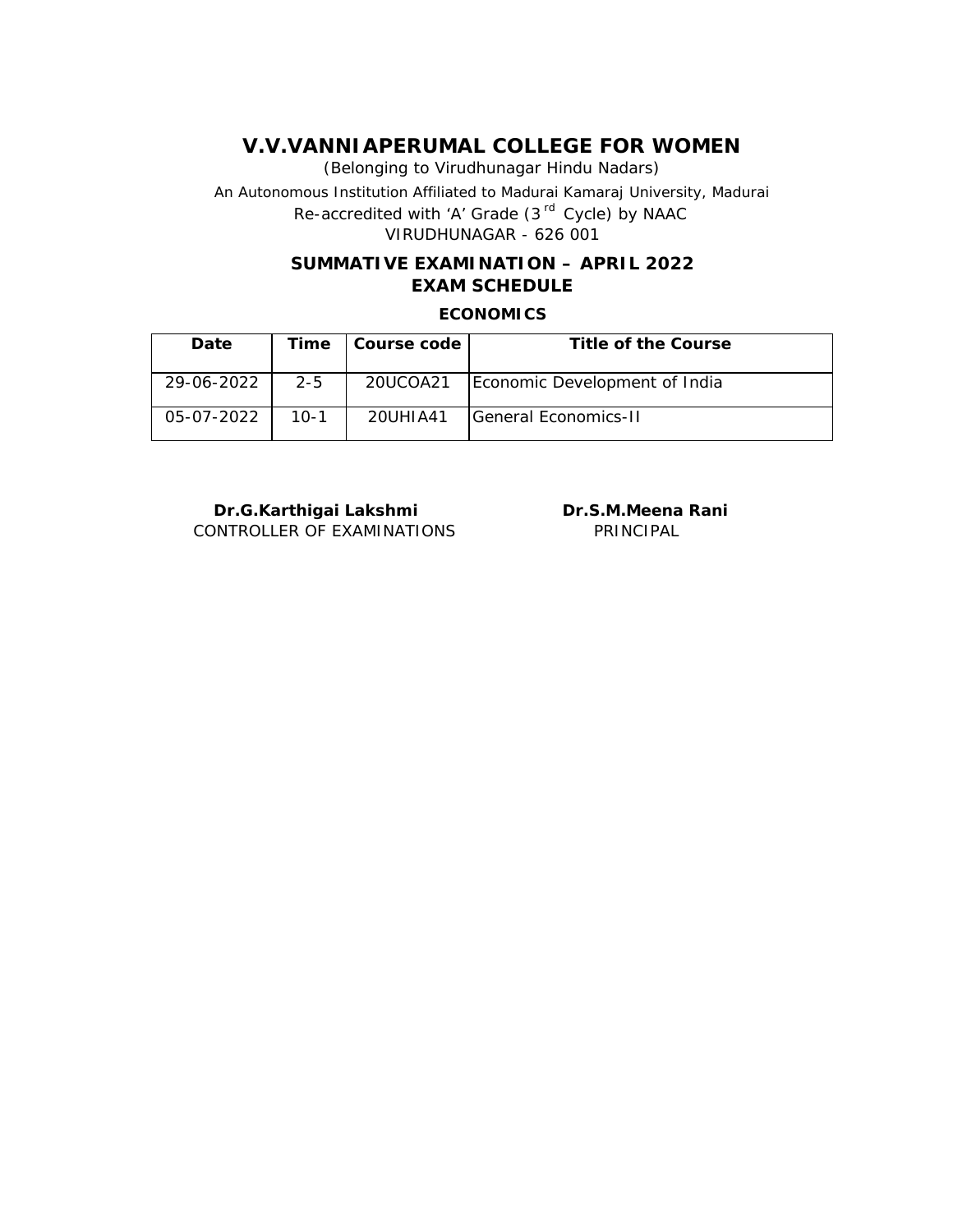# V.V.VANNIAPERUMAL COLLEGE FOR WOMEN

(Belonging to Virudhunagar Hindu Nadars)

An Autonomous Institution Affiliated to Madurai Kamaraj University, Madurai

Re-accredited with 'A' Grade (3rd Cycle) by NAAC

VIRUDHUNAGAR - 626 001

## SUMMATIVE EXAMINATION – APRIL 2022
## EXAM SCHEDULE

### ECONOMICS

| Date | Time | Course code | Title of the Course |
|---|---|---|---|
| 29-06-2022 | 2-5 | 20UCOA21 | Economic Development of India |
| 05-07-2022 | 10-1 | 20UHIA41 | General Economics-II |

**Dr.G.Karthigai Lakshmi**
CONTROLLER OF EXAMINATIONS

**Dr.S.M.Meena Rani**
PRINCIPAL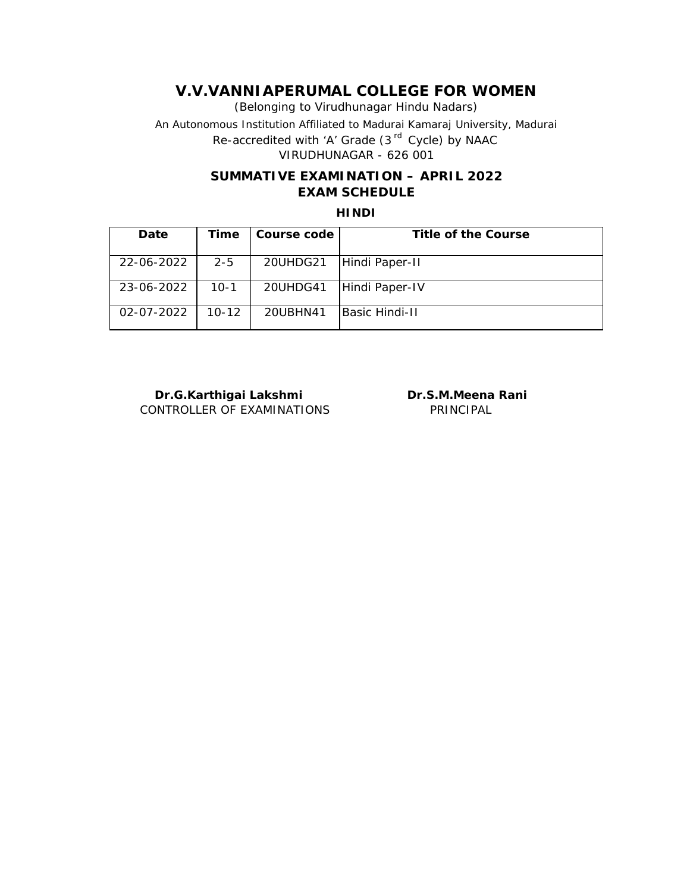# V.V.VANNIAPERUMAL COLLEGE FOR WOMEN

(Belonging to Virudhunagar Hindu Nadars)

An Autonomous Institution Affiliated to Madurai Kamaraj University, Madurai

Re-accredited with 'A' Grade (3rd Cycle) by NAAC

VIRUDHUNAGAR - 626 001

## SUMMATIVE EXAMINATION – APRIL 2022
## EXAM SCHEDULE

### HINDI

| Date | Time | Course code | Title of the Course |
|---|---|---|---|
| 22-06-2022 | 2-5 | 20UHDG21 | Hindi Paper-II |
| 23-06-2022 | 10-1 | 20UHDG41 | Hindi Paper-IV |
| 02-07-2022 | 10-12 | 20UBHN41 | Basic Hindi-II |

**Dr.G.Karthigai Lakshmi**
CONTROLLER OF EXAMINATIONS

**Dr.S.M.Meena Rani**
PRINCIPAL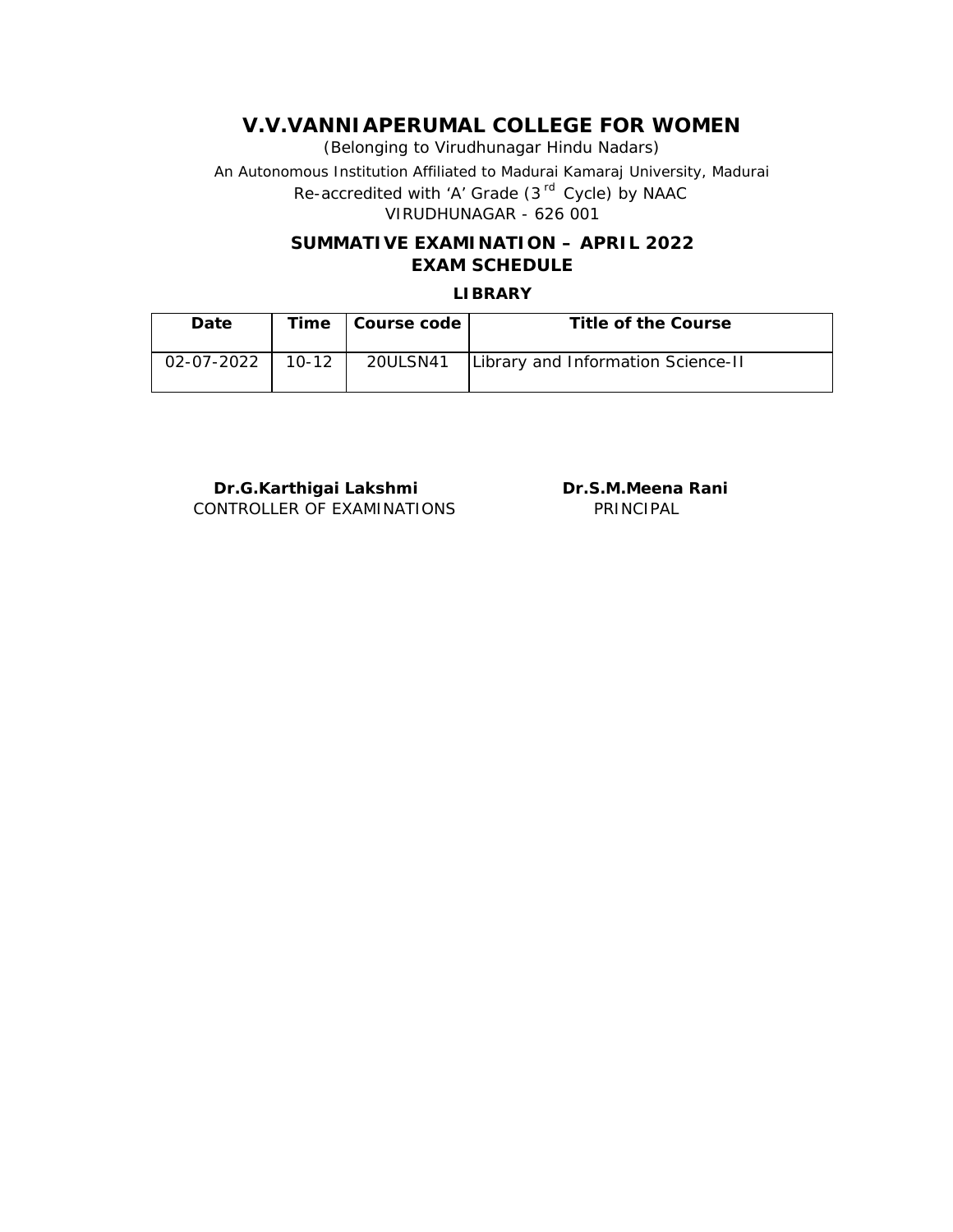# V.V.VANNIAPERUMAL COLLEGE FOR WOMEN

(Belonging to Virudhunagar Hindu Nadars)

An Autonomous Institution Affiliated to Madurai Kamaraj University, Madurai

Re-accredited with 'A' Grade (3rd Cycle) by NAAC

VIRUDHUNAGAR - 626 001

## SUMMATIVE EXAMINATION – APRIL 2022
## EXAM SCHEDULE

### LIBRARY

| Date | Time | Course code | Title of the Course |
|---|---|---|---|
| 02-07-2022 | 10-12 | 20ULSN41 | Library and Information Science-II |

**Dr.G.Karthigai Lakshmi**
CONTROLLER OF EXAMINATIONS

**Dr.S.M.Meena Rani**
PRINCIPAL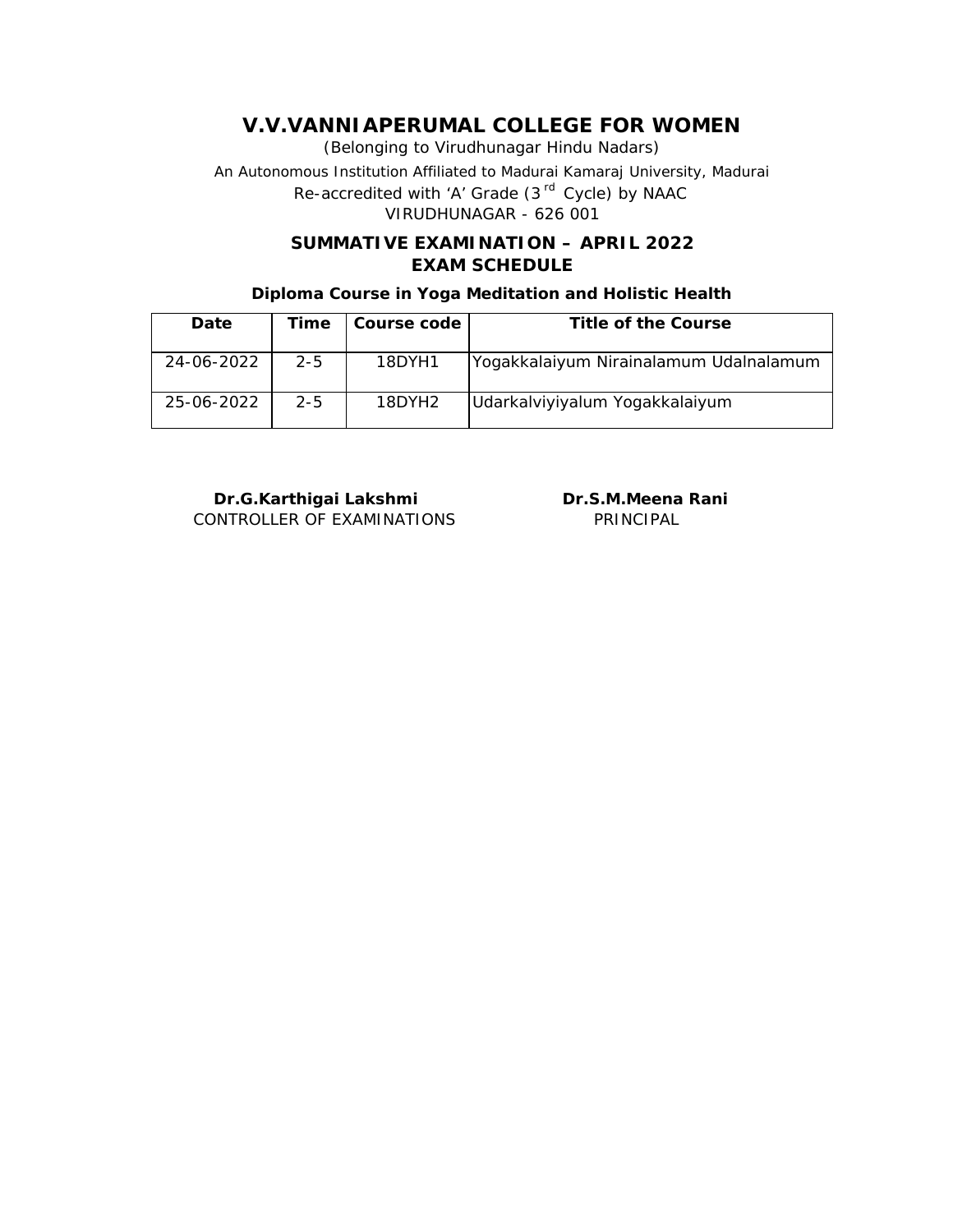# V.V.VANNIAPERUMAL COLLEGE FOR WOMEN

(Belonging to Virudhunagar Hindu Nadars)

An Autonomous Institution Affiliated to Madurai Kamaraj University, Madurai

Re-accredited with 'A' Grade (3rd Cycle) by NAAC

VIRUDHUNAGAR - 626 001

## SUMMATIVE EXAMINATION – APRIL 2022
## EXAM SCHEDULE

### Diploma Course in Yoga Meditation and Holistic Health

| Date | Time | Course code | Title of the Course |
|---|---|---|---|
| 24-06-2022 | 2-5 | 18DYH1 | Yogakkalaiyum Nirainalamum Udalnalamum |
| 25-06-2022 | 2-5 | 18DYH2 | Udarkalviyiyalum Yogakkalaiyum |

**Dr.G.Karthigai Lakshmi**
CONTROLLER OF EXAMINATIONS

**Dr.S.M.Meena Rani**
PRINCIPAL